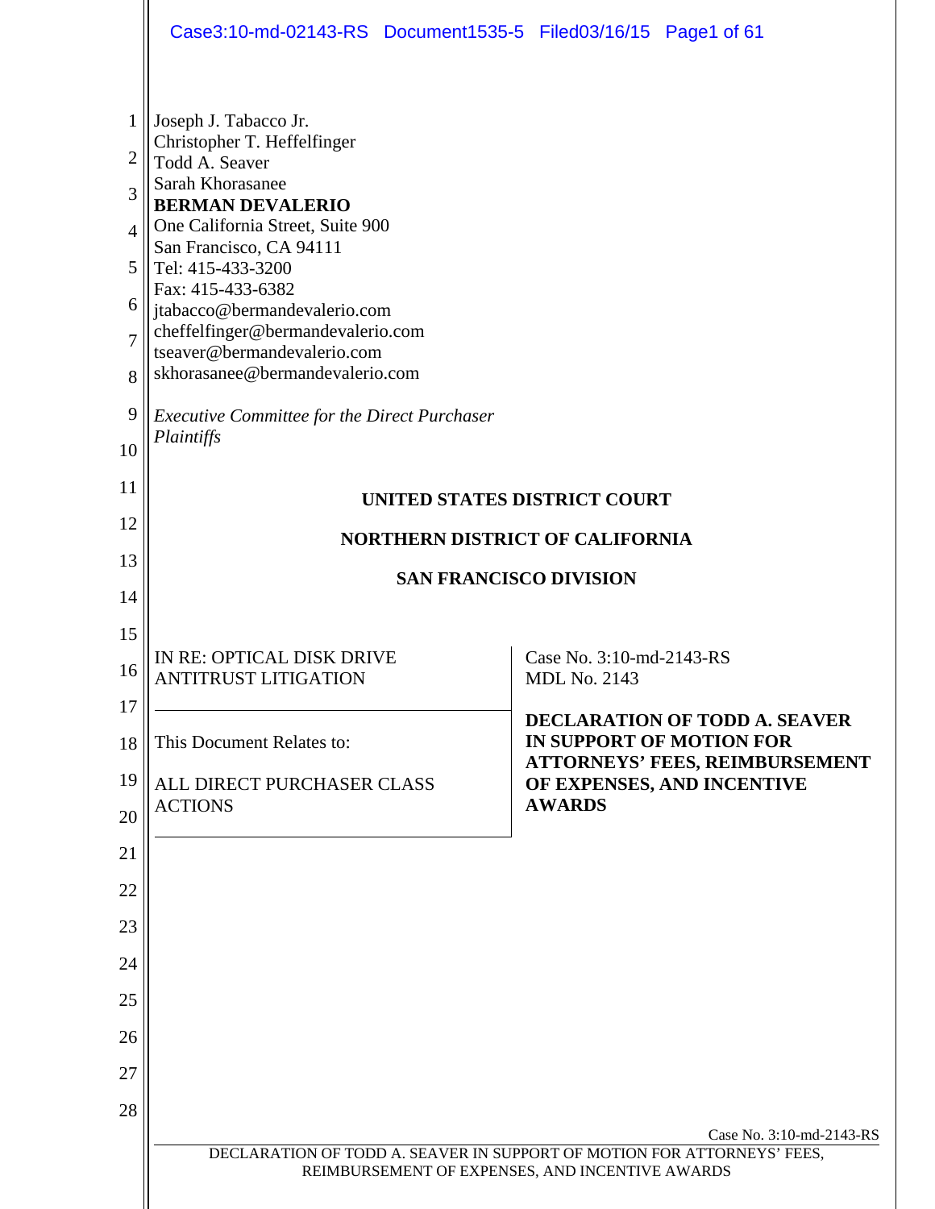Joseph J. Tabacco Jr.
Christopher T. Heffelfinger
Todd A. Seaver
Sarah Khorasanee
**BERMAN DEVALERIO**
One California Street, Suite 900
San Francisco, CA 94111
Tel: 415-433-3200
Fax: 415-433-6382
jtabacco@bermandevalerio.com
cheffelfinger@bermandevalerio.com
tseaver@bermandevalerio.com
skhorasanee@bermandevalerio.com

*Executive Committee for the Direct Purchaser Plaintiffs*

**UNITED STATES DISTRICT COURT**

**NORTHERN DISTRICT OF CALIFORNIA**

**SAN FRANCISCO DIVISION**

| | |
|---|---|
| IN RE: OPTICAL DISK DRIVE ANTITRUST LITIGATION | Case No. 3:10-md-2143-RS<br>MDL No. 2143 |
| This Document Relates to:<br><br>ALL DIRECT PURCHASER CLASS ACTIONS | **DECLARATION OF TODD A. SEAVER IN SUPPORT OF MOTION FOR ATTORNEYS' FEES, REIMBURSEMENT OF EXPENSES, AND INCENTIVE AWARDS** |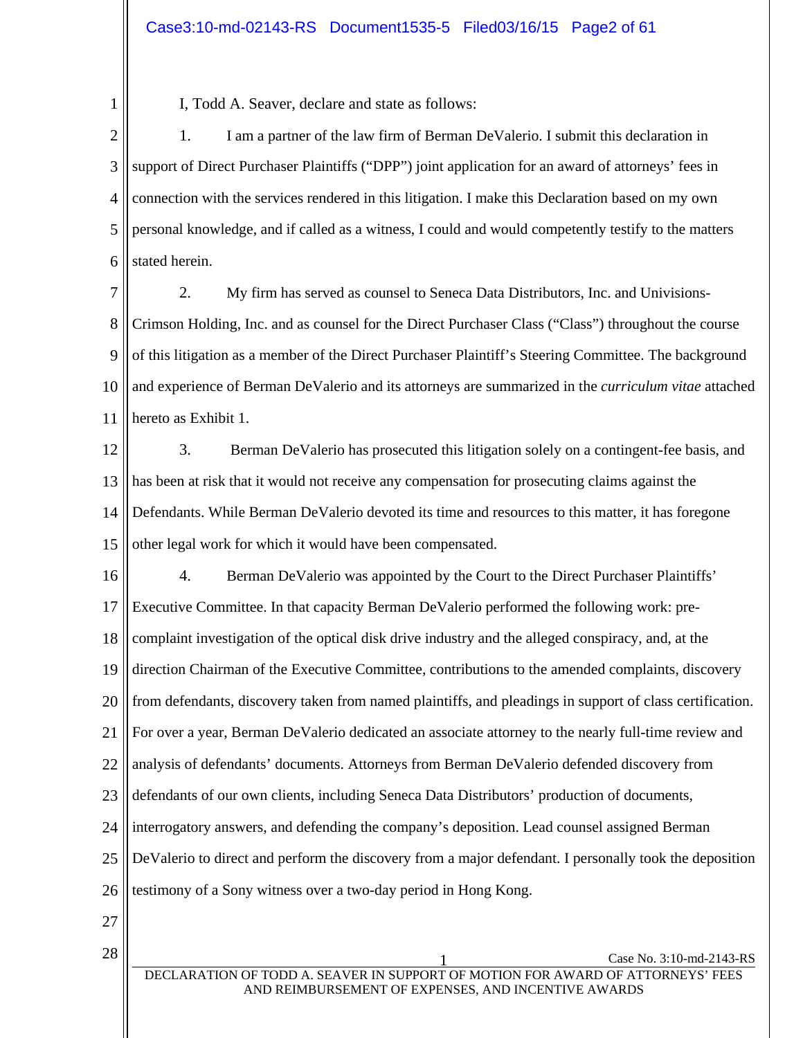I, Todd A. Seaver, declare and state as follows:

1. I am a partner of the law firm of Berman DeValerio. I submit this declaration in support of Direct Purchaser Plaintiffs ("DPP") joint application for an award of attorneys' fees in connection with the services rendered in this litigation. I make this Declaration based on my own personal knowledge, and if called as a witness, I could and would competently testify to the matters stated herein.

2. My firm has served as counsel to Seneca Data Distributors, Inc. and Univisions-Crimson Holding, Inc. and as counsel for the Direct Purchaser Class ("Class") throughout the course of this litigation as a member of the Direct Purchaser Plaintiff's Steering Committee. The background and experience of Berman DeValerio and its attorneys are summarized in the *curriculum vitae* attached hereto as Exhibit 1.

3. Berman DeValerio has prosecuted this litigation solely on a contingent-fee basis, and has been at risk that it would not receive any compensation for prosecuting claims against the Defendants. While Berman DeValerio devoted its time and resources to this matter, it has foregone other legal work for which it would have been compensated.

4. Berman DeValerio was appointed by the Court to the Direct Purchaser Plaintiffs' Executive Committee. In that capacity Berman DeValerio performed the following work: pre-complaint investigation of the optical disk drive industry and the alleged conspiracy, and, at the direction Chairman of the Executive Committee, contributions to the amended complaints, discovery from defendants, discovery taken from named plaintiffs, and pleadings in support of class certification. For over a year, Berman DeValerio dedicated an associate attorney to the nearly full-time review and analysis of defendants' documents. Attorneys from Berman DeValerio defended discovery from defendants of our own clients, including Seneca Data Distributors' production of documents, interrogatory answers, and defending the company's deposition. Lead counsel assigned Berman DeValerio to direct and perform the discovery from a major defendant. I personally took the deposition testimony of a Sony witness over a two-day period in Hong Kong.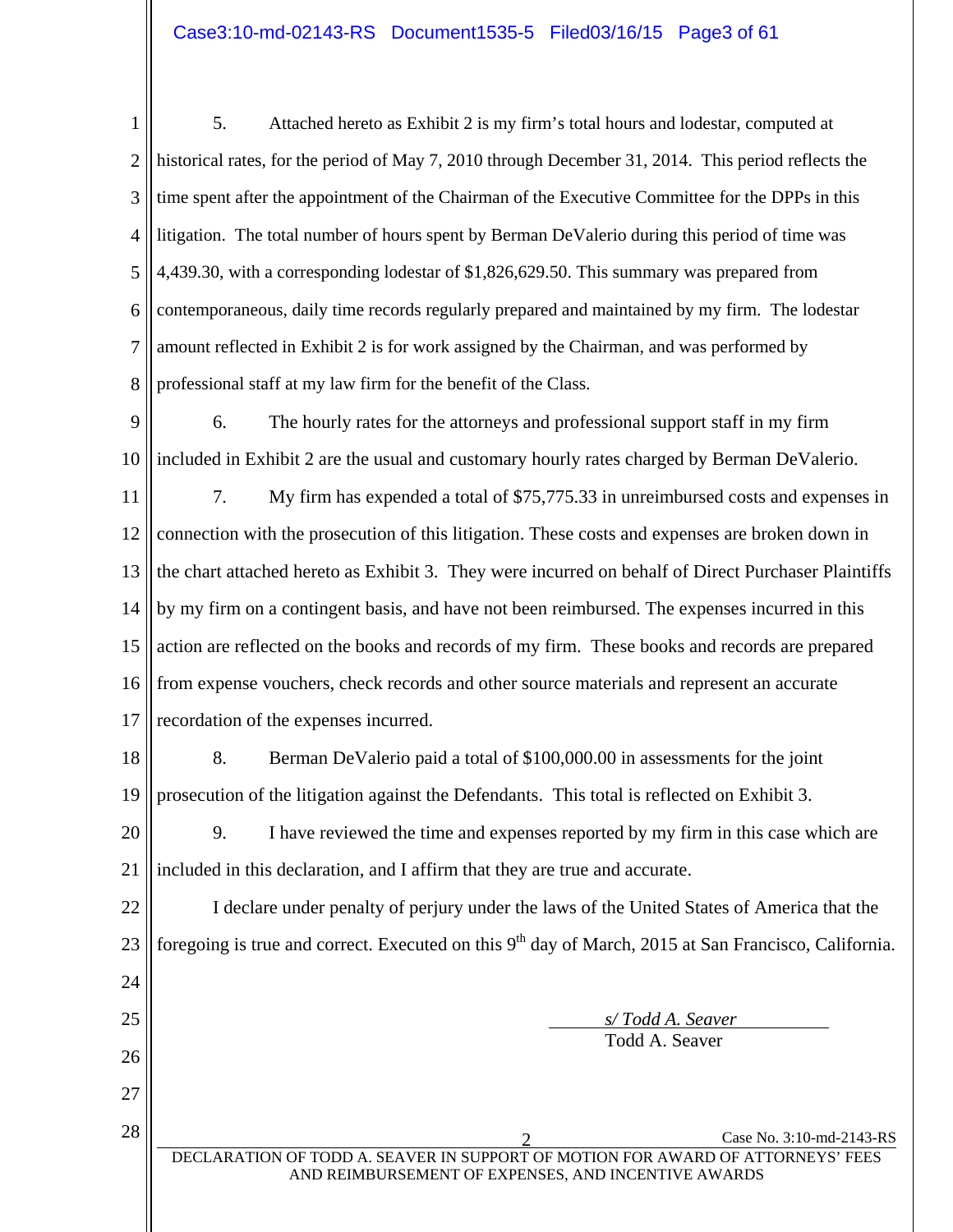5. Attached hereto as Exhibit 2 is my firm's total hours and lodestar, computed at historical rates, for the period of May 7, 2010 through December 31, 2014. This period reflects the time spent after the appointment of the Chairman of the Executive Committee for the DPPs in this litigation. The total number of hours spent by Berman DeValerio during this period of time was 4,439.30, with a corresponding lodestar of $1,826,629.50. This summary was prepared from contemporaneous, daily time records regularly prepared and maintained by my firm. The lodestar amount reflected in Exhibit 2 is for work assigned by the Chairman, and was performed by professional staff at my law firm for the benefit of the Class.

6. The hourly rates for the attorneys and professional support staff in my firm included in Exhibit 2 are the usual and customary hourly rates charged by Berman DeValerio.

7. My firm has expended a total of $75,775.33 in unreimbursed costs and expenses in connection with the prosecution of this litigation. These costs and expenses are broken down in the chart attached hereto as Exhibit 3. They were incurred on behalf of Direct Purchaser Plaintiffs by my firm on a contingent basis, and have not been reimbursed. The expenses incurred in this action are reflected on the books and records of my firm. These books and records are prepared from expense vouchers, check records and other source materials and represent an accurate recordation of the expenses incurred.

8. Berman DeValerio paid a total of $100,000.00 in assessments for the joint prosecution of the litigation against the Defendants. This total is reflected on Exhibit 3.

9. I have reviewed the time and expenses reported by my firm in this case which are included in this declaration, and I affirm that they are true and accurate.

I declare under penalty of perjury under the laws of the United States of America that the foregoing is true and correct. Executed on this 9th day of March, 2015 at San Francisco, California.

*s/ Todd A. Seaver*
Todd A. Seaver

Case No. 3:10-md-2143-RS

DECLARATION OF TODD A. SEAVER IN SUPPORT OF MOTION FOR AWARD OF ATTORNEYS' FEES AND REIMBURSEMENT OF EXPENSES, AND INCENTIVE AWARDS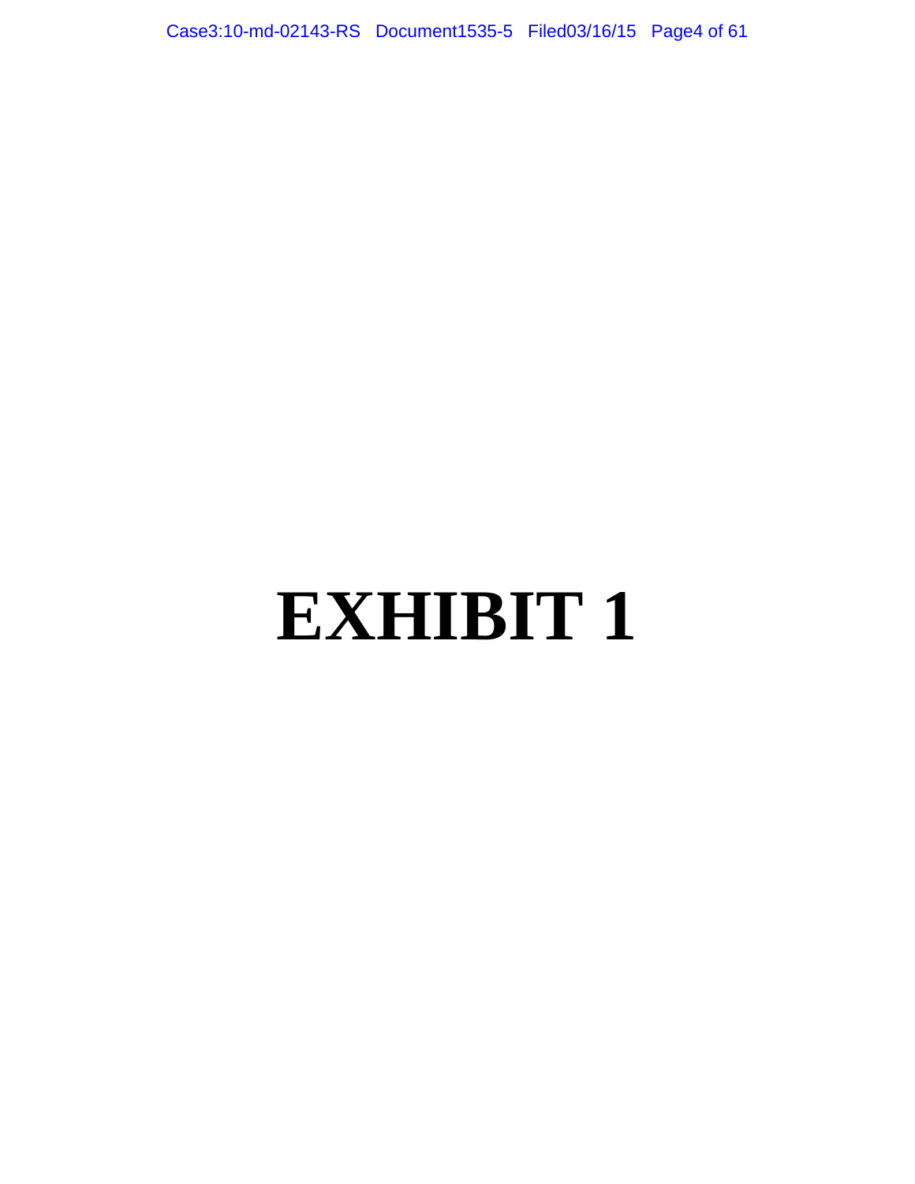# EXHIBIT 1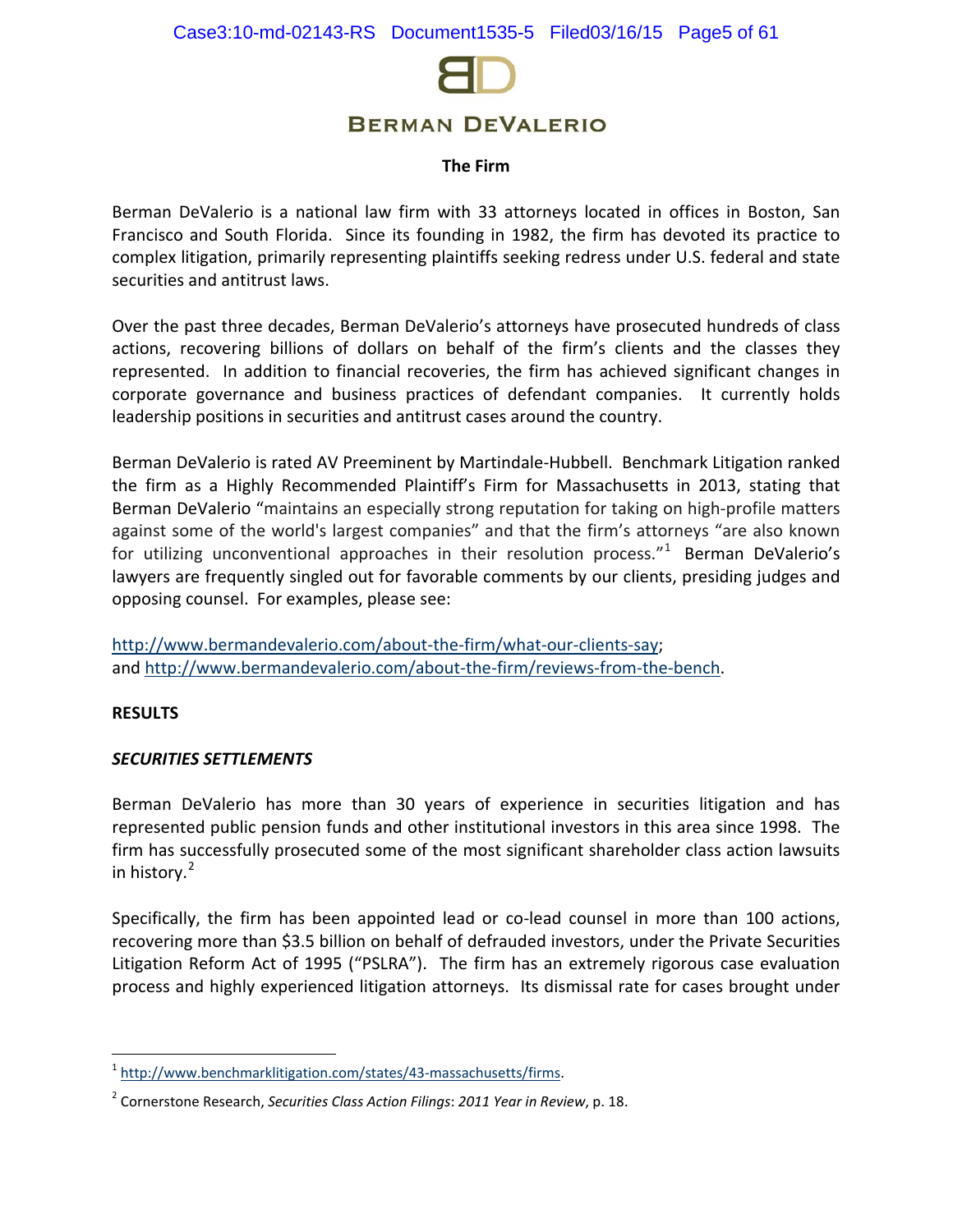# BERMAN DEVALERIO

**The Firm**

Berman DeValerio is a national law firm with 33 attorneys located in offices in Boston, San Francisco and South Florida. Since its founding in 1982, the firm has devoted its practice to complex litigation, primarily representing plaintiffs seeking redress under U.S. federal and state securities and antitrust laws.

Over the past three decades, Berman DeValerio's attorneys have prosecuted hundreds of class actions, recovering billions of dollars on behalf of the firm's clients and the classes they represented. In addition to financial recoveries, the firm has achieved significant changes in corporate governance and business practices of defendant companies. It currently holds leadership positions in securities and antitrust cases around the country.

Berman DeValerio is rated AV Preeminent by Martindale-Hubbell. Benchmark Litigation ranked the firm as a Highly Recommended Plaintiff's Firm for Massachusetts in 2013, stating that Berman DeValerio "maintains an especially strong reputation for taking on high-profile matters against some of the world's largest companies" and that the firm's attorneys "are also known for utilizing unconventional approaches in their resolution process."[1] Berman DeValerio's lawyers are frequently singled out for favorable comments by our clients, presiding judges and opposing counsel. For examples, please see:

http://www.bermandevalerio.com/about-the-firm/what-our-clients-say;
and http://www.bermandevalerio.com/about-the-firm/reviews-from-the-bench.

**RESULTS**

***SECURITIES SETTLEMENTS***

Berman DeValerio has more than 30 years of experience in securities litigation and has represented public pension funds and other institutional investors in this area since 1998. The firm has successfully prosecuted some of the most significant shareholder class action lawsuits in history.[2]

Specifically, the firm has been appointed lead or co-lead counsel in more than 100 actions, recovering more than $3.5 billion on behalf of defrauded investors, under the Private Securities Litigation Reform Act of 1995 ("PSLRA"). The firm has an extremely rigorous case evaluation process and highly experienced litigation attorneys. Its dismissal rate for cases brought under

---

[1] http://www.benchmarklitigation.com/states/43-massachusetts/firms.

[2] Cornerstone Research, *Securities Class Action Filings*: *2011 Year in Review*, p. 18.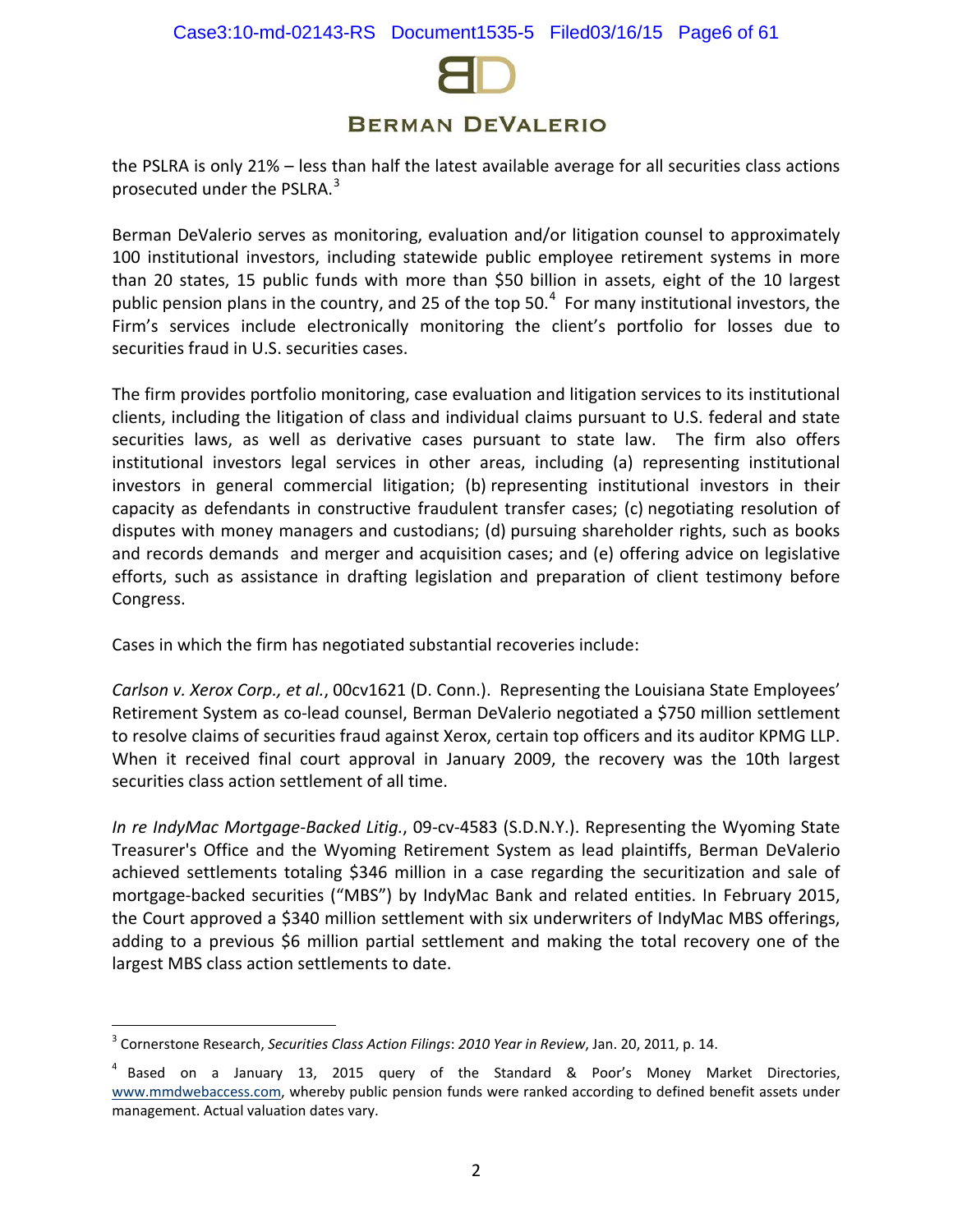the PSLRA is only 21% – less than half the latest available average for all securities class actions prosecuted under the PSLRA.[3]

Berman DeValerio serves as monitoring, evaluation and/or litigation counsel to approximately 100 institutional investors, including statewide public employee retirement systems in more than 20 states, 15 public funds with more than $50 billion in assets, eight of the 10 largest public pension plans in the country, and 25 of the top 50.[4] For many institutional investors, the Firm's services include electronically monitoring the client's portfolio for losses due to securities fraud in U.S. securities cases.

The firm provides portfolio monitoring, case evaluation and litigation services to its institutional clients, including the litigation of class and individual claims pursuant to U.S. federal and state securities laws, as well as derivative cases pursuant to state law. The firm also offers institutional investors legal services in other areas, including (a) representing institutional investors in general commercial litigation; (b) representing institutional investors in their capacity as defendants in constructive fraudulent transfer cases; (c) negotiating resolution of disputes with money managers and custodians; (d) pursuing shareholder rights, such as books and records demands and merger and acquisition cases; and (e) offering advice on legislative efforts, such as assistance in drafting legislation and preparation of client testimony before Congress.

Cases in which the firm has negotiated substantial recoveries include:

*Carlson v. Xerox Corp., et al.*, 00cv1621 (D. Conn.). Representing the Louisiana State Employees' Retirement System as co-lead counsel, Berman DeValerio negotiated a $750 million settlement to resolve claims of securities fraud against Xerox, certain top officers and its auditor KPMG LLP. When it received final court approval in January 2009, the recovery was the 10th largest securities class action settlement of all time.

*In re IndyMac Mortgage-Backed Litig.*, 09-cv-4583 (S.D.N.Y.). Representing the Wyoming State Treasurer's Office and the Wyoming Retirement System as lead plaintiffs, Berman DeValerio achieved settlements totaling $346 million in a case regarding the securitization and sale of mortgage-backed securities ("MBS") by IndyMac Bank and related entities. In February 2015, the Court approved a $340 million settlement with six underwriters of IndyMac MBS offerings, adding to a previous $6 million partial settlement and making the total recovery one of the largest MBS class action settlements to date.

---

[3] Cornerstone Research, *Securities Class Action Filings*: *2010 Year in Review*, Jan. 20, 2011, p. 14.

[4] Based on a January 13, 2015 query of the Standard & Poor's Money Market Directories, www.mmdwebaccess.com, whereby public pension funds were ranked according to defined benefit assets under management. Actual valuation dates vary.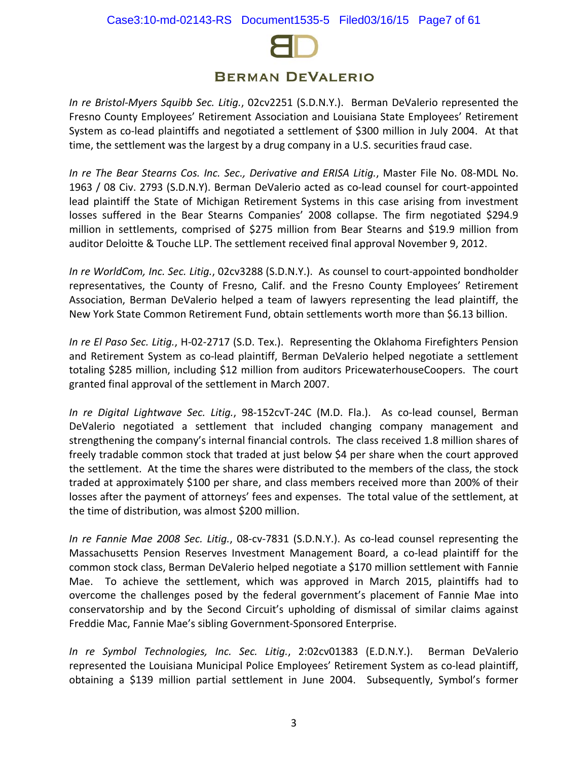*In re Bristol-Myers Squibb Sec. Litig.*, 02cv2251 (S.D.N.Y.). Berman DeValerio represented the Fresno County Employees' Retirement Association and Louisiana State Employees' Retirement System as co-lead plaintiffs and negotiated a settlement of $300 million in July 2004. At that time, the settlement was the largest by a drug company in a U.S. securities fraud case.

*In re The Bear Stearns Cos. Inc. Sec., Derivative and ERISA Litig.*, Master File No. 08-MDL No. 1963 / 08 Civ. 2793 (S.D.N.Y). Berman DeValerio acted as co-lead counsel for court-appointed lead plaintiff the State of Michigan Retirement Systems in this case arising from investment losses suffered in the Bear Stearns Companies' 2008 collapse. The firm negotiated $294.9 million in settlements, comprised of $275 million from Bear Stearns and $19.9 million from auditor Deloitte & Touche LLP. The settlement received final approval November 9, 2012.

*In re WorldCom, Inc. Sec. Litig.*, 02cv3288 (S.D.N.Y.). As counsel to court-appointed bondholder representatives, the County of Fresno, Calif. and the Fresno County Employees' Retirement Association, Berman DeValerio helped a team of lawyers representing the lead plaintiff, the New York State Common Retirement Fund, obtain settlements worth more than $6.13 billion.

*In re El Paso Sec. Litig.*, H-02-2717 (S.D. Tex.). Representing the Oklahoma Firefighters Pension and Retirement System as co-lead plaintiff, Berman DeValerio helped negotiate a settlement totaling $285 million, including $12 million from auditors PricewaterhouseCoopers. The court granted final approval of the settlement in March 2007.

*In re Digital Lightwave Sec. Litig.*, 98-152cvT-24C (M.D. Fla.). As co-lead counsel, Berman DeValerio negotiated a settlement that included changing company management and strengthening the company's internal financial controls. The class received 1.8 million shares of freely tradable common stock that traded at just below $4 per share when the court approved the settlement. At the time the shares were distributed to the members of the class, the stock traded at approximately $100 per share, and class members received more than 200% of their losses after the payment of attorneys' fees and expenses. The total value of the settlement, at the time of distribution, was almost $200 million.

*In re Fannie Mae 2008 Sec. Litig.*, 08-cv-7831 (S.D.N.Y.). As co-lead counsel representing the Massachusetts Pension Reserves Investment Management Board, a co-lead plaintiff for the common stock class, Berman DeValerio helped negotiate a $170 million settlement with Fannie Mae. To achieve the settlement, which was approved in March 2015, plaintiffs had to overcome the challenges posed by the federal government's placement of Fannie Mae into conservatorship and by the Second Circuit's upholding of dismissal of similar claims against Freddie Mac, Fannie Mae's sibling Government-Sponsored Enterprise.

*In re Symbol Technologies, Inc. Sec. Litig.*, 2:02cv01383 (E.D.N.Y.). Berman DeValerio represented the Louisiana Municipal Police Employees' Retirement System as co-lead plaintiff, obtaining a $139 million partial settlement in June 2004. Subsequently, Symbol's former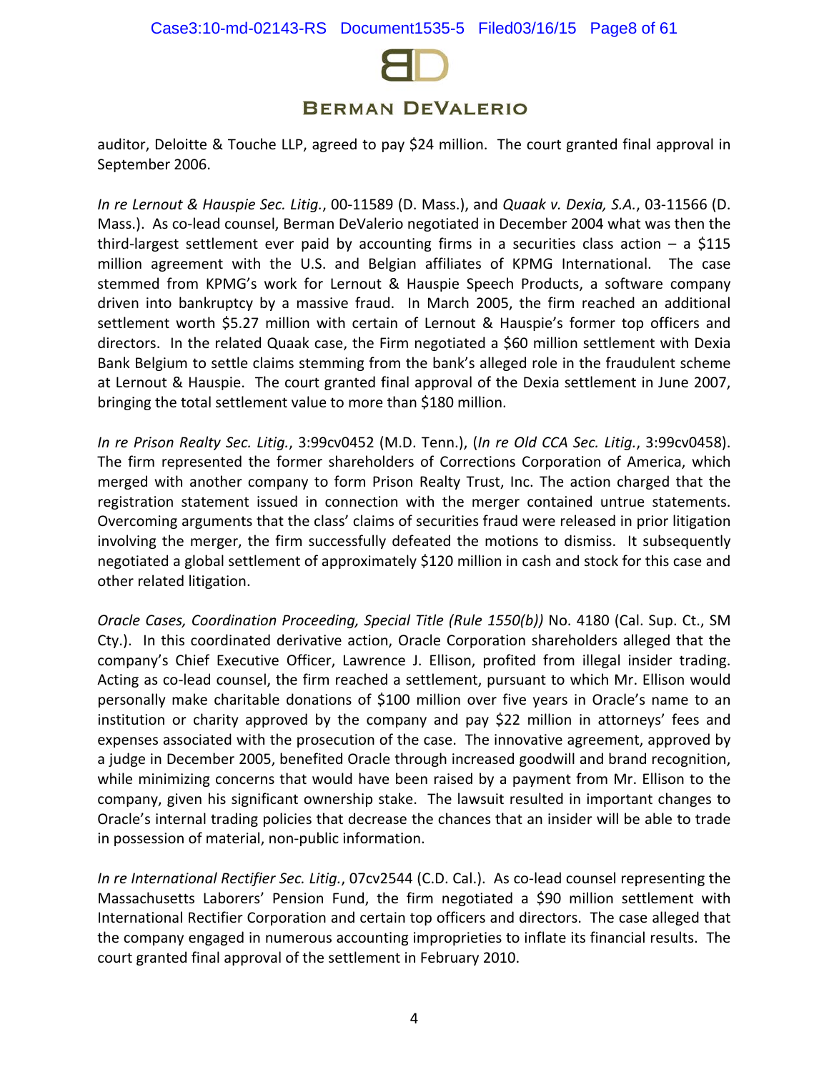auditor, Deloitte & Touche LLP, agreed to pay $24 million. The court granted final approval in September 2006.

*In re Lernout & Hauspie Sec. Litig.*, 00-11589 (D. Mass.), and *Quaak v. Dexia, S.A.*, 03-11566 (D. Mass.). As co-lead counsel, Berman DeValerio negotiated in December 2004 what was then the third-largest settlement ever paid by accounting firms in a securities class action – a $115 million agreement with the U.S. and Belgian affiliates of KPMG International. The case stemmed from KPMG's work for Lernout & Hauspie Speech Products, a software company driven into bankruptcy by a massive fraud. In March 2005, the firm reached an additional settlement worth $5.27 million with certain of Lernout & Hauspie's former top officers and directors. In the related Quaak case, the Firm negotiated a $60 million settlement with Dexia Bank Belgium to settle claims stemming from the bank's alleged role in the fraudulent scheme at Lernout & Hauspie. The court granted final approval of the Dexia settlement in June 2007, bringing the total settlement value to more than $180 million.

*In re Prison Realty Sec. Litig.*, 3:99cv0452 (M.D. Tenn.), (*In re Old CCA Sec. Litig.*, 3:99cv0458). The firm represented the former shareholders of Corrections Corporation of America, which merged with another company to form Prison Realty Trust, Inc. The action charged that the registration statement issued in connection with the merger contained untrue statements. Overcoming arguments that the class' claims of securities fraud were released in prior litigation involving the merger, the firm successfully defeated the motions to dismiss. It subsequently negotiated a global settlement of approximately $120 million in cash and stock for this case and other related litigation.

*Oracle Cases, Coordination Proceeding, Special Title (Rule 1550(b))* No. 4180 (Cal. Sup. Ct., SM Cty.). In this coordinated derivative action, Oracle Corporation shareholders alleged that the company's Chief Executive Officer, Lawrence J. Ellison, profited from illegal insider trading. Acting as co-lead counsel, the firm reached a settlement, pursuant to which Mr. Ellison would personally make charitable donations of $100 million over five years in Oracle's name to an institution or charity approved by the company and pay $22 million in attorneys' fees and expenses associated with the prosecution of the case. The innovative agreement, approved by a judge in December 2005, benefited Oracle through increased goodwill and brand recognition, while minimizing concerns that would have been raised by a payment from Mr. Ellison to the company, given his significant ownership stake. The lawsuit resulted in important changes to Oracle's internal trading policies that decrease the chances that an insider will be able to trade in possession of material, non-public information.

*In re International Rectifier Sec. Litig.*, 07cv2544 (C.D. Cal.). As co-lead counsel representing the Massachusetts Laborers' Pension Fund, the firm negotiated a $90 million settlement with International Rectifier Corporation and certain top officers and directors. The case alleged that the company engaged in numerous accounting improprieties to inflate its financial results. The court granted final approval of the settlement in February 2010.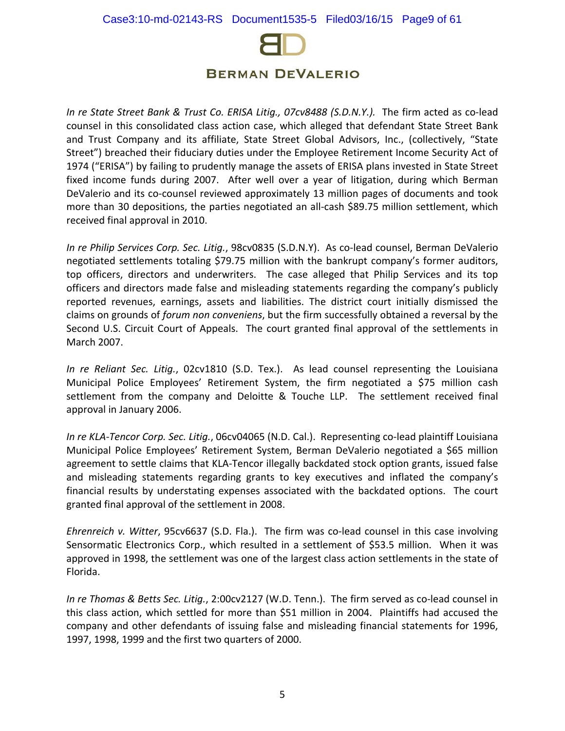*In re State Street Bank & Trust Co. ERISA Litig., 07cv8488 (S.D.N.Y.).* The firm acted as co-lead counsel in this consolidated class action case, which alleged that defendant State Street Bank and Trust Company and its affiliate, State Street Global Advisors, Inc., (collectively, "State Street") breached their fiduciary duties under the Employee Retirement Income Security Act of 1974 ("ERISA") by failing to prudently manage the assets of ERISA plans invested in State Street fixed income funds during 2007. After well over a year of litigation, during which Berman DeValerio and its co-counsel reviewed approximately 13 million pages of documents and took more than 30 depositions, the parties negotiated an all-cash $89.75 million settlement, which received final approval in 2010.

*In re Philip Services Corp. Sec. Litig.*, 98cv0835 (S.D.N.Y). As co-lead counsel, Berman DeValerio negotiated settlements totaling $79.75 million with the bankrupt company's former auditors, top officers, directors and underwriters. The case alleged that Philip Services and its top officers and directors made false and misleading statements regarding the company's publicly reported revenues, earnings, assets and liabilities. The district court initially dismissed the claims on grounds of *forum non conveniens*, but the firm successfully obtained a reversal by the Second U.S. Circuit Court of Appeals. The court granted final approval of the settlements in March 2007.

*In re Reliant Sec. Litig.*, 02cv1810 (S.D. Tex.). As lead counsel representing the Louisiana Municipal Police Employees' Retirement System, the firm negotiated a $75 million cash settlement from the company and Deloitte & Touche LLP. The settlement received final approval in January 2006.

*In re KLA-Tencor Corp. Sec. Litig.*, 06cv04065 (N.D. Cal.). Representing co-lead plaintiff Louisiana Municipal Police Employees' Retirement System, Berman DeValerio negotiated a $65 million agreement to settle claims that KLA-Tencor illegally backdated stock option grants, issued false and misleading statements regarding grants to key executives and inflated the company's financial results by understating expenses associated with the backdated options. The court granted final approval of the settlement in 2008.

*Ehrenreich v. Witter*, 95cv6637 (S.D. Fla.). The firm was co-lead counsel in this case involving Sensormatic Electronics Corp., which resulted in a settlement of $53.5 million. When it was approved in 1998, the settlement was one of the largest class action settlements in the state of Florida.

*In re Thomas & Betts Sec. Litig.*, 2:00cv2127 (W.D. Tenn.). The firm served as co-lead counsel in this class action, which settled for more than $51 million in 2004. Plaintiffs had accused the company and other defendants of issuing false and misleading financial statements for 1996, 1997, 1998, 1999 and the first two quarters of 2000.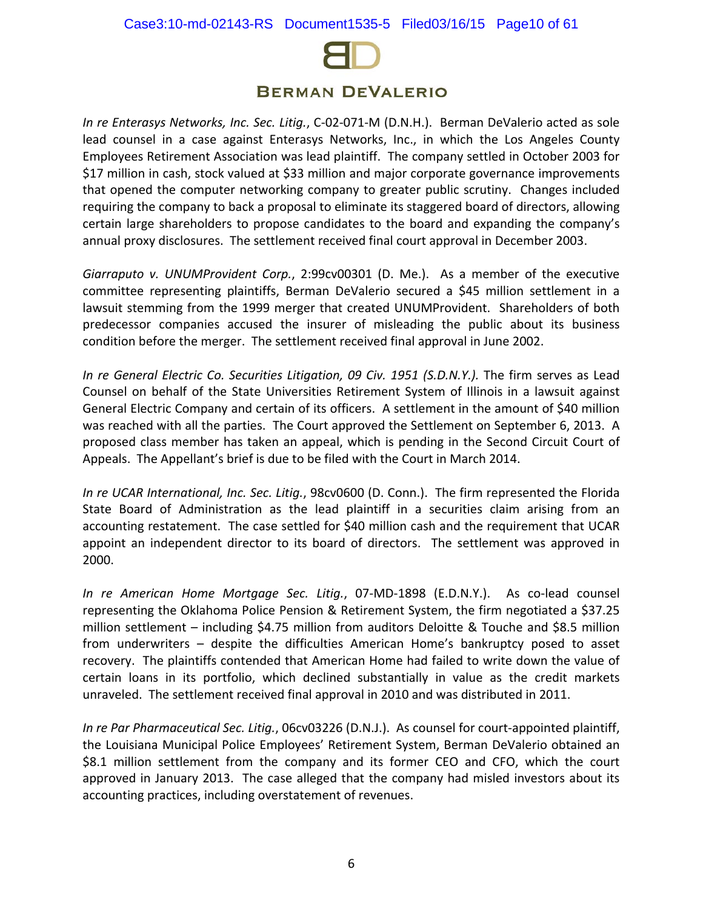*In re Enterasys Networks, Inc. Sec. Litig.*, C-02-071-M (D.N.H.). Berman DeValerio acted as sole lead counsel in a case against Enterasys Networks, Inc., in which the Los Angeles County Employees Retirement Association was lead plaintiff. The company settled in October 2003 for $17 million in cash, stock valued at $33 million and major corporate governance improvements that opened the computer networking company to greater public scrutiny. Changes included requiring the company to back a proposal to eliminate its staggered board of directors, allowing certain large shareholders to propose candidates to the board and expanding the company's annual proxy disclosures. The settlement received final court approval in December 2003.

*Giarraputo v. UNUMProvident Corp.*, 2:99cv00301 (D. Me.). As a member of the executive committee representing plaintiffs, Berman DeValerio secured a $45 million settlement in a lawsuit stemming from the 1999 merger that created UNUMProvident. Shareholders of both predecessor companies accused the insurer of misleading the public about its business condition before the merger. The settlement received final approval in June 2002.

*In re General Electric Co. Securities Litigation, 09 Civ. 1951 (S.D.N.Y.).* The firm serves as Lead Counsel on behalf of the State Universities Retirement System of Illinois in a lawsuit against General Electric Company and certain of its officers. A settlement in the amount of $40 million was reached with all the parties. The Court approved the Settlement on September 6, 2013. A proposed class member has taken an appeal, which is pending in the Second Circuit Court of Appeals. The Appellant's brief is due to be filed with the Court in March 2014.

*In re UCAR International, Inc. Sec. Litig.*, 98cv0600 (D. Conn.). The firm represented the Florida State Board of Administration as the lead plaintiff in a securities claim arising from an accounting restatement. The case settled for $40 million cash and the requirement that UCAR appoint an independent director to its board of directors. The settlement was approved in 2000.

*In re American Home Mortgage Sec. Litig.*, 07-MD-1898 (E.D.N.Y.). As co-lead counsel representing the Oklahoma Police Pension & Retirement System, the firm negotiated a $37.25 million settlement – including $4.75 million from auditors Deloitte & Touche and $8.5 million from underwriters – despite the difficulties American Home's bankruptcy posed to asset recovery. The plaintiffs contended that American Home had failed to write down the value of certain loans in its portfolio, which declined substantially in value as the credit markets unraveled. The settlement received final approval in 2010 and was distributed in 2011.

*In re Par Pharmaceutical Sec. Litig.*, 06cv03226 (D.N.J.). As counsel for court-appointed plaintiff, the Louisiana Municipal Police Employees' Retirement System, Berman DeValerio obtained an $8.1 million settlement from the company and its former CEO and CFO, which the court approved in January 2013. The case alleged that the company had misled investors about its accounting practices, including overstatement of revenues.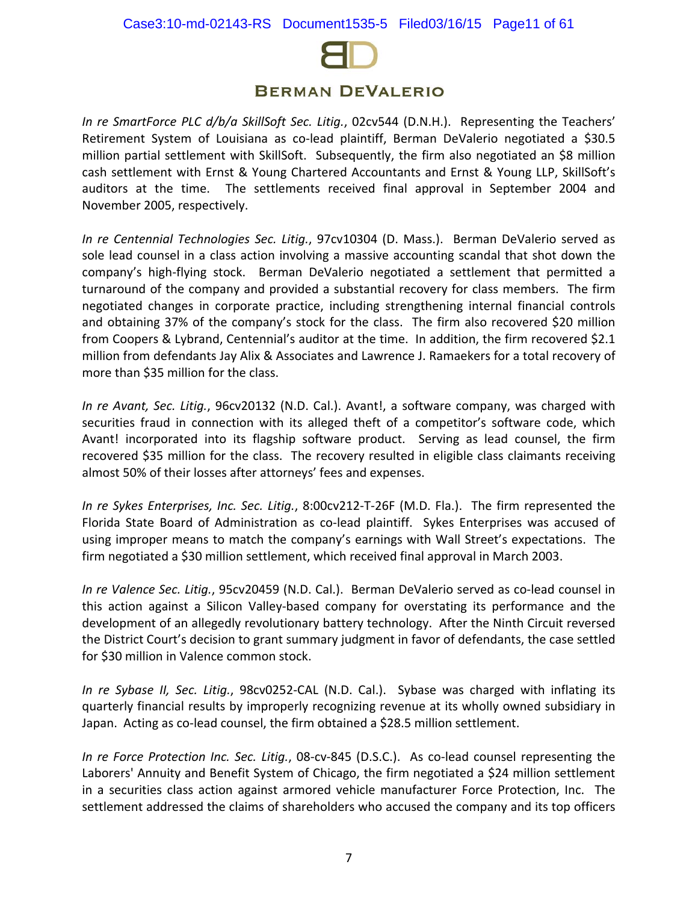*In re SmartForce PLC d/b/a SkillSoft Sec. Litig.*, 02cv544 (D.N.H.). Representing the Teachers' Retirement System of Louisiana as co-lead plaintiff, Berman DeValerio negotiated a $30.5 million partial settlement with SkillSoft. Subsequently, the firm also negotiated an $8 million cash settlement with Ernst & Young Chartered Accountants and Ernst & Young LLP, SkillSoft's auditors at the time. The settlements received final approval in September 2004 and November 2005, respectively.

*In re Centennial Technologies Sec. Litig.*, 97cv10304 (D. Mass.). Berman DeValerio served as sole lead counsel in a class action involving a massive accounting scandal that shot down the company's high-flying stock. Berman DeValerio negotiated a settlement that permitted a turnaround of the company and provided a substantial recovery for class members. The firm negotiated changes in corporate practice, including strengthening internal financial controls and obtaining 37% of the company's stock for the class. The firm also recovered $20 million from Coopers & Lybrand, Centennial's auditor at the time. In addition, the firm recovered $2.1 million from defendants Jay Alix & Associates and Lawrence J. Ramaekers for a total recovery of more than $35 million for the class.

*In re Avant, Sec. Litig.*, 96cv20132 (N.D. Cal.). Avant!, a software company, was charged with securities fraud in connection with its alleged theft of a competitor's software code, which Avant! incorporated into its flagship software product. Serving as lead counsel, the firm recovered $35 million for the class. The recovery resulted in eligible class claimants receiving almost 50% of their losses after attorneys' fees and expenses.

*In re Sykes Enterprises, Inc. Sec. Litig.*, 8:00cv212-T-26F (M.D. Fla.). The firm represented the Florida State Board of Administration as co-lead plaintiff. Sykes Enterprises was accused of using improper means to match the company's earnings with Wall Street's expectations. The firm negotiated a $30 million settlement, which received final approval in March 2003.

*In re Valence Sec. Litig.*, 95cv20459 (N.D. Cal.). Berman DeValerio served as co-lead counsel in this action against a Silicon Valley-based company for overstating its performance and the development of an allegedly revolutionary battery technology. After the Ninth Circuit reversed the District Court's decision to grant summary judgment in favor of defendants, the case settled for $30 million in Valence common stock.

*In re Sybase II, Sec. Litig.*, 98cv0252-CAL (N.D. Cal.). Sybase was charged with inflating its quarterly financial results by improperly recognizing revenue at its wholly owned subsidiary in Japan. Acting as co-lead counsel, the firm obtained a $28.5 million settlement.

*In re Force Protection Inc. Sec. Litig.*, 08-cv-845 (D.S.C.). As co-lead counsel representing the Laborers' Annuity and Benefit System of Chicago, the firm negotiated a $24 million settlement in a securities class action against armored vehicle manufacturer Force Protection, Inc. The settlement addressed the claims of shareholders who accused the company and its top officers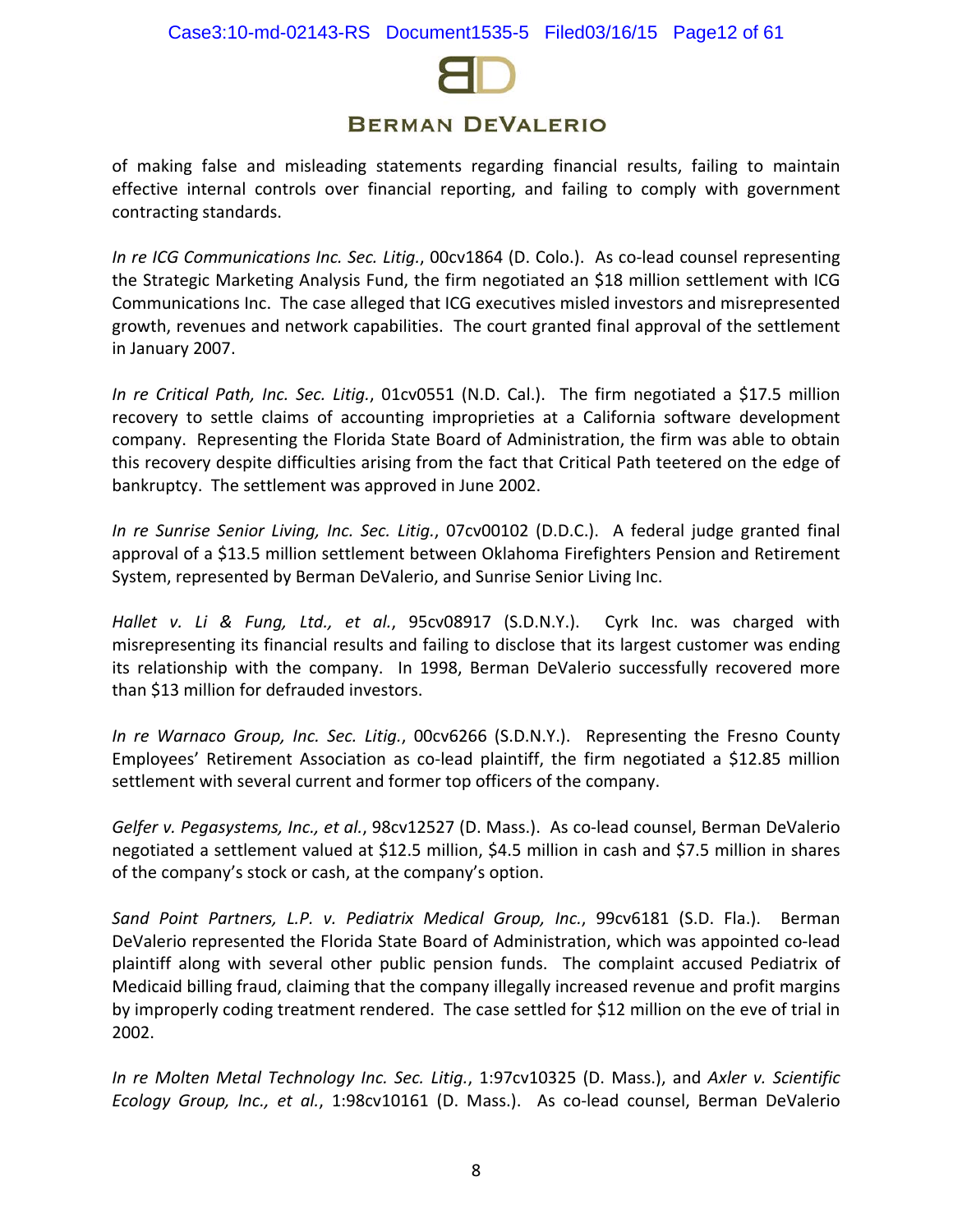of making false and misleading statements regarding financial results, failing to maintain effective internal controls over financial reporting, and failing to comply with government contracting standards.

*In re ICG Communications Inc. Sec. Litig.*, 00cv1864 (D. Colo.). As co-lead counsel representing the Strategic Marketing Analysis Fund, the firm negotiated an $18 million settlement with ICG Communications Inc. The case alleged that ICG executives misled investors and misrepresented growth, revenues and network capabilities. The court granted final approval of the settlement in January 2007.

*In re Critical Path, Inc. Sec. Litig.*, 01cv0551 (N.D. Cal.). The firm negotiated a $17.5 million recovery to settle claims of accounting improprieties at a California software development company. Representing the Florida State Board of Administration, the firm was able to obtain this recovery despite difficulties arising from the fact that Critical Path teetered on the edge of bankruptcy. The settlement was approved in June 2002.

*In re Sunrise Senior Living, Inc. Sec. Litig.*, 07cv00102 (D.D.C.). A federal judge granted final approval of a $13.5 million settlement between Oklahoma Firefighters Pension and Retirement System, represented by Berman DeValerio, and Sunrise Senior Living Inc.

*Hallet v. Li & Fung, Ltd., et al.*, 95cv08917 (S.D.N.Y.). Cyrk Inc. was charged with misrepresenting its financial results and failing to disclose that its largest customer was ending its relationship with the company. In 1998, Berman DeValerio successfully recovered more than $13 million for defrauded investors.

*In re Warnaco Group, Inc. Sec. Litig.*, 00cv6266 (S.D.N.Y.). Representing the Fresno County Employees' Retirement Association as co-lead plaintiff, the firm negotiated a $12.85 million settlement with several current and former top officers of the company.

*Gelfer v. Pegasystems, Inc., et al.*, 98cv12527 (D. Mass.). As co-lead counsel, Berman DeValerio negotiated a settlement valued at $12.5 million, $4.5 million in cash and $7.5 million in shares of the company's stock or cash, at the company's option.

*Sand Point Partners, L.P. v. Pediatrix Medical Group, Inc.*, 99cv6181 (S.D. Fla.). Berman DeValerio represented the Florida State Board of Administration, which was appointed co-lead plaintiff along with several other public pension funds. The complaint accused Pediatrix of Medicaid billing fraud, claiming that the company illegally increased revenue and profit margins by improperly coding treatment rendered. The case settled for $12 million on the eve of trial in 2002.

*In re Molten Metal Technology Inc. Sec. Litig.*, 1:97cv10325 (D. Mass.), and *Axler v. Scientific Ecology Group, Inc., et al.*, 1:98cv10161 (D. Mass.). As co-lead counsel, Berman DeValerio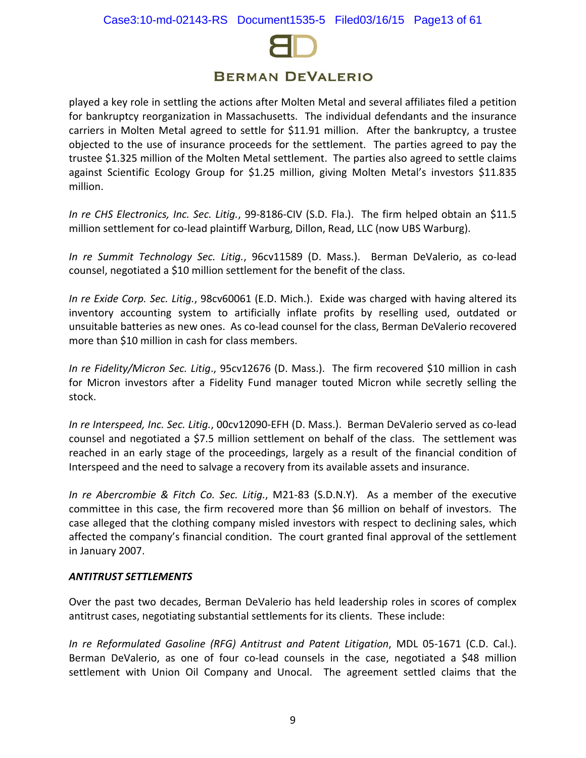played a key role in settling the actions after Molten Metal and several affiliates filed a petition for bankruptcy reorganization in Massachusetts. The individual defendants and the insurance carriers in Molten Metal agreed to settle for $11.91 million. After the bankruptcy, a trustee objected to the use of insurance proceeds for the settlement. The parties agreed to pay the trustee $1.325 million of the Molten Metal settlement. The parties also agreed to settle claims against Scientific Ecology Group for $1.25 million, giving Molten Metal's investors $11.835 million.

*In re CHS Electronics, Inc. Sec. Litig.*, 99-8186-CIV (S.D. Fla.). The firm helped obtain an $11.5 million settlement for co-lead plaintiff Warburg, Dillon, Read, LLC (now UBS Warburg).

*In re Summit Technology Sec. Litig.*, 96cv11589 (D. Mass.). Berman DeValerio, as co-lead counsel, negotiated a $10 million settlement for the benefit of the class.

*In re Exide Corp. Sec. Litig.*, 98cv60061 (E.D. Mich.). Exide was charged with having altered its inventory accounting system to artificially inflate profits by reselling used, outdated or unsuitable batteries as new ones. As co-lead counsel for the class, Berman DeValerio recovered more than $10 million in cash for class members.

*In re Fidelity/Micron Sec. Litig*., 95cv12676 (D. Mass.). The firm recovered $10 million in cash for Micron investors after a Fidelity Fund manager touted Micron while secretly selling the stock.

*In re Interspeed, Inc. Sec. Litig.*, 00cv12090-EFH (D. Mass.). Berman DeValerio served as co-lead counsel and negotiated a $7.5 million settlement on behalf of the class. The settlement was reached in an early stage of the proceedings, largely as a result of the financial condition of Interspeed and the need to salvage a recovery from its available assets and insurance.

*In re Abercrombie & Fitch Co. Sec. Litig.*, M21-83 (S.D.N.Y). As a member of the executive committee in this case, the firm recovered more than $6 million on behalf of investors. The case alleged that the clothing company misled investors with respect to declining sales, which affected the company's financial condition. The court granted final approval of the settlement in January 2007.

***ANTITRUST SETTLEMENTS***

Over the past two decades, Berman DeValerio has held leadership roles in scores of complex antitrust cases, negotiating substantial settlements for its clients. These include:

*In re Reformulated Gasoline (RFG) Antitrust and Patent Litigation*, MDL 05-1671 (C.D. Cal.). Berman DeValerio, as one of four co-lead counsels in the case, negotiated a $48 million settlement with Union Oil Company and Unocal. The agreement settled claims that the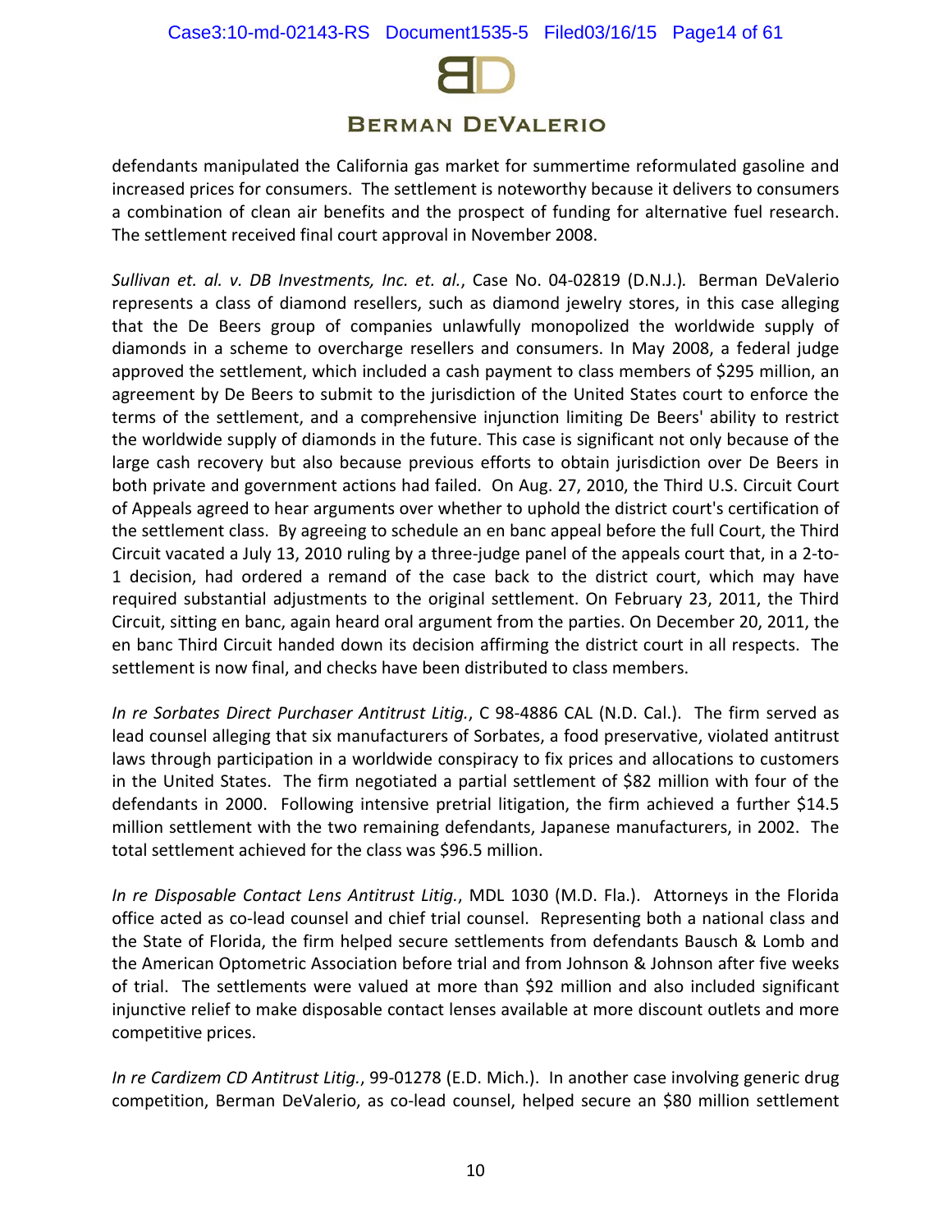defendants manipulated the California gas market for summertime reformulated gasoline and increased prices for consumers. The settlement is noteworthy because it delivers to consumers a combination of clean air benefits and the prospect of funding for alternative fuel research. The settlement received final court approval in November 2008.

*Sullivan et. al. v. DB Investments, Inc. et. al.*, Case No. 04-02819 (D.N.J.). Berman DeValerio represents a class of diamond resellers, such as diamond jewelry stores, in this case alleging that the De Beers group of companies unlawfully monopolized the worldwide supply of diamonds in a scheme to overcharge resellers and consumers. In May 2008, a federal judge approved the settlement, which included a cash payment to class members of $295 million, an agreement by De Beers to submit to the jurisdiction of the United States court to enforce the terms of the settlement, and a comprehensive injunction limiting De Beers' ability to restrict the worldwide supply of diamonds in the future. This case is significant not only because of the large cash recovery but also because previous efforts to obtain jurisdiction over De Beers in both private and government actions had failed. On Aug. 27, 2010, the Third U.S. Circuit Court of Appeals agreed to hear arguments over whether to uphold the district court's certification of the settlement class. By agreeing to schedule an en banc appeal before the full Court, the Third Circuit vacated a July 13, 2010 ruling by a three-judge panel of the appeals court that, in a 2-to-1 decision, had ordered a remand of the case back to the district court, which may have required substantial adjustments to the original settlement. On February 23, 2011, the Third Circuit, sitting en banc, again heard oral argument from the parties. On December 20, 2011, the en banc Third Circuit handed down its decision affirming the district court in all respects. The settlement is now final, and checks have been distributed to class members.

*In re Sorbates Direct Purchaser Antitrust Litig.*, C 98-4886 CAL (N.D. Cal.). The firm served as lead counsel alleging that six manufacturers of Sorbates, a food preservative, violated antitrust laws through participation in a worldwide conspiracy to fix prices and allocations to customers in the United States. The firm negotiated a partial settlement of $82 million with four of the defendants in 2000. Following intensive pretrial litigation, the firm achieved a further $14.5 million settlement with the two remaining defendants, Japanese manufacturers, in 2002. The total settlement achieved for the class was $96.5 million.

*In re Disposable Contact Lens Antitrust Litig.*, MDL 1030 (M.D. Fla.). Attorneys in the Florida office acted as co-lead counsel and chief trial counsel. Representing both a national class and the State of Florida, the firm helped secure settlements from defendants Bausch & Lomb and the American Optometric Association before trial and from Johnson & Johnson after five weeks of trial. The settlements were valued at more than $92 million and also included significant injunctive relief to make disposable contact lenses available at more discount outlets and more competitive prices.

*In re Cardizem CD Antitrust Litig.*, 99-01278 (E.D. Mich.). In another case involving generic drug competition, Berman DeValerio, as co-lead counsel, helped secure an $80 million settlement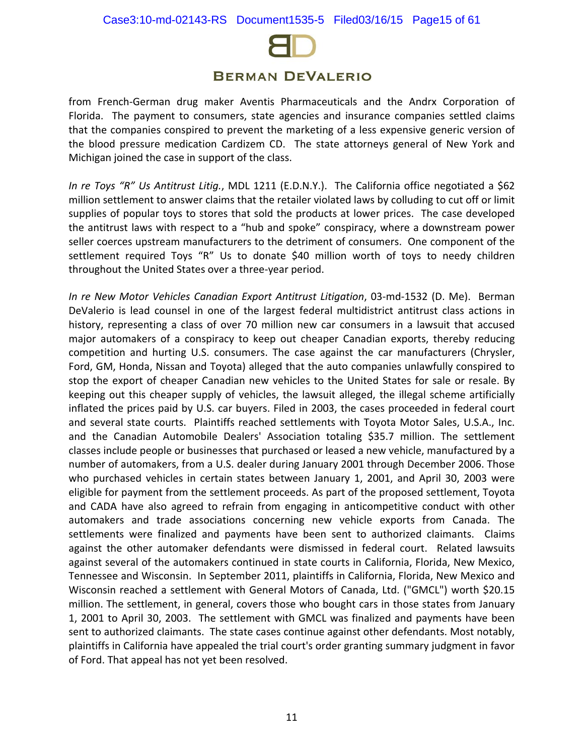from French-German drug maker Aventis Pharmaceuticals and the Andrx Corporation of Florida. The payment to consumers, state agencies and insurance companies settled claims that the companies conspired to prevent the marketing of a less expensive generic version of the blood pressure medication Cardizem CD. The state attorneys general of New York and Michigan joined the case in support of the class.

*In re Toys "R" Us Antitrust Litig.*, MDL 1211 (E.D.N.Y.). The California office negotiated a $62 million settlement to answer claims that the retailer violated laws by colluding to cut off or limit supplies of popular toys to stores that sold the products at lower prices. The case developed the antitrust laws with respect to a "hub and spoke" conspiracy, where a downstream power seller coerces upstream manufacturers to the detriment of consumers. One component of the settlement required Toys "R" Us to donate $40 million worth of toys to needy children throughout the United States over a three-year period.

*In re New Motor Vehicles Canadian Export Antitrust Litigation*, 03-md-1532 (D. Me). Berman DeValerio is lead counsel in one of the largest federal multidistrict antitrust class actions in history, representing a class of over 70 million new car consumers in a lawsuit that accused major automakers of a conspiracy to keep out cheaper Canadian exports, thereby reducing competition and hurting U.S. consumers. The case against the car manufacturers (Chrysler, Ford, GM, Honda, Nissan and Toyota) alleged that the auto companies unlawfully conspired to stop the export of cheaper Canadian new vehicles to the United States for sale or resale. By keeping out this cheaper supply of vehicles, the lawsuit alleged, the illegal scheme artificially inflated the prices paid by U.S. car buyers. Filed in 2003, the cases proceeded in federal court and several state courts. Plaintiffs reached settlements with Toyota Motor Sales, U.S.A., Inc. and the Canadian Automobile Dealers' Association totaling $35.7 million. The settlement classes include people or businesses that purchased or leased a new vehicle, manufactured by a number of automakers, from a U.S. dealer during January 2001 through December 2006. Those who purchased vehicles in certain states between January 1, 2001, and April 30, 2003 were eligible for payment from the settlement proceeds. As part of the proposed settlement, Toyota and CADA have also agreed to refrain from engaging in anticompetitive conduct with other automakers and trade associations concerning new vehicle exports from Canada. The settlements were finalized and payments have been sent to authorized claimants. Claims against the other automaker defendants were dismissed in federal court. Related lawsuits against several of the automakers continued in state courts in California, Florida, New Mexico, Tennessee and Wisconsin. In September 2011, plaintiffs in California, Florida, New Mexico and Wisconsin reached a settlement with General Motors of Canada, Ltd. ("GMCL") worth $20.15 million. The settlement, in general, covers those who bought cars in those states from January 1, 2001 to April 30, 2003. The settlement with GMCL was finalized and payments have been sent to authorized claimants. The state cases continue against other defendants. Most notably, plaintiffs in California have appealed the trial court's order granting summary judgment in favor of Ford. That appeal has not yet been resolved.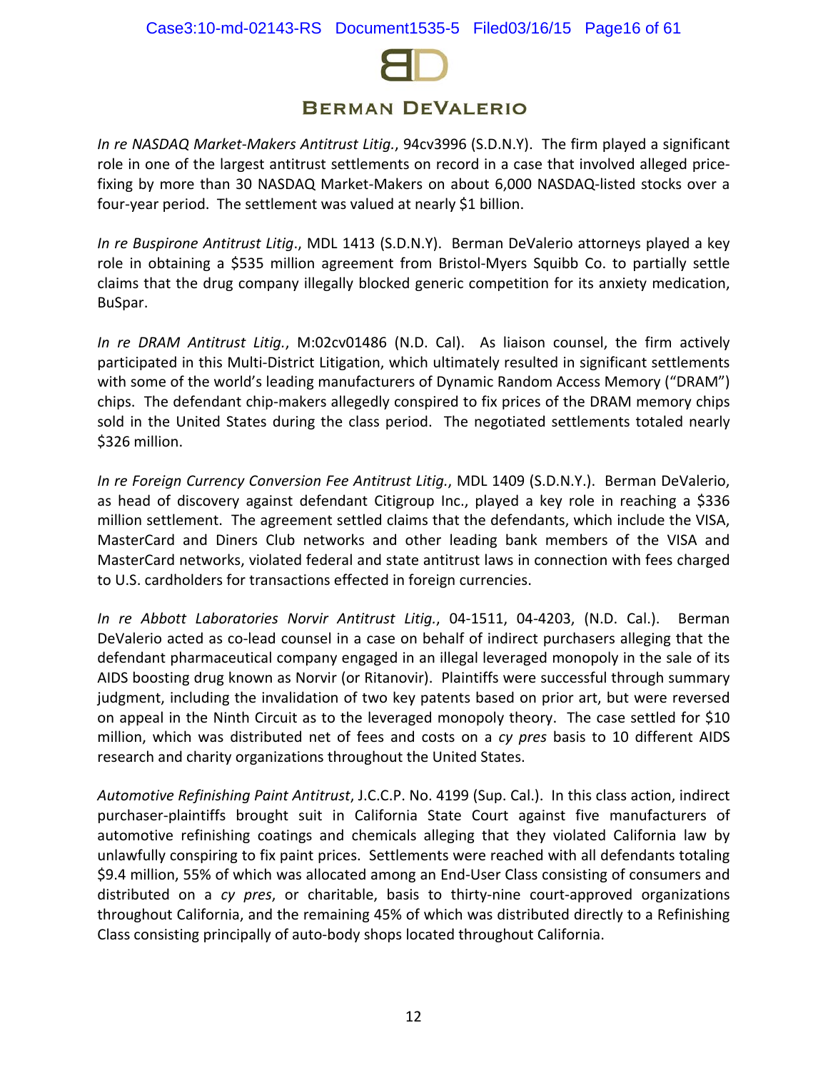*In re NASDAQ Market-Makers Antitrust Litig.*, 94cv3996 (S.D.N.Y). The firm played a significant role in one of the largest antitrust settlements on record in a case that involved alleged price-fixing by more than 30 NASDAQ Market-Makers on about 6,000 NASDAQ-listed stocks over a four-year period. The settlement was valued at nearly $1 billion.

*In re Buspirone Antitrust Litig*., MDL 1413 (S.D.N.Y). Berman DeValerio attorneys played a key role in obtaining a $535 million agreement from Bristol-Myers Squibb Co. to partially settle claims that the drug company illegally blocked generic competition for its anxiety medication, BuSpar.

*In re DRAM Antitrust Litig.*, M:02cv01486 (N.D. Cal). As liaison counsel, the firm actively participated in this Multi-District Litigation, which ultimately resulted in significant settlements with some of the world's leading manufacturers of Dynamic Random Access Memory ("DRAM") chips. The defendant chip-makers allegedly conspired to fix prices of the DRAM memory chips sold in the United States during the class period. The negotiated settlements totaled nearly $326 million.

*In re Foreign Currency Conversion Fee Antitrust Litig.*, MDL 1409 (S.D.N.Y.). Berman DeValerio, as head of discovery against defendant Citigroup Inc., played a key role in reaching a $336 million settlement. The agreement settled claims that the defendants, which include the VISA, MasterCard and Diners Club networks and other leading bank members of the VISA and MasterCard networks, violated federal and state antitrust laws in connection with fees charged to U.S. cardholders for transactions effected in foreign currencies.

*In re Abbott Laboratories Norvir Antitrust Litig.*, 04-1511, 04-4203, (N.D. Cal.). Berman DeValerio acted as co-lead counsel in a case on behalf of indirect purchasers alleging that the defendant pharmaceutical company engaged in an illegal leveraged monopoly in the sale of its AIDS boosting drug known as Norvir (or Ritanovir). Plaintiffs were successful through summary judgment, including the invalidation of two key patents based on prior art, but were reversed on appeal in the Ninth Circuit as to the leveraged monopoly theory. The case settled for $10 million, which was distributed net of fees and costs on a *cy pres* basis to 10 different AIDS research and charity organizations throughout the United States.

*Automotive Refinishing Paint Antitrust*, J.C.C.P. No. 4199 (Sup. Cal.). In this class action, indirect purchaser-plaintiffs brought suit in California State Court against five manufacturers of automotive refinishing coatings and chemicals alleging that they violated California law by unlawfully conspiring to fix paint prices. Settlements were reached with all defendants totaling $9.4 million, 55% of which was allocated among an End-User Class consisting of consumers and distributed on a *cy pres*, or charitable, basis to thirty-nine court-approved organizations throughout California, and the remaining 45% of which was distributed directly to a Refinishing Class consisting principally of auto-body shops located throughout California.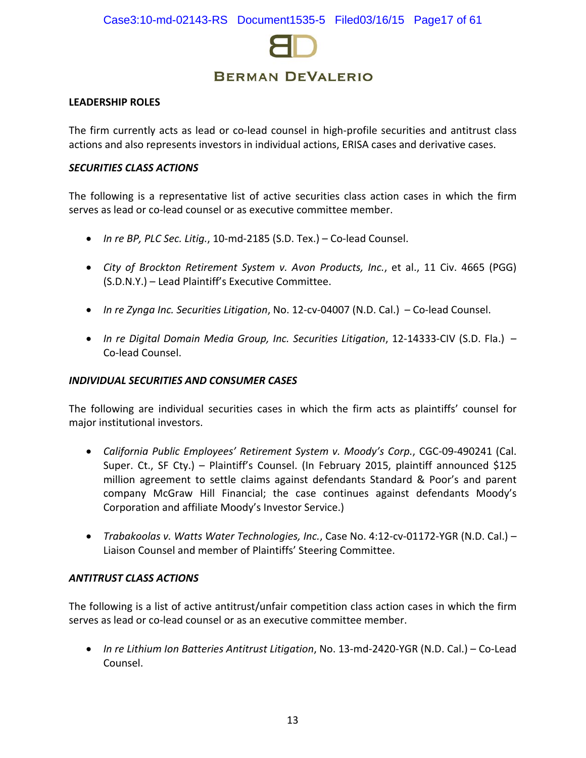## LEADERSHIP ROLES

The firm currently acts as lead or co-lead counsel in high-profile securities and antitrust class actions and also represents investors in individual actions, ERISA cases and derivative cases.

### *SECURITIES CLASS ACTIONS*

The following is a representative list of active securities class action cases in which the firm serves as lead or co-lead counsel or as executive committee member.

- *In re BP, PLC Sec. Litig.*, 10-md-2185 (S.D. Tex.) – Co-lead Counsel.
- *City of Brockton Retirement System v. Avon Products, Inc.*, et al., 11 Civ. 4665 (PGG) (S.D.N.Y.) – Lead Plaintiff's Executive Committee.
- *In re Zynga Inc. Securities Litigation*, No. 12-cv-04007 (N.D. Cal.) – Co-lead Counsel.
- *In re Digital Domain Media Group, Inc. Securities Litigation*, 12-14333-CIV (S.D. Fla.) – Co-lead Counsel.

### *INDIVIDUAL SECURITIES AND CONSUMER CASES*

The following are individual securities cases in which the firm acts as plaintiffs' counsel for major institutional investors.

- *California Public Employees' Retirement System v. Moody's Corp.*, CGC-09-490241 (Cal. Super. Ct., SF Cty.) – Plaintiff's Counsel. (In February 2015, plaintiff announced $125 million agreement to settle claims against defendants Standard & Poor's and parent company McGraw Hill Financial; the case continues against defendants Moody's Corporation and affiliate Moody's Investor Service.)
- *Trabakoolas v. Watts Water Technologies, Inc.*, Case No. 4:12-cv-01172-YGR (N.D. Cal.) – Liaison Counsel and member of Plaintiffs' Steering Committee.

### *ANTITRUST CLASS ACTIONS*

The following is a list of active antitrust/unfair competition class action cases in which the firm serves as lead or co-lead counsel or as an executive committee member.

- *In re Lithium Ion Batteries Antitrust Litigation*, No. 13-md-2420-YGR (N.D. Cal.) – Co-Lead Counsel.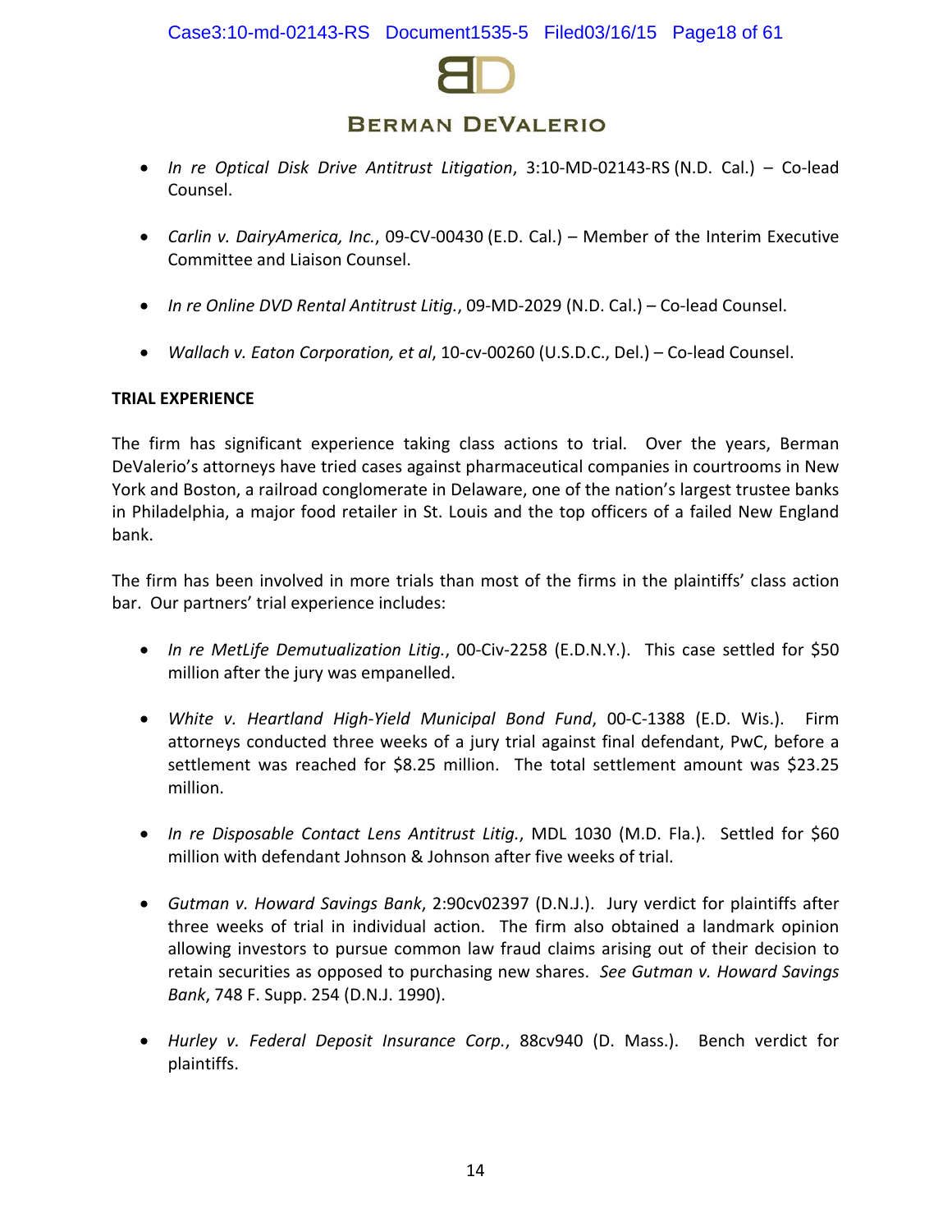- *In re Optical Disk Drive Antitrust Litigation*, 3:10-MD-02143-RS (N.D. Cal.) – Co-lead Counsel.

- *Carlin v. DairyAmerica, Inc.*, 09-CV-00430 (E.D. Cal.) – Member of the Interim Executive Committee and Liaison Counsel.

- *In re Online DVD Rental Antitrust Litig.*, 09-MD-2029 (N.D. Cal.) – Co-lead Counsel.

- *Wallach v. Eaton Corporation, et al*, 10-cv-00260 (U.S.D.C., Del.) – Co-lead Counsel.

**TRIAL EXPERIENCE**

The firm has significant experience taking class actions to trial. Over the years, Berman DeValerio's attorneys have tried cases against pharmaceutical companies in courtrooms in New York and Boston, a railroad conglomerate in Delaware, one of the nation's largest trustee banks in Philadelphia, a major food retailer in St. Louis and the top officers of a failed New England bank.

The firm has been involved in more trials than most of the firms in the plaintiffs' class action bar. Our partners' trial experience includes:

- *In re MetLife Demutualization Litig.*, 00-Civ-2258 (E.D.N.Y.). This case settled for $50 million after the jury was empanelled.

- *White v. Heartland High-Yield Municipal Bond Fund*, 00-C-1388 (E.D. Wis.). Firm attorneys conducted three weeks of a jury trial against final defendant, PwC, before a settlement was reached for $8.25 million. The total settlement amount was $23.25 million.

- *In re Disposable Contact Lens Antitrust Litig.*, MDL 1030 (M.D. Fla.). Settled for $60 million with defendant Johnson & Johnson after five weeks of trial.

- *Gutman v. Howard Savings Bank*, 2:90cv02397 (D.N.J.). Jury verdict for plaintiffs after three weeks of trial in individual action. The firm also obtained a landmark opinion allowing investors to pursue common law fraud claims arising out of their decision to retain securities as opposed to purchasing new shares. *See Gutman v. Howard Savings Bank*, 748 F. Supp. 254 (D.N.J. 1990).

- *Hurley v. Federal Deposit Insurance Corp.*, 88cv940 (D. Mass.). Bench verdict for plaintiffs.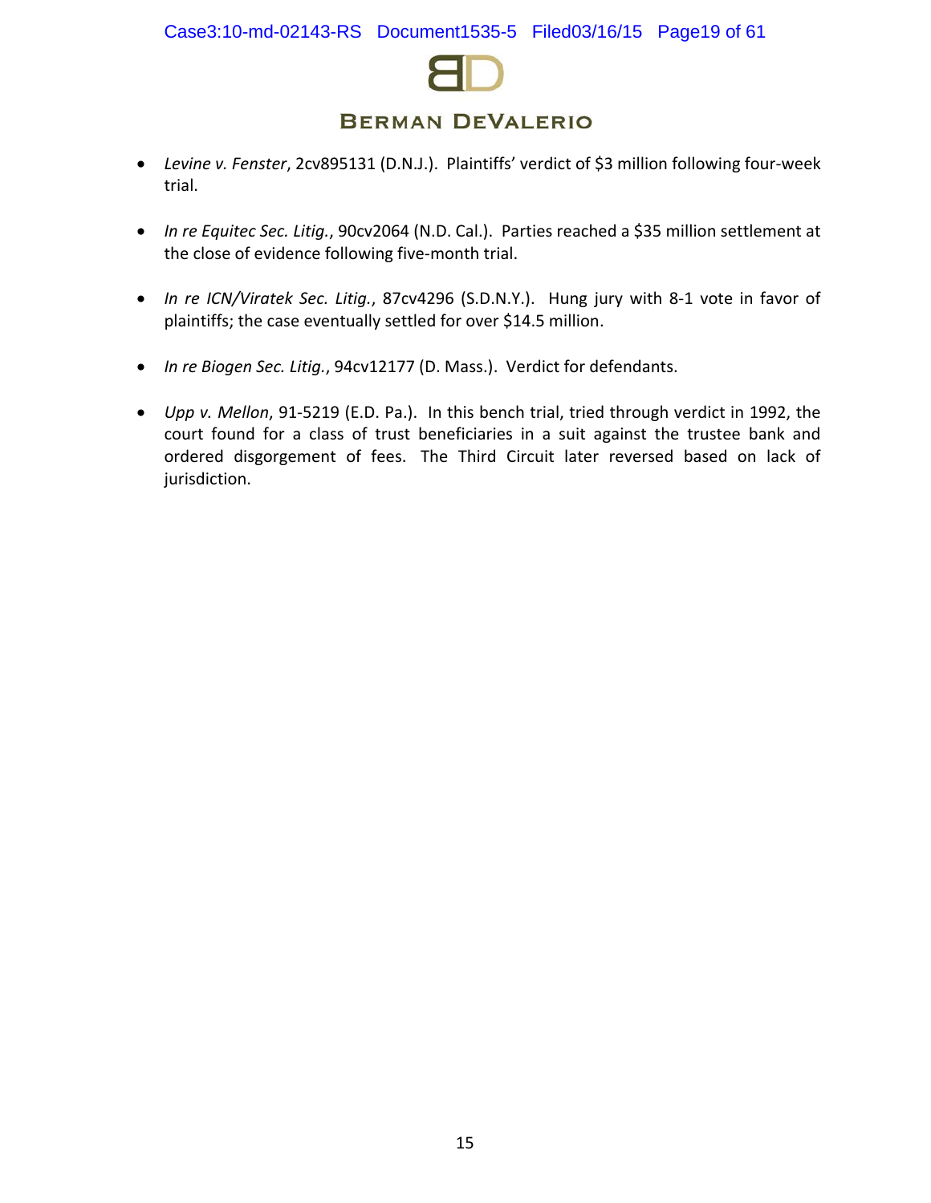- *Levine v. Fenster*, 2cv895131 (D.N.J.). Plaintiffs' verdict of $3 million following four-week trial.

- *In re Equitec Sec. Litig.*, 90cv2064 (N.D. Cal.). Parties reached a $35 million settlement at the close of evidence following five-month trial.

- *In re ICN/Viratek Sec. Litig.*, 87cv4296 (S.D.N.Y.). Hung jury with 8-1 vote in favor of plaintiffs; the case eventually settled for over $14.5 million.

- *In re Biogen Sec. Litig.*, 94cv12177 (D. Mass.). Verdict for defendants.

- *Upp v. Mellon*, 91-5219 (E.D. Pa.). In this bench trial, tried through verdict in 1992, the court found for a class of trust beneficiaries in a suit against the trustee bank and ordered disgorgement of fees. The Third Circuit later reversed based on lack of jurisdiction.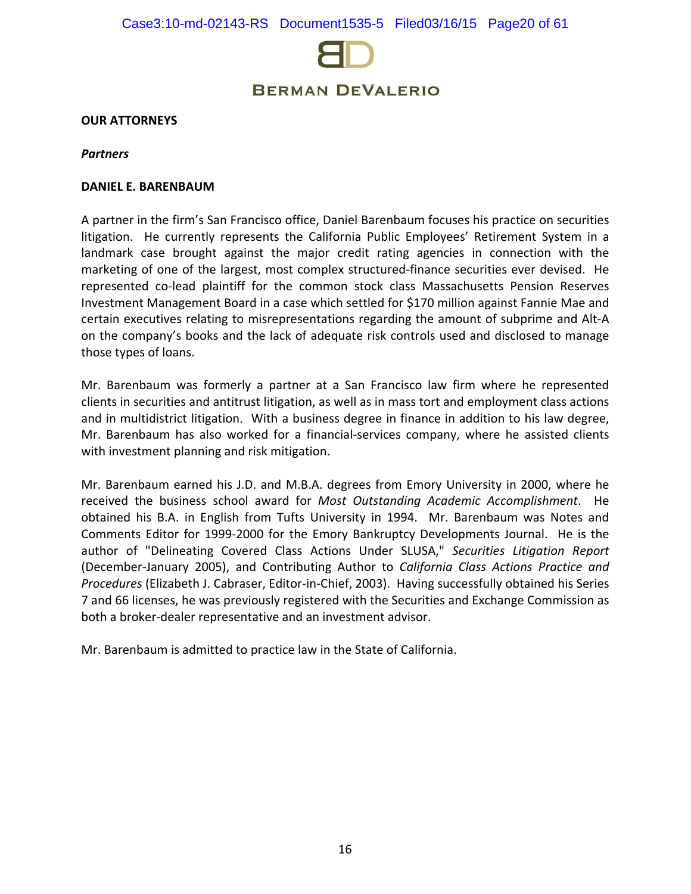# BERMAN DEVALERIO

**OUR ATTORNEYS**

***Partners***

**DANIEL E. BARENBAUM**

A partner in the firm's San Francisco office, Daniel Barenbaum focuses his practice on securities litigation. He currently represents the California Public Employees' Retirement System in a landmark case brought against the major credit rating agencies in connection with the marketing of one of the largest, most complex structured-finance securities ever devised. He represented co-lead plaintiff for the common stock class Massachusetts Pension Reserves Investment Management Board in a case which settled for $170 million against Fannie Mae and certain executives relating to misrepresentations regarding the amount of subprime and Alt-A on the company's books and the lack of adequate risk controls used and disclosed to manage those types of loans.

Mr. Barenbaum was formerly a partner at a San Francisco law firm where he represented clients in securities and antitrust litigation, as well as in mass tort and employment class actions and in multidistrict litigation. With a business degree in finance in addition to his law degree, Mr. Barenbaum has also worked for a financial-services company, where he assisted clients with investment planning and risk mitigation.

Mr. Barenbaum earned his J.D. and M.B.A. degrees from Emory University in 2000, where he received the business school award for *Most Outstanding Academic Accomplishment*. He obtained his B.A. in English from Tufts University in 1994. Mr. Barenbaum was Notes and Comments Editor for 1999-2000 for the Emory Bankruptcy Developments Journal. He is the author of "Delineating Covered Class Actions Under SLUSA," *Securities Litigation Report* (December-January 2005), and Contributing Author to *California Class Actions Practice and Procedures* (Elizabeth J. Cabraser, Editor-in-Chief, 2003). Having successfully obtained his Series 7 and 66 licenses, he was previously registered with the Securities and Exchange Commission as both a broker-dealer representative and an investment advisor.

Mr. Barenbaum is admitted to practice law in the State of California.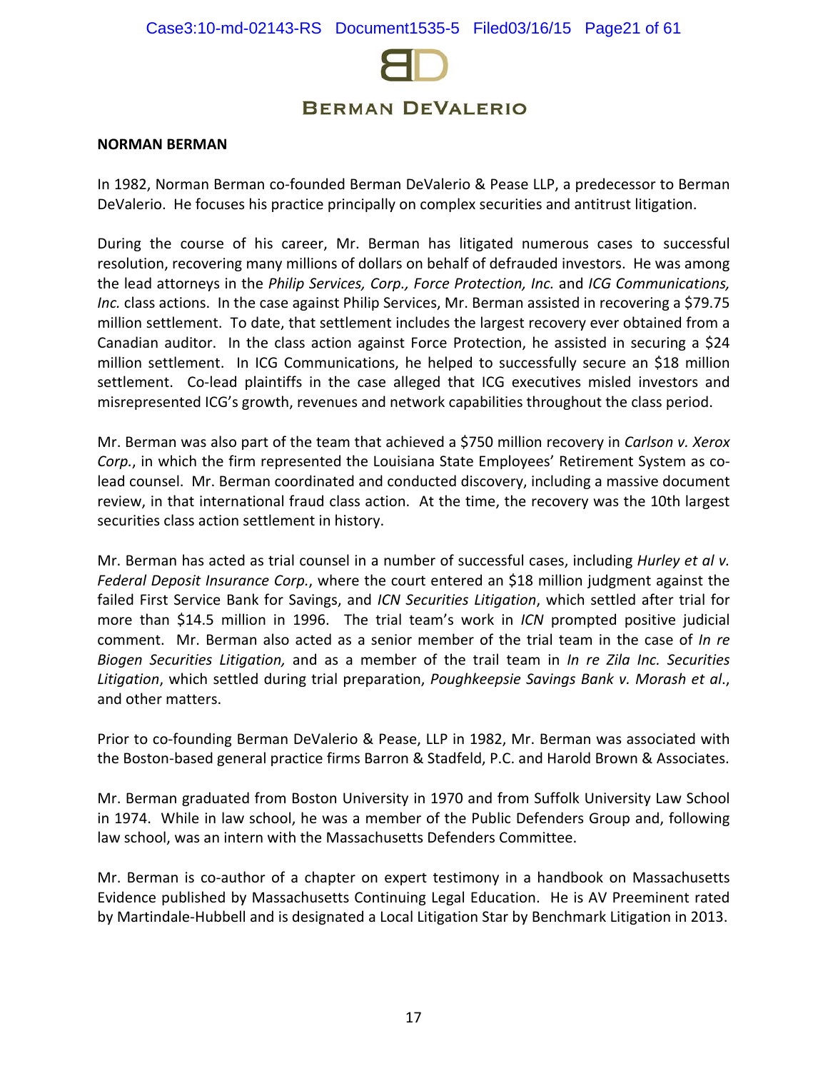BERMAN DEVALERIO

**NORMAN BERMAN**

In 1982, Norman Berman co-founded Berman DeValerio & Pease LLP, a predecessor to Berman DeValerio. He focuses his practice principally on complex securities and antitrust litigation.

During the course of his career, Mr. Berman has litigated numerous cases to successful resolution, recovering many millions of dollars on behalf of defrauded investors. He was among the lead attorneys in the *Philip Services, Corp., Force Protection, Inc.* and *ICG Communications, Inc.* class actions. In the case against Philip Services, Mr. Berman assisted in recovering a $79.75 million settlement. To date, that settlement includes the largest recovery ever obtained from a Canadian auditor. In the class action against Force Protection, he assisted in securing a $24 million settlement. In ICG Communications, he helped to successfully secure an $18 million settlement. Co-lead plaintiffs in the case alleged that ICG executives misled investors and misrepresented ICG's growth, revenues and network capabilities throughout the class period.

Mr. Berman was also part of the team that achieved a $750 million recovery in *Carlson v. Xerox Corp.*, in which the firm represented the Louisiana State Employees' Retirement System as co-lead counsel. Mr. Berman coordinated and conducted discovery, including a massive document review, in that international fraud class action. At the time, the recovery was the 10th largest securities class action settlement in history.

Mr. Berman has acted as trial counsel in a number of successful cases, including *Hurley et al v. Federal Deposit Insurance Corp.*, where the court entered an $18 million judgment against the failed First Service Bank for Savings, and *ICN Securities Litigation*, which settled after trial for more than $14.5 million in 1996. The trial team's work in *ICN* prompted positive judicial comment. Mr. Berman also acted as a senior member of the trial team in the case of *In re Biogen Securities Litigation,* and as a member of the trail team in *In re Zila Inc. Securities Litigation*, which settled during trial preparation, *Poughkeepsie Savings Bank v. Morash et al*., and other matters.

Prior to co-founding Berman DeValerio & Pease, LLP in 1982, Mr. Berman was associated with the Boston-based general practice firms Barron & Stadfeld, P.C. and Harold Brown & Associates.

Mr. Berman graduated from Boston University in 1970 and from Suffolk University Law School in 1974. While in law school, he was a member of the Public Defenders Group and, following law school, was an intern with the Massachusetts Defenders Committee.

Mr. Berman is co-author of a chapter on expert testimony in a handbook on Massachusetts Evidence published by Massachusetts Continuing Legal Education. He is AV Preeminent rated by Martindale-Hubbell and is designated a Local Litigation Star by Benchmark Litigation in 2013.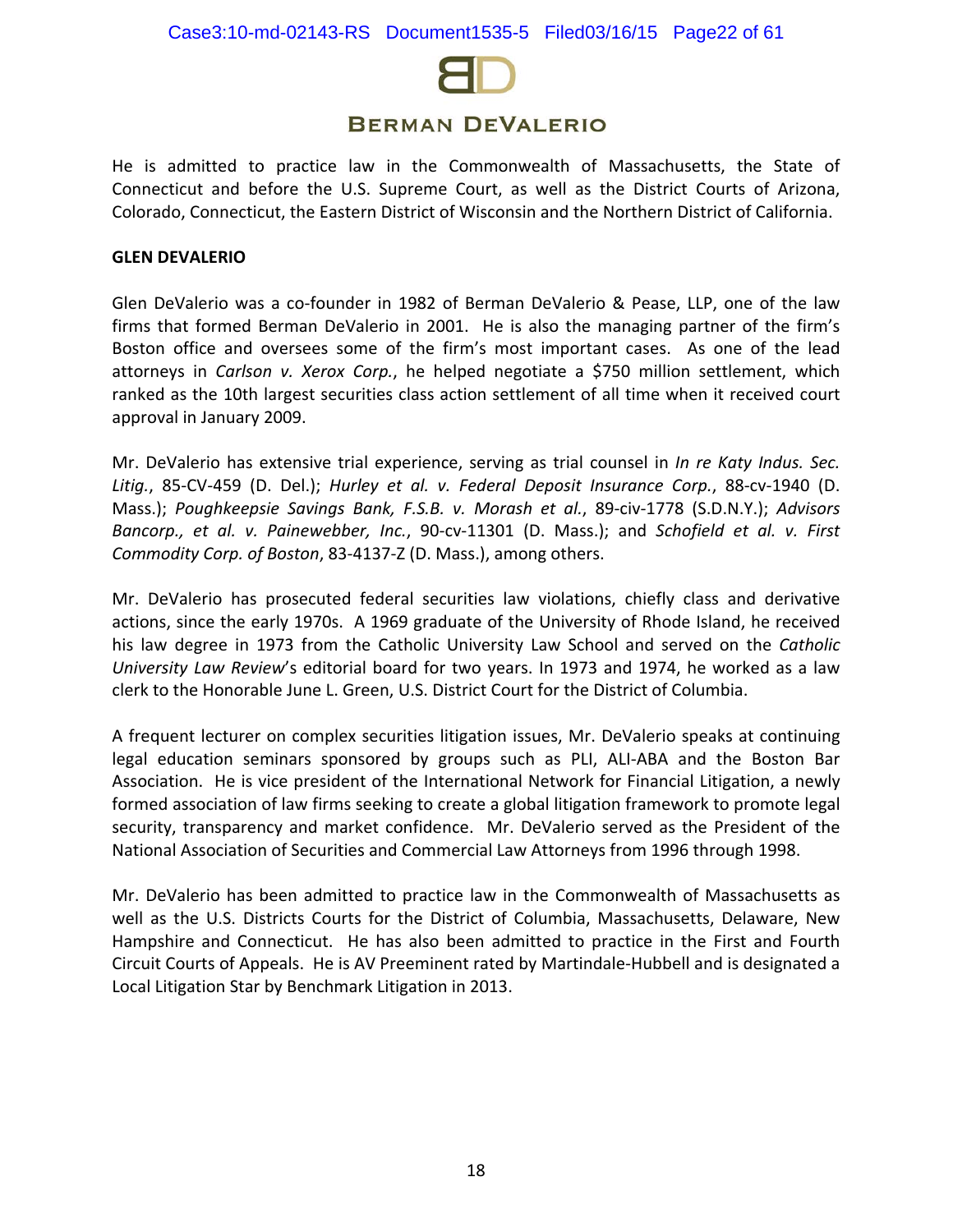He is admitted to practice law in the Commonwealth of Massachusetts, the State of Connecticut and before the U.S. Supreme Court, as well as the District Courts of Arizona, Colorado, Connecticut, the Eastern District of Wisconsin and the Northern District of California.

**GLEN DEVALERIO**

Glen DeValerio was a co-founder in 1982 of Berman DeValerio & Pease, LLP, one of the law firms that formed Berman DeValerio in 2001. He is also the managing partner of the firm's Boston office and oversees some of the firm's most important cases. As one of the lead attorneys in *Carlson v. Xerox Corp.*, he helped negotiate a $750 million settlement, which ranked as the 10th largest securities class action settlement of all time when it received court approval in January 2009.

Mr. DeValerio has extensive trial experience, serving as trial counsel in *In re Katy Indus. Sec. Litig.*, 85-CV-459 (D. Del.); *Hurley et al. v. Federal Deposit Insurance Corp.*, 88-cv-1940 (D. Mass.); *Poughkeepsie Savings Bank, F.S.B. v. Morash et al.*, 89-civ-1778 (S.D.N.Y.); *Advisors Bancorp., et al. v. Painewebber, Inc.*, 90-cv-11301 (D. Mass.); and *Schofield et al. v. First Commodity Corp. of Boston*, 83-4137-Z (D. Mass.), among others.

Mr. DeValerio has prosecuted federal securities law violations, chiefly class and derivative actions, since the early 1970s. A 1969 graduate of the University of Rhode Island, he received his law degree in 1973 from the Catholic University Law School and served on the *Catholic University Law Review*'s editorial board for two years. In 1973 and 1974, he worked as a law clerk to the Honorable June L. Green, U.S. District Court for the District of Columbia.

A frequent lecturer on complex securities litigation issues, Mr. DeValerio speaks at continuing legal education seminars sponsored by groups such as PLI, ALI-ABA and the Boston Bar Association. He is vice president of the International Network for Financial Litigation, a newly formed association of law firms seeking to create a global litigation framework to promote legal security, transparency and market confidence. Mr. DeValerio served as the President of the National Association of Securities and Commercial Law Attorneys from 1996 through 1998.

Mr. DeValerio has been admitted to practice law in the Commonwealth of Massachusetts as well as the U.S. Districts Courts for the District of Columbia, Massachusetts, Delaware, New Hampshire and Connecticut. He has also been admitted to practice in the First and Fourth Circuit Courts of Appeals. He is AV Preeminent rated by Martindale-Hubbell and is designated a Local Litigation Star by Benchmark Litigation in 2013.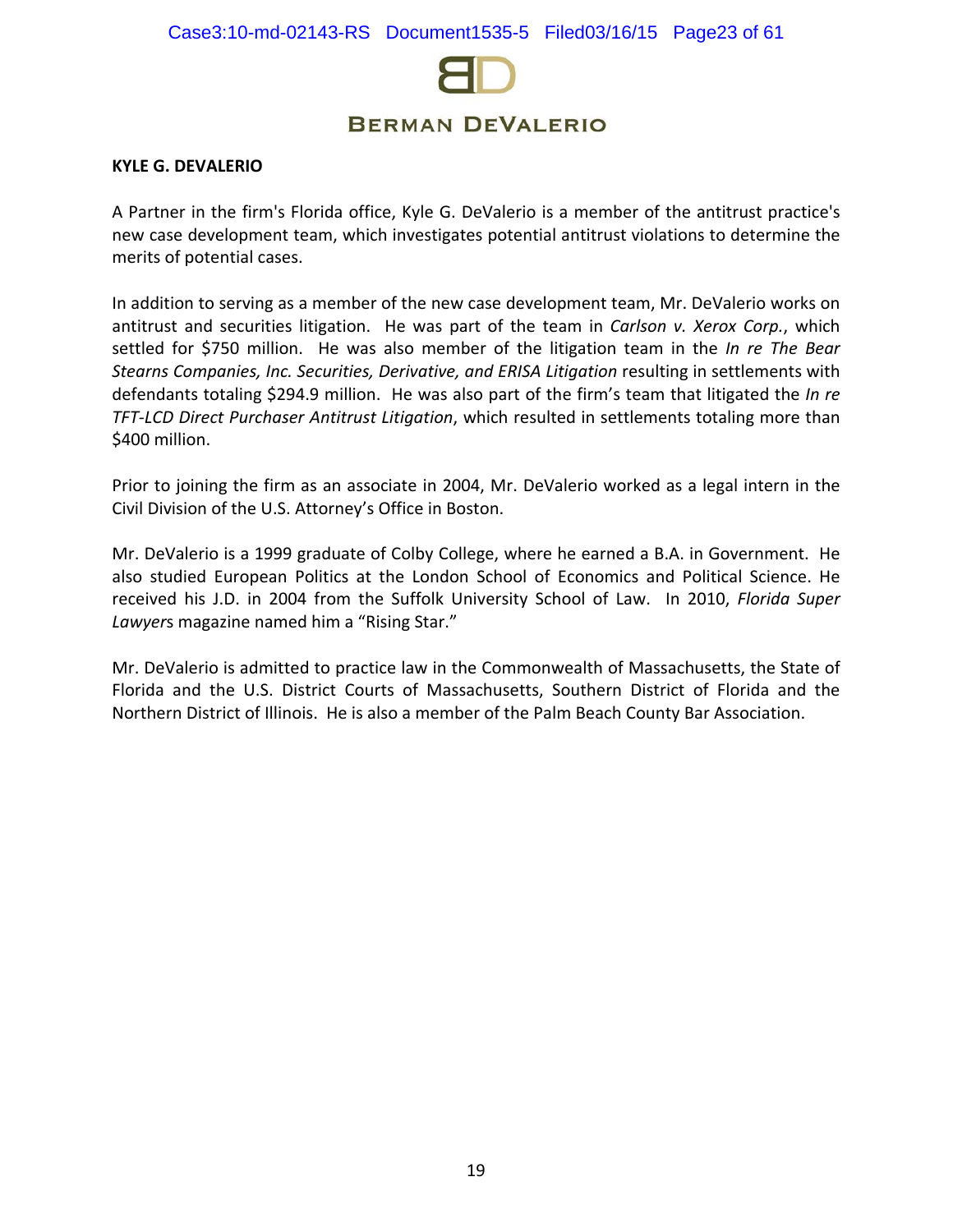**KYLE G. DEVALERIO**

A Partner in the firm's Florida office, Kyle G. DeValerio is a member of the antitrust practice's new case development team, which investigates potential antitrust violations to determine the merits of potential cases.

In addition to serving as a member of the new case development team, Mr. DeValerio works on antitrust and securities litigation. He was part of the team in *Carlson v. Xerox Corp.*, which settled for $750 million. He was also member of the litigation team in the *In re The Bear Stearns Companies, Inc. Securities, Derivative, and ERISA Litigation* resulting in settlements with defendants totaling $294.9 million. He was also part of the firm's team that litigated the *In re TFT-LCD Direct Purchaser Antitrust Litigation*, which resulted in settlements totaling more than $400 million.

Prior to joining the firm as an associate in 2004, Mr. DeValerio worked as a legal intern in the Civil Division of the U.S. Attorney's Office in Boston.

Mr. DeValerio is a 1999 graduate of Colby College, where he earned a B.A. in Government. He also studied European Politics at the London School of Economics and Political Science. He received his J.D. in 2004 from the Suffolk University School of Law. In 2010, *Florida Super Lawyer*s magazine named him a "Rising Star."

Mr. DeValerio is admitted to practice law in the Commonwealth of Massachusetts, the State of Florida and the U.S. District Courts of Massachusetts, Southern District of Florida and the Northern District of Illinois. He is also a member of the Palm Beach County Bar Association.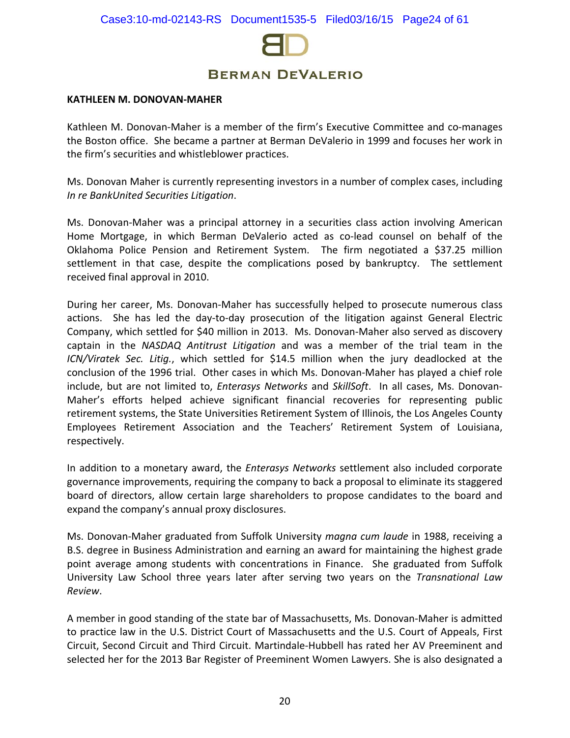**KATHLEEN M. DONOVAN-MAHER**

Kathleen M. Donovan-Maher is a member of the firm's Executive Committee and co-manages the Boston office. She became a partner at Berman DeValerio in 1999 and focuses her work in the firm's securities and whistleblower practices.

Ms. Donovan Maher is currently representing investors in a number of complex cases, including *In re BankUnited Securities Litigation*.

Ms. Donovan-Maher was a principal attorney in a securities class action involving American Home Mortgage, in which Berman DeValerio acted as co-lead counsel on behalf of the Oklahoma Police Pension and Retirement System. The firm negotiated a $37.25 million settlement in that case, despite the complications posed by bankruptcy. The settlement received final approval in 2010.

During her career, Ms. Donovan-Maher has successfully helped to prosecute numerous class actions. She has led the day-to-day prosecution of the litigation against General Electric Company, which settled for $40 million in 2013. Ms. Donovan-Maher also served as discovery captain in the *NASDAQ Antitrust Litigation* and was a member of the trial team in the *ICN/Viratek Sec. Litig.*, which settled for $14.5 million when the jury deadlocked at the conclusion of the 1996 trial. Other cases in which Ms. Donovan-Maher has played a chief role include, but are not limited to, *Enterasys Networks* and *SkillSoft*. In all cases, Ms. Donovan-Maher's efforts helped achieve significant financial recoveries for representing public retirement systems, the State Universities Retirement System of Illinois, the Los Angeles County Employees Retirement Association and the Teachers' Retirement System of Louisiana, respectively.

In addition to a monetary award, the *Enterasys Networks* settlement also included corporate governance improvements, requiring the company to back a proposal to eliminate its staggered board of directors, allow certain large shareholders to propose candidates to the board and expand the company's annual proxy disclosures.

Ms. Donovan-Maher graduated from Suffolk University *magna cum laude* in 1988, receiving a B.S. degree in Business Administration and earning an award for maintaining the highest grade point average among students with concentrations in Finance. She graduated from Suffolk University Law School three years later after serving two years on the *Transnational Law Review*.

A member in good standing of the state bar of Massachusetts, Ms. Donovan-Maher is admitted to practice law in the U.S. District Court of Massachusetts and the U.S. Court of Appeals, First Circuit, Second Circuit and Third Circuit. Martindale-Hubbell has rated her AV Preeminent and selected her for the 2013 Bar Register of Preeminent Women Lawyers. She is also designated a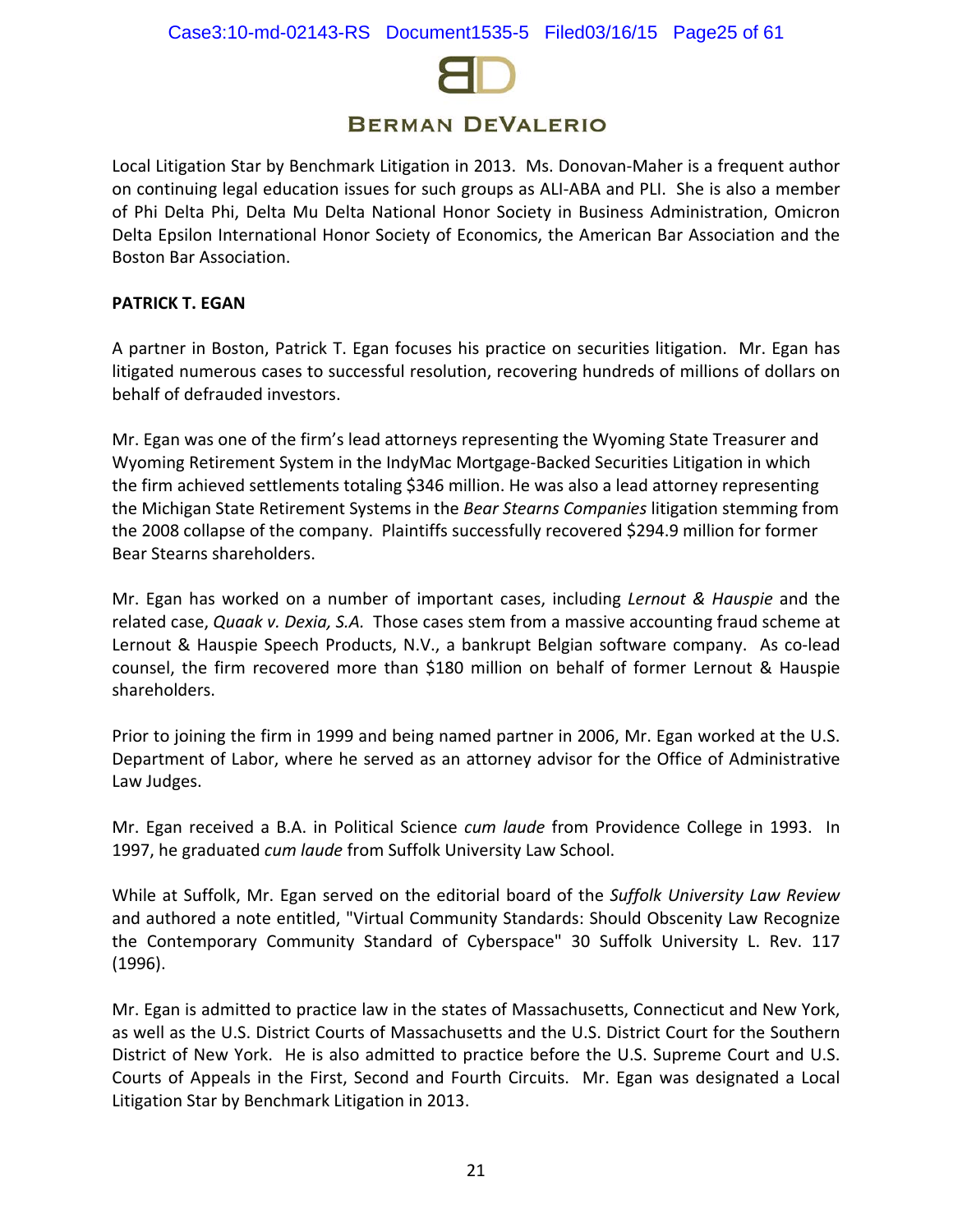Local Litigation Star by Benchmark Litigation in 2013. Ms. Donovan-Maher is a frequent author on continuing legal education issues for such groups as ALI-ABA and PLI. She is also a member of Phi Delta Phi, Delta Mu Delta National Honor Society in Business Administration, Omicron Delta Epsilon International Honor Society of Economics, the American Bar Association and the Boston Bar Association.

**PATRICK T. EGAN**

A partner in Boston, Patrick T. Egan focuses his practice on securities litigation. Mr. Egan has litigated numerous cases to successful resolution, recovering hundreds of millions of dollars on behalf of defrauded investors.

Mr. Egan was one of the firm's lead attorneys representing the Wyoming State Treasurer and Wyoming Retirement System in the IndyMac Mortgage-Backed Securities Litigation in which the firm achieved settlements totaling $346 million. He was also a lead attorney representing the Michigan State Retirement Systems in the *Bear Stearns Companies* litigation stemming from the 2008 collapse of the company. Plaintiffs successfully recovered $294.9 million for former Bear Stearns shareholders.

Mr. Egan has worked on a number of important cases, including *Lernout & Hauspie* and the related case, *Quaak v. Dexia, S.A.* Those cases stem from a massive accounting fraud scheme at Lernout & Hauspie Speech Products, N.V., a bankrupt Belgian software company. As co-lead counsel, the firm recovered more than $180 million on behalf of former Lernout & Hauspie shareholders.

Prior to joining the firm in 1999 and being named partner in 2006, Mr. Egan worked at the U.S. Department of Labor, where he served as an attorney advisor for the Office of Administrative Law Judges.

Mr. Egan received a B.A. in Political Science *cum laude* from Providence College in 1993. In 1997, he graduated *cum laude* from Suffolk University Law School.

While at Suffolk, Mr. Egan served on the editorial board of the *Suffolk University Law Review* and authored a note entitled, "Virtual Community Standards: Should Obscenity Law Recognize the Contemporary Community Standard of Cyberspace" 30 Suffolk University L. Rev. 117 (1996).

Mr. Egan is admitted to practice law in the states of Massachusetts, Connecticut and New York, as well as the U.S. District Courts of Massachusetts and the U.S. District Court for the Southern District of New York. He is also admitted to practice before the U.S. Supreme Court and U.S. Courts of Appeals in the First, Second and Fourth Circuits. Mr. Egan was designated a Local Litigation Star by Benchmark Litigation in 2013.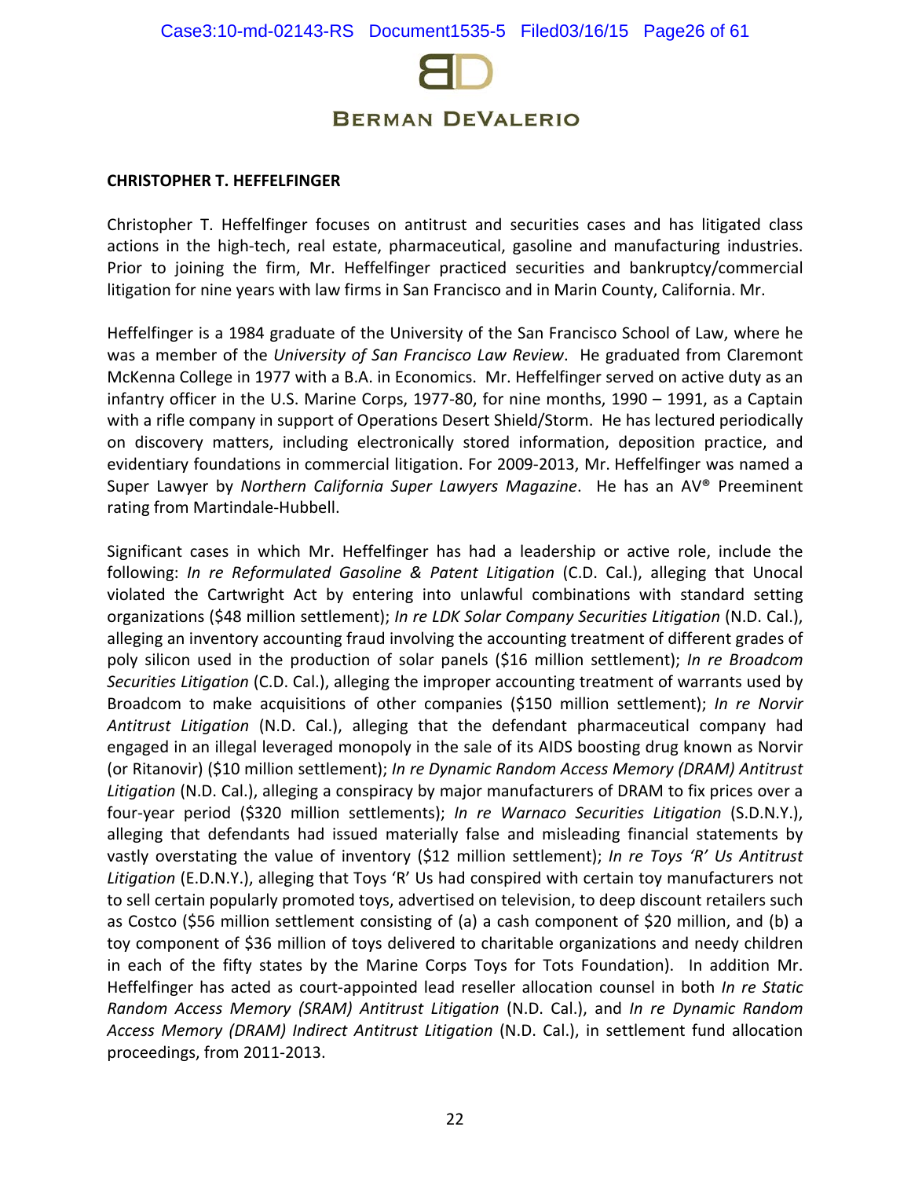**CHRISTOPHER T. HEFFELFINGER**

Christopher T. Heffelfinger focuses on antitrust and securities cases and has litigated class actions in the high-tech, real estate, pharmaceutical, gasoline and manufacturing industries. Prior to joining the firm, Mr. Heffelfinger practiced securities and bankruptcy/commercial litigation for nine years with law firms in San Francisco and in Marin County, California. Mr.

Heffelfinger is a 1984 graduate of the University of the San Francisco School of Law, where he was a member of the *University of San Francisco Law Review*. He graduated from Claremont McKenna College in 1977 with a B.A. in Economics. Mr. Heffelfinger served on active duty as an infantry officer in the U.S. Marine Corps, 1977-80, for nine months, 1990 – 1991, as a Captain with a rifle company in support of Operations Desert Shield/Storm. He has lectured periodically on discovery matters, including electronically stored information, deposition practice, and evidentiary foundations in commercial litigation. For 2009-2013, Mr. Heffelfinger was named a Super Lawyer by *Northern California Super Lawyers Magazine*. He has an AV® Preeminent rating from Martindale-Hubbell.

Significant cases in which Mr. Heffelfinger has had a leadership or active role, include the following: *In re Reformulated Gasoline & Patent Litigation* (C.D. Cal.), alleging that Unocal violated the Cartwright Act by entering into unlawful combinations with standard setting organizations ($48 million settlement); *In re LDK Solar Company Securities Litigation* (N.D. Cal.), alleging an inventory accounting fraud involving the accounting treatment of different grades of poly silicon used in the production of solar panels ($16 million settlement); *In re Broadcom Securities Litigation* (C.D. Cal.), alleging the improper accounting treatment of warrants used by Broadcom to make acquisitions of other companies ($150 million settlement); *In re Norvir Antitrust Litigation* (N.D. Cal.), alleging that the defendant pharmaceutical company had engaged in an illegal leveraged monopoly in the sale of its AIDS boosting drug known as Norvir (or Ritanovir) ($10 million settlement); *In re Dynamic Random Access Memory (DRAM) Antitrust Litigation* (N.D. Cal.), alleging a conspiracy by major manufacturers of DRAM to fix prices over a four-year period ($320 million settlements); *In re Warnaco Securities Litigation* (S.D.N.Y.), alleging that defendants had issued materially false and misleading financial statements by vastly overstating the value of inventory ($12 million settlement); *In re Toys 'R' Us Antitrust Litigation* (E.D.N.Y.), alleging that Toys 'R' Us had conspired with certain toy manufacturers not to sell certain popularly promoted toys, advertised on television, to deep discount retailers such as Costco ($56 million settlement consisting of (a) a cash component of $20 million, and (b) a toy component of $36 million of toys delivered to charitable organizations and needy children in each of the fifty states by the Marine Corps Toys for Tots Foundation). In addition Mr. Heffelfinger has acted as court-appointed lead reseller allocation counsel in both *In re Static Random Access Memory (SRAM) Antitrust Litigation* (N.D. Cal.), and *In re Dynamic Random Access Memory (DRAM) Indirect Antitrust Litigation* (N.D. Cal.), in settlement fund allocation proceedings, from 2011-2013.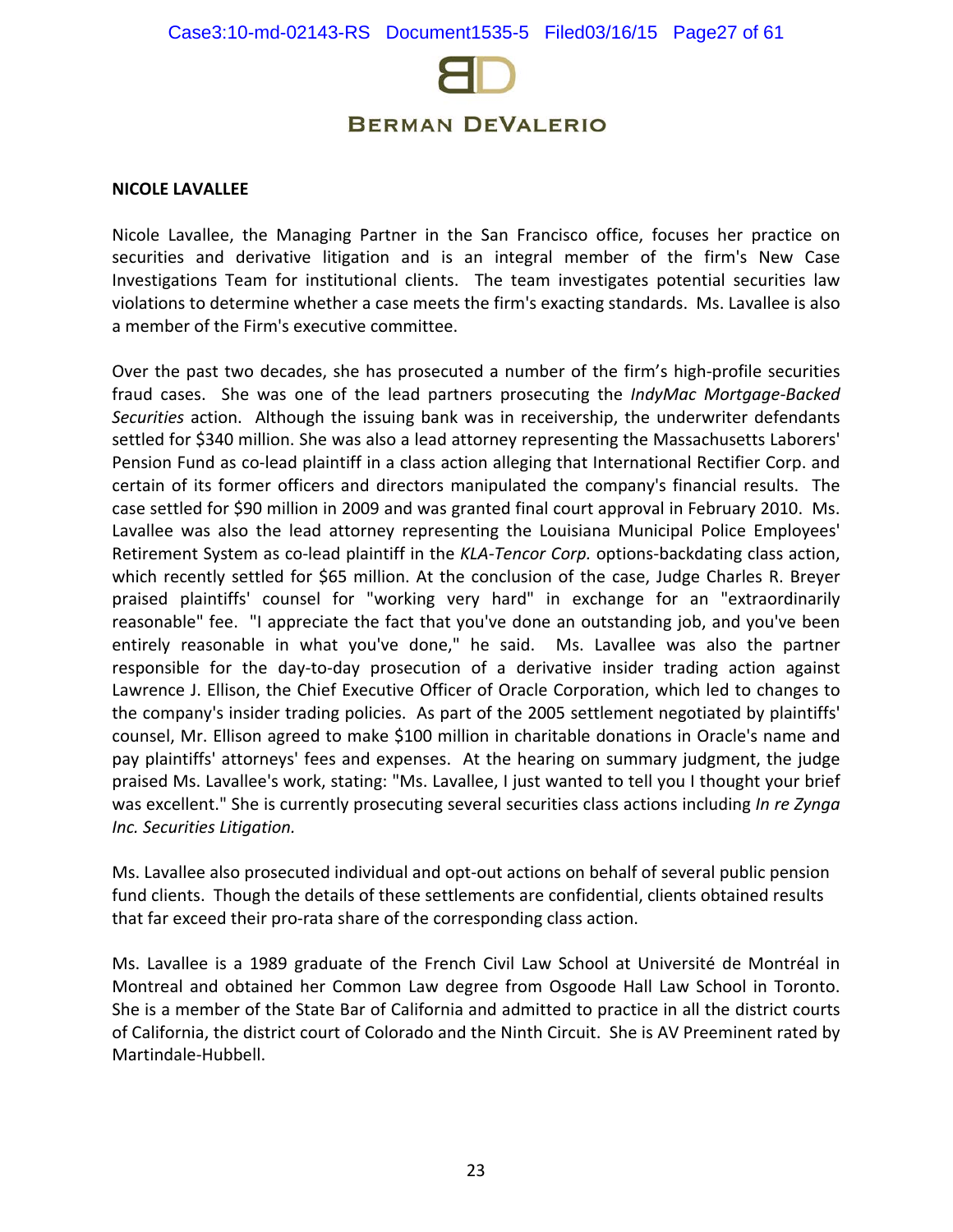**NICOLE LAVALLEE**

Nicole Lavallee, the Managing Partner in the San Francisco office, focuses her practice on securities and derivative litigation and is an integral member of the firm's New Case Investigations Team for institutional clients. The team investigates potential securities law violations to determine whether a case meets the firm's exacting standards. Ms. Lavallee is also a member of the Firm's executive committee.

Over the past two decades, she has prosecuted a number of the firm's high-profile securities fraud cases. She was one of the lead partners prosecuting the *IndyMac Mortgage-Backed Securities* action. Although the issuing bank was in receivership, the underwriter defendants settled for $340 million. She was also a lead attorney representing the Massachusetts Laborers' Pension Fund as co-lead plaintiff in a class action alleging that International Rectifier Corp. and certain of its former officers and directors manipulated the company's financial results. The case settled for $90 million in 2009 and was granted final court approval in February 2010. Ms. Lavallee was also the lead attorney representing the Louisiana Municipal Police Employees' Retirement System as co-lead plaintiff in the *KLA-Tencor Corp.* options-backdating class action, which recently settled for $65 million. At the conclusion of the case, Judge Charles R. Breyer praised plaintiffs' counsel for "working very hard" in exchange for an "extraordinarily reasonable" fee. "I appreciate the fact that you've done an outstanding job, and you've been entirely reasonable in what you've done," he said. Ms. Lavallee was also the partner responsible for the day-to-day prosecution of a derivative insider trading action against Lawrence J. Ellison, the Chief Executive Officer of Oracle Corporation, which led to changes to the company's insider trading policies. As part of the 2005 settlement negotiated by plaintiffs' counsel, Mr. Ellison agreed to make $100 million in charitable donations in Oracle's name and pay plaintiffs' attorneys' fees and expenses. At the hearing on summary judgment, the judge praised Ms. Lavallee's work, stating: "Ms. Lavallee, I just wanted to tell you I thought your brief was excellent." She is currently prosecuting several securities class actions including *In re Zynga Inc. Securities Litigation.*

Ms. Lavallee also prosecuted individual and opt-out actions on behalf of several public pension fund clients. Though the details of these settlements are confidential, clients obtained results that far exceed their pro-rata share of the corresponding class action.

Ms. Lavallee is a 1989 graduate of the French Civil Law School at Université de Montréal in Montreal and obtained her Common Law degree from Osgoode Hall Law School in Toronto. She is a member of the State Bar of California and admitted to practice in all the district courts of California, the district court of Colorado and the Ninth Circuit. She is AV Preeminent rated by Martindale-Hubbell.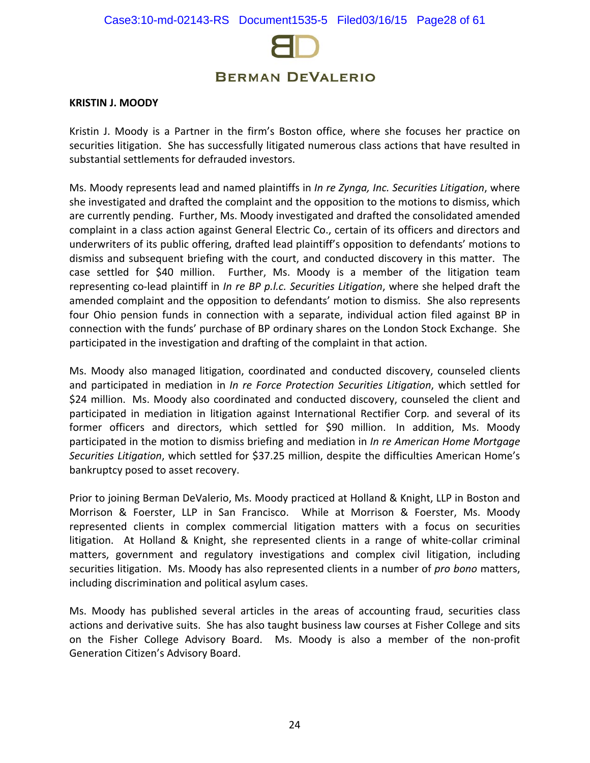**KRISTIN J. MOODY**

Kristin J. Moody is a Partner in the firm's Boston office, where she focuses her practice on securities litigation. She has successfully litigated numerous class actions that have resulted in substantial settlements for defrauded investors.

Ms. Moody represents lead and named plaintiffs in *In re Zynga, Inc. Securities Litigation*, where she investigated and drafted the complaint and the opposition to the motions to dismiss, which are currently pending. Further, Ms. Moody investigated and drafted the consolidated amended complaint in a class action against General Electric Co., certain of its officers and directors and underwriters of its public offering, drafted lead plaintiff's opposition to defendants' motions to dismiss and subsequent briefing with the court, and conducted discovery in this matter. The case settled for $40 million. Further, Ms. Moody is a member of the litigation team representing co-lead plaintiff in *In re BP p.l.c. Securities Litigation*, where she helped draft the amended complaint and the opposition to defendants' motion to dismiss. She also represents four Ohio pension funds in connection with a separate, individual action filed against BP in connection with the funds' purchase of BP ordinary shares on the London Stock Exchange. She participated in the investigation and drafting of the complaint in that action.

Ms. Moody also managed litigation, coordinated and conducted discovery, counseled clients and participated in mediation in *In re Force Protection Securities Litigation*, which settled for $24 million. Ms. Moody also coordinated and conducted discovery, counseled the client and participated in mediation in litigation against International Rectifier Corp*.* and several of its former officers and directors, which settled for $90 million. In addition, Ms. Moody participated in the motion to dismiss briefing and mediation in *In re American Home Mortgage Securities Litigation*, which settled for $37.25 million, despite the difficulties American Home's bankruptcy posed to asset recovery.

Prior to joining Berman DeValerio, Ms. Moody practiced at Holland & Knight, LLP in Boston and Morrison & Foerster, LLP in San Francisco. While at Morrison & Foerster, Ms. Moody represented clients in complex commercial litigation matters with a focus on securities litigation. At Holland & Knight, she represented clients in a range of white-collar criminal matters, government and regulatory investigations and complex civil litigation, including securities litigation. Ms. Moody has also represented clients in a number of *pro bono* matters, including discrimination and political asylum cases.

Ms. Moody has published several articles in the areas of accounting fraud, securities class actions and derivative suits. She has also taught business law courses at Fisher College and sits on the Fisher College Advisory Board. Ms. Moody is also a member of the non-profit Generation Citizen's Advisory Board.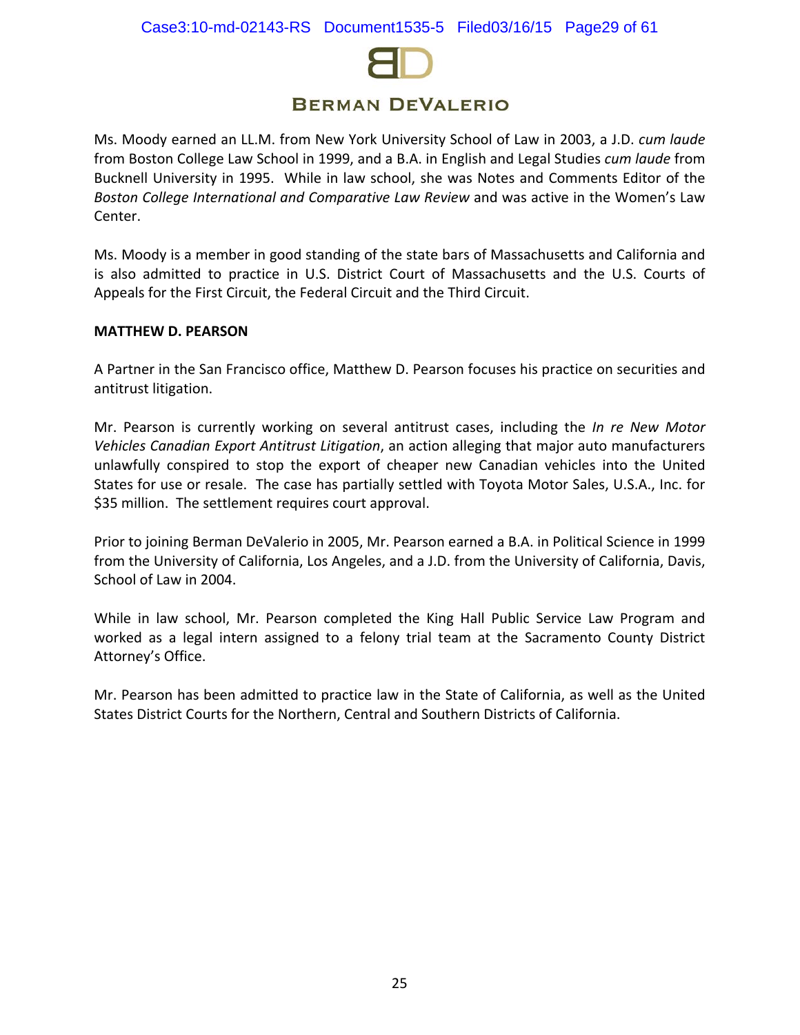Ms. Moody earned an LL.M. from New York University School of Law in 2003, a J.D. *cum laude* from Boston College Law School in 1999, and a B.A. in English and Legal Studies *cum laude* from Bucknell University in 1995. While in law school, she was Notes and Comments Editor of the *Boston College International and Comparative Law Review* and was active in the Women's Law Center.

Ms. Moody is a member in good standing of the state bars of Massachusetts and California and is also admitted to practice in U.S. District Court of Massachusetts and the U.S. Courts of Appeals for the First Circuit, the Federal Circuit and the Third Circuit.

**MATTHEW D. PEARSON**

A Partner in the San Francisco office, Matthew D. Pearson focuses his practice on securities and antitrust litigation.

Mr. Pearson is currently working on several antitrust cases, including the *In re New Motor Vehicles Canadian Export Antitrust Litigation*, an action alleging that major auto manufacturers unlawfully conspired to stop the export of cheaper new Canadian vehicles into the United States for use or resale. The case has partially settled with Toyota Motor Sales, U.S.A., Inc. for $35 million. The settlement requires court approval.

Prior to joining Berman DeValerio in 2005, Mr. Pearson earned a B.A. in Political Science in 1999 from the University of California, Los Angeles, and a J.D. from the University of California, Davis, School of Law in 2004.

While in law school, Mr. Pearson completed the King Hall Public Service Law Program and worked as a legal intern assigned to a felony trial team at the Sacramento County District Attorney's Office.

Mr. Pearson has been admitted to practice law in the State of California, as well as the United States District Courts for the Northern, Central and Southern Districts of California.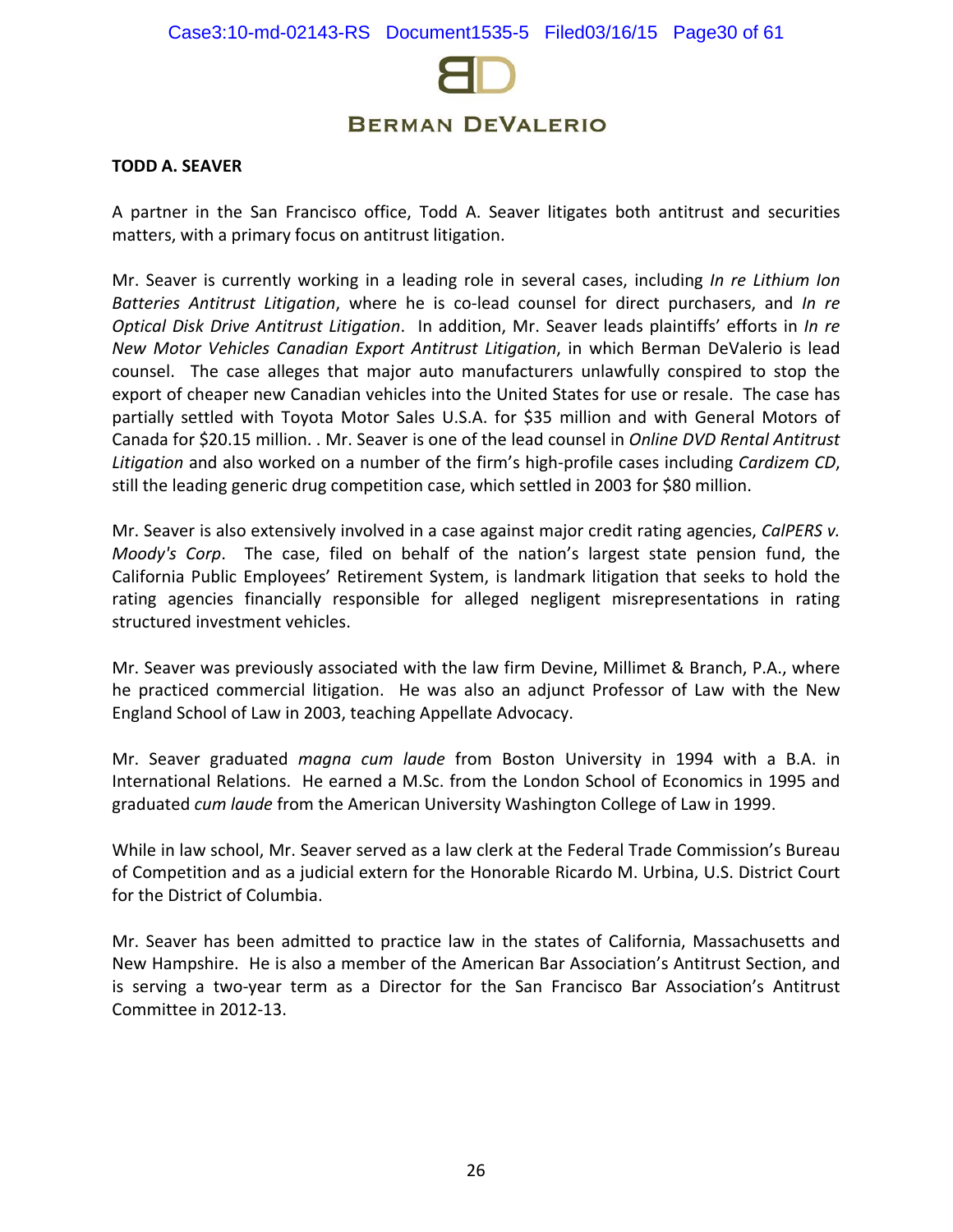**TODD A. SEAVER**

A partner in the San Francisco office, Todd A. Seaver litigates both antitrust and securities matters, with a primary focus on antitrust litigation.

Mr. Seaver is currently working in a leading role in several cases, including *In re Lithium Ion Batteries Antitrust Litigation*, where he is co-lead counsel for direct purchasers, and *In re Optical Disk Drive Antitrust Litigation*. In addition, Mr. Seaver leads plaintiffs' efforts in *In re New Motor Vehicles Canadian Export Antitrust Litigation*, in which Berman DeValerio is lead counsel. The case alleges that major auto manufacturers unlawfully conspired to stop the export of cheaper new Canadian vehicles into the United States for use or resale. The case has partially settled with Toyota Motor Sales U.S.A. for $35 million and with General Motors of Canada for $20.15 million. . Mr. Seaver is one of the lead counsel in *Online DVD Rental Antitrust Litigation* and also worked on a number of the firm's high-profile cases including *Cardizem CD*, still the leading generic drug competition case, which settled in 2003 for $80 million.

Mr. Seaver is also extensively involved in a case against major credit rating agencies, *CalPERS v. Moody's Corp*. The case, filed on behalf of the nation's largest state pension fund, the California Public Employees' Retirement System, is landmark litigation that seeks to hold the rating agencies financially responsible for alleged negligent misrepresentations in rating structured investment vehicles.

Mr. Seaver was previously associated with the law firm Devine, Millimet & Branch, P.A., where he practiced commercial litigation. He was also an adjunct Professor of Law with the New England School of Law in 2003, teaching Appellate Advocacy.

Mr. Seaver graduated *magna cum laude* from Boston University in 1994 with a B.A. in International Relations. He earned a M.Sc. from the London School of Economics in 1995 and graduated *cum laude* from the American University Washington College of Law in 1999.

While in law school, Mr. Seaver served as a law clerk at the Federal Trade Commission's Bureau of Competition and as a judicial extern for the Honorable Ricardo M. Urbina, U.S. District Court for the District of Columbia.

Mr. Seaver has been admitted to practice law in the states of California, Massachusetts and New Hampshire. He is also a member of the American Bar Association's Antitrust Section, and is serving a two-year term as a Director for the San Francisco Bar Association's Antitrust Committee in 2012-13.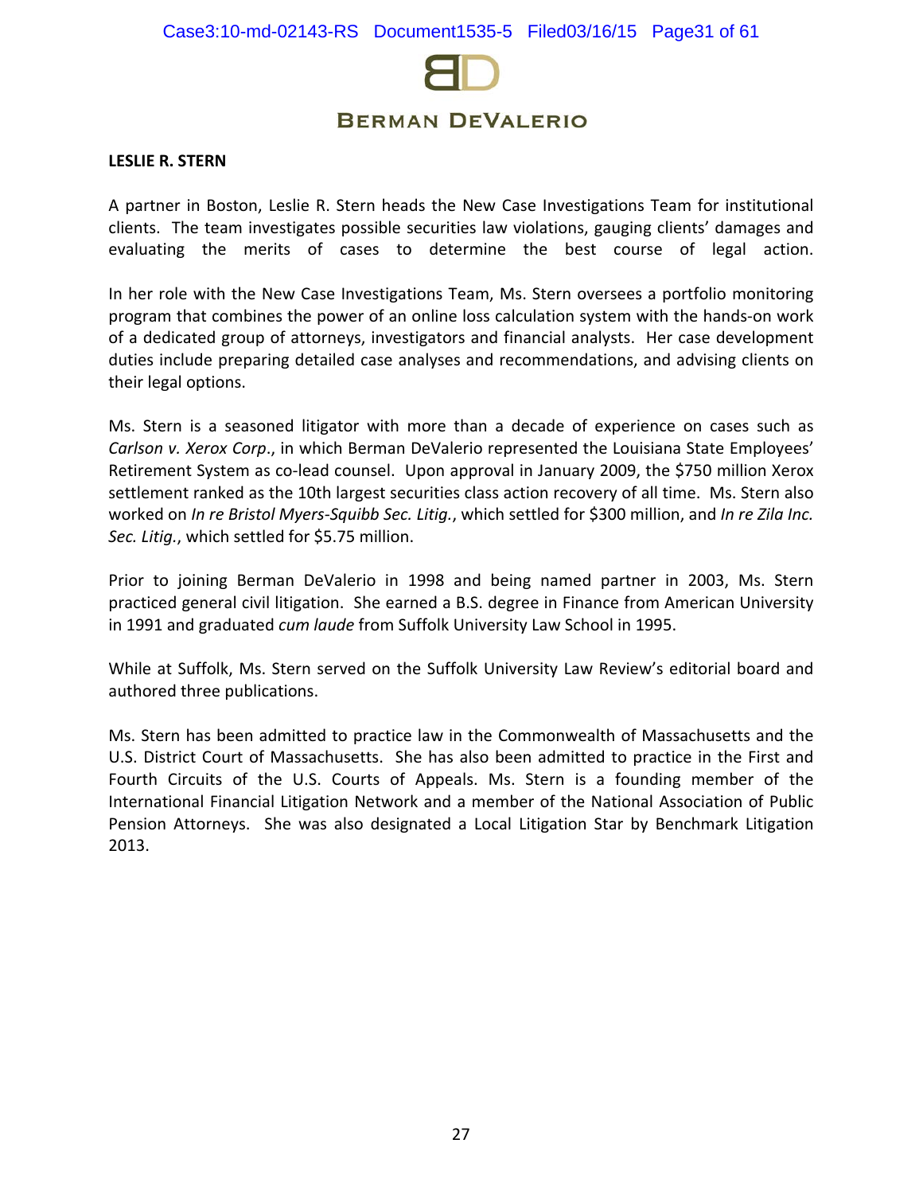**BERMAN DEVALERIO**

**LESLIE R. STERN**

A partner in Boston, Leslie R. Stern heads the New Case Investigations Team for institutional clients. The team investigates possible securities law violations, gauging clients' damages and evaluating the merits of cases to determine the best course of legal action.

In her role with the New Case Investigations Team, Ms. Stern oversees a portfolio monitoring program that combines the power of an online loss calculation system with the hands-on work of a dedicated group of attorneys, investigators and financial analysts. Her case development duties include preparing detailed case analyses and recommendations, and advising clients on their legal options.

Ms. Stern is a seasoned litigator with more than a decade of experience on cases such as *Carlson v. Xerox Corp*., in which Berman DeValerio represented the Louisiana State Employees' Retirement System as co-lead counsel. Upon approval in January 2009, the $750 million Xerox settlement ranked as the 10th largest securities class action recovery of all time. Ms. Stern also worked on *In re Bristol Myers-Squibb Sec. Litig.*, which settled for $300 million, and *In re Zila Inc. Sec. Litig.*, which settled for $5.75 million.

Prior to joining Berman DeValerio in 1998 and being named partner in 2003, Ms. Stern practiced general civil litigation. She earned a B.S. degree in Finance from American University in 1991 and graduated *cum laude* from Suffolk University Law School in 1995.

While at Suffolk, Ms. Stern served on the Suffolk University Law Review's editorial board and authored three publications.

Ms. Stern has been admitted to practice law in the Commonwealth of Massachusetts and the U.S. District Court of Massachusetts. She has also been admitted to practice in the First and Fourth Circuits of the U.S. Courts of Appeals. Ms. Stern is a founding member of the International Financial Litigation Network and a member of the National Association of Public Pension Attorneys. She was also designated a Local Litigation Star by Benchmark Litigation 2013.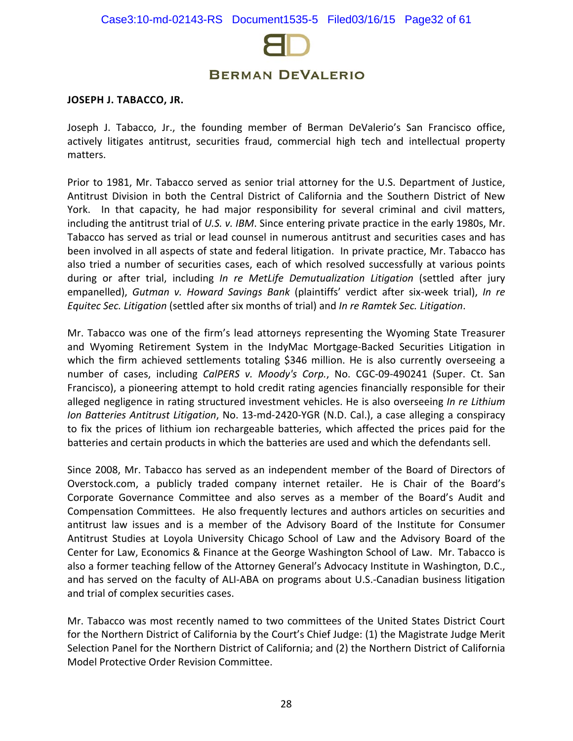**JOSEPH J. TABACCO, JR.**

Joseph J. Tabacco, Jr., the founding member of Berman DeValerio's San Francisco office, actively litigates antitrust, securities fraud, commercial high tech and intellectual property matters.

Prior to 1981, Mr. Tabacco served as senior trial attorney for the U.S. Department of Justice, Antitrust Division in both the Central District of California and the Southern District of New York. In that capacity, he had major responsibility for several criminal and civil matters, including the antitrust trial of *U.S. v. IBM*. Since entering private practice in the early 1980s, Mr. Tabacco has served as trial or lead counsel in numerous antitrust and securities cases and has been involved in all aspects of state and federal litigation. In private practice, Mr. Tabacco has also tried a number of securities cases, each of which resolved successfully at various points during or after trial, including *In re MetLife Demutualization Litigation* (settled after jury empanelled), *Gutman v. Howard Savings Bank* (plaintiffs' verdict after six-week trial), *In re Equitec Sec. Litigation* (settled after six months of trial) and *In re Ramtek Sec. Litigation*.

Mr. Tabacco was one of the firm's lead attorneys representing the Wyoming State Treasurer and Wyoming Retirement System in the IndyMac Mortgage-Backed Securities Litigation in which the firm achieved settlements totaling $346 million. He is also currently overseeing a number of cases, including *CalPERS v. Moody's Corp.*, No. CGC-09-490241 (Super. Ct. San Francisco), a pioneering attempt to hold credit rating agencies financially responsible for their alleged negligence in rating structured investment vehicles. He is also overseeing *In re Lithium Ion Batteries Antitrust Litigation*, No. 13-md-2420-YGR (N.D. Cal.), a case alleging a conspiracy to fix the prices of lithium ion rechargeable batteries, which affected the prices paid for the batteries and certain products in which the batteries are used and which the defendants sell.

Since 2008, Mr. Tabacco has served as an independent member of the Board of Directors of Overstock.com, a publicly traded company internet retailer. He is Chair of the Board's Corporate Governance Committee and also serves as a member of the Board's Audit and Compensation Committees. He also frequently lectures and authors articles on securities and antitrust law issues and is a member of the Advisory Board of the Institute for Consumer Antitrust Studies at Loyola University Chicago School of Law and the Advisory Board of the Center for Law, Economics & Finance at the George Washington School of Law. Mr. Tabacco is also a former teaching fellow of the Attorney General's Advocacy Institute in Washington, D.C., and has served on the faculty of ALI-ABA on programs about U.S.-Canadian business litigation and trial of complex securities cases.

Mr. Tabacco was most recently named to two committees of the United States District Court for the Northern District of California by the Court's Chief Judge: (1) the Magistrate Judge Merit Selection Panel for the Northern District of California; and (2) the Northern District of California Model Protective Order Revision Committee.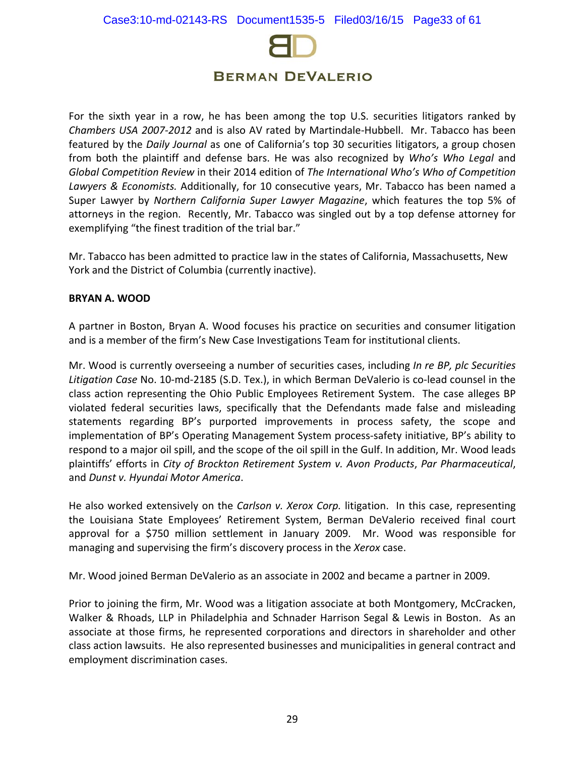For the sixth year in a row, he has been among the top U.S. securities litigators ranked by *Chambers USA 2007-2012* and is also AV rated by Martindale-Hubbell. Mr. Tabacco has been featured by the *Daily Journal* as one of California's top 30 securities litigators, a group chosen from both the plaintiff and defense bars. He was also recognized by *Who's Who Legal* and *Global Competition Review* in their 2014 edition of *The International Who's Who of Competition Lawyers & Economists.* Additionally, for 10 consecutive years, Mr. Tabacco has been named a Super Lawyer by *Northern California Super Lawyer Magazine*, which features the top 5% of attorneys in the region. Recently, Mr. Tabacco was singled out by a top defense attorney for exemplifying "the finest tradition of the trial bar."

Mr. Tabacco has been admitted to practice law in the states of California, Massachusetts, New York and the District of Columbia (currently inactive).

**BRYAN A. WOOD**

A partner in Boston, Bryan A. Wood focuses his practice on securities and consumer litigation and is a member of the firm's New Case Investigations Team for institutional clients.

Mr. Wood is currently overseeing a number of securities cases, including *In re BP, plc Securities Litigation Case* No. 10-md-2185 (S.D. Tex.), in which Berman DeValerio is co-lead counsel in the class action representing the Ohio Public Employees Retirement System. The case alleges BP violated federal securities laws, specifically that the Defendants made false and misleading statements regarding BP's purported improvements in process safety, the scope and implementation of BP's Operating Management System process-safety initiative, BP's ability to respond to a major oil spill, and the scope of the oil spill in the Gulf. In addition, Mr. Wood leads plaintiffs' efforts in *City of Brockton Retirement System v. Avon Products*, *Par Pharmaceutical*, and *Dunst v. Hyundai Motor America*.

He also worked extensively on the *Carlson v. Xerox Corp.* litigation. In this case, representing the Louisiana State Employees' Retirement System, Berman DeValerio received final court approval for a $750 million settlement in January 2009. Mr. Wood was responsible for managing and supervising the firm's discovery process in the *Xerox* case.

Mr. Wood joined Berman DeValerio as an associate in 2002 and became a partner in 2009.

Prior to joining the firm, Mr. Wood was a litigation associate at both Montgomery, McCracken, Walker & Rhoads, LLP in Philadelphia and Schnader Harrison Segal & Lewis in Boston. As an associate at those firms, he represented corporations and directors in shareholder and other class action lawsuits. He also represented businesses and municipalities in general contract and employment discrimination cases.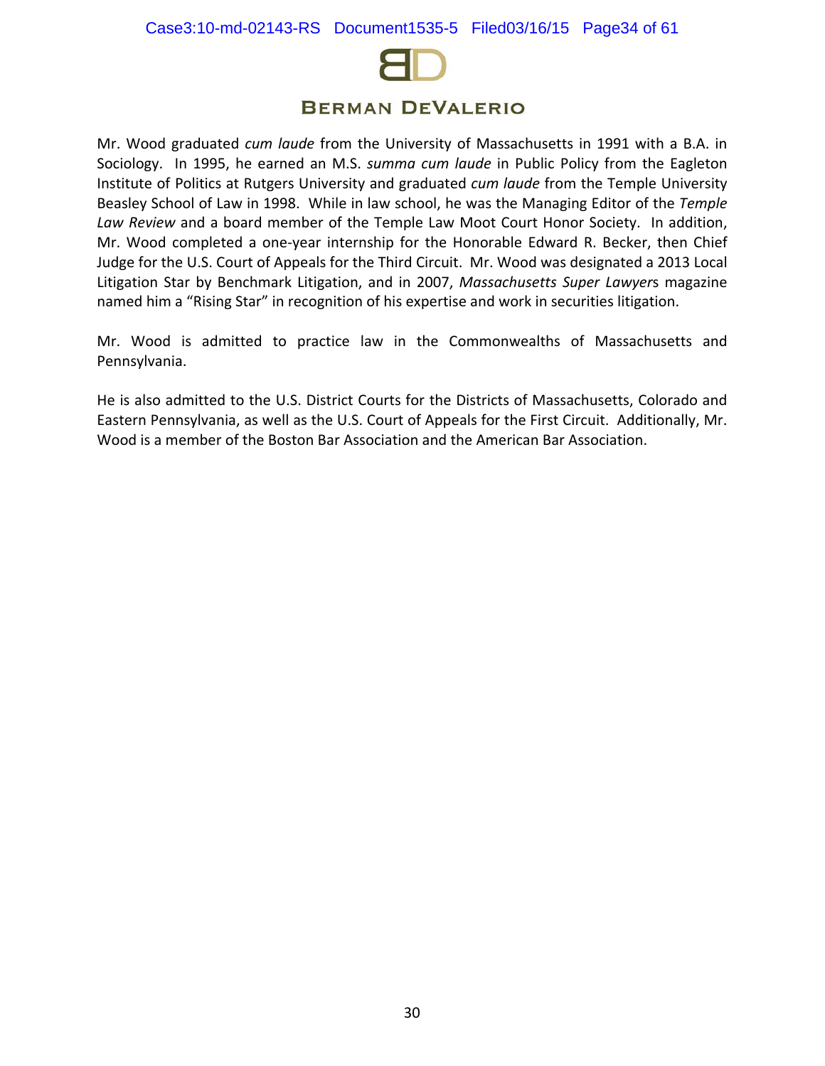Mr. Wood graduated *cum laude* from the University of Massachusetts in 1991 with a B.A. in Sociology. In 1995, he earned an M.S. *summa cum laude* in Public Policy from the Eagleton Institute of Politics at Rutgers University and graduated *cum laude* from the Temple University Beasley School of Law in 1998. While in law school, he was the Managing Editor of the *Temple Law Review* and a board member of the Temple Law Moot Court Honor Society. In addition, Mr. Wood completed a one-year internship for the Honorable Edward R. Becker, then Chief Judge for the U.S. Court of Appeals for the Third Circuit. Mr. Wood was designated a 2013 Local Litigation Star by Benchmark Litigation, and in 2007, *Massachusetts Super Lawyer*s magazine named him a "Rising Star" in recognition of his expertise and work in securities litigation.

Mr. Wood is admitted to practice law in the Commonwealths of Massachusetts and Pennsylvania.

He is also admitted to the U.S. District Courts for the Districts of Massachusetts, Colorado and Eastern Pennsylvania, as well as the U.S. Court of Appeals for the First Circuit. Additionally, Mr. Wood is a member of the Boston Bar Association and the American Bar Association.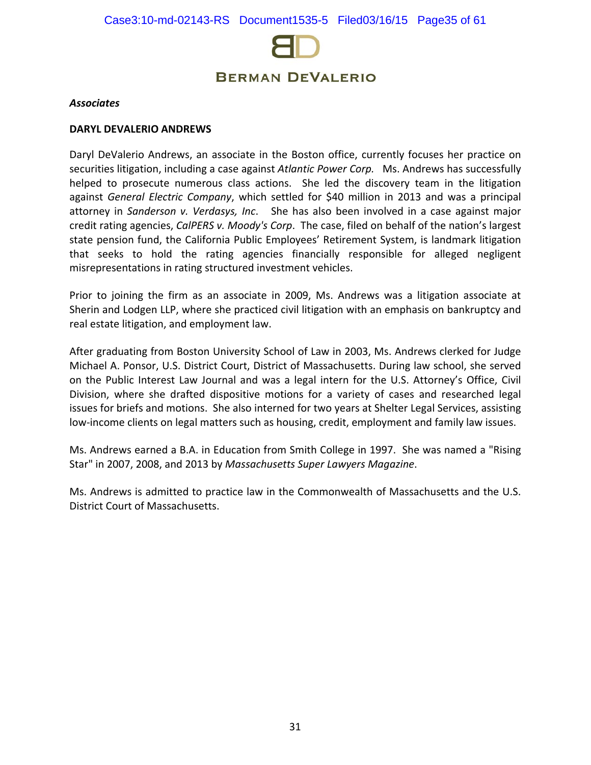*Associates*

**DARYL DEVALERIO ANDREWS**

Daryl DeValerio Andrews, an associate in the Boston office, currently focuses her practice on securities litigation, including a case against *Atlantic Power Corp.* Ms. Andrews has successfully helped to prosecute numerous class actions. She led the discovery team in the litigation against *General Electric Company*, which settled for $40 million in 2013 and was a principal attorney in *Sanderson v. Verdasys, Inc*. She has also been involved in a case against major credit rating agencies, *CalPERS v. Moody's Corp*. The case, filed on behalf of the nation's largest state pension fund, the California Public Employees' Retirement System, is landmark litigation that seeks to hold the rating agencies financially responsible for alleged negligent misrepresentations in rating structured investment vehicles.

Prior to joining the firm as an associate in 2009, Ms. Andrews was a litigation associate at Sherin and Lodgen LLP, where she practiced civil litigation with an emphasis on bankruptcy and real estate litigation, and employment law.

After graduating from Boston University School of Law in 2003, Ms. Andrews clerked for Judge Michael A. Ponsor, U.S. District Court, District of Massachusetts. During law school, she served on the Public Interest Law Journal and was a legal intern for the U.S. Attorney's Office, Civil Division, where she drafted dispositive motions for a variety of cases and researched legal issues for briefs and motions. She also interned for two years at Shelter Legal Services, assisting low-income clients on legal matters such as housing, credit, employment and family law issues.

Ms. Andrews earned a B.A. in Education from Smith College in 1997. She was named a "Rising Star" in 2007, 2008, and 2013 by *Massachusetts Super Lawyers Magazine*.

Ms. Andrews is admitted to practice law in the Commonwealth of Massachusetts and the U.S. District Court of Massachusetts.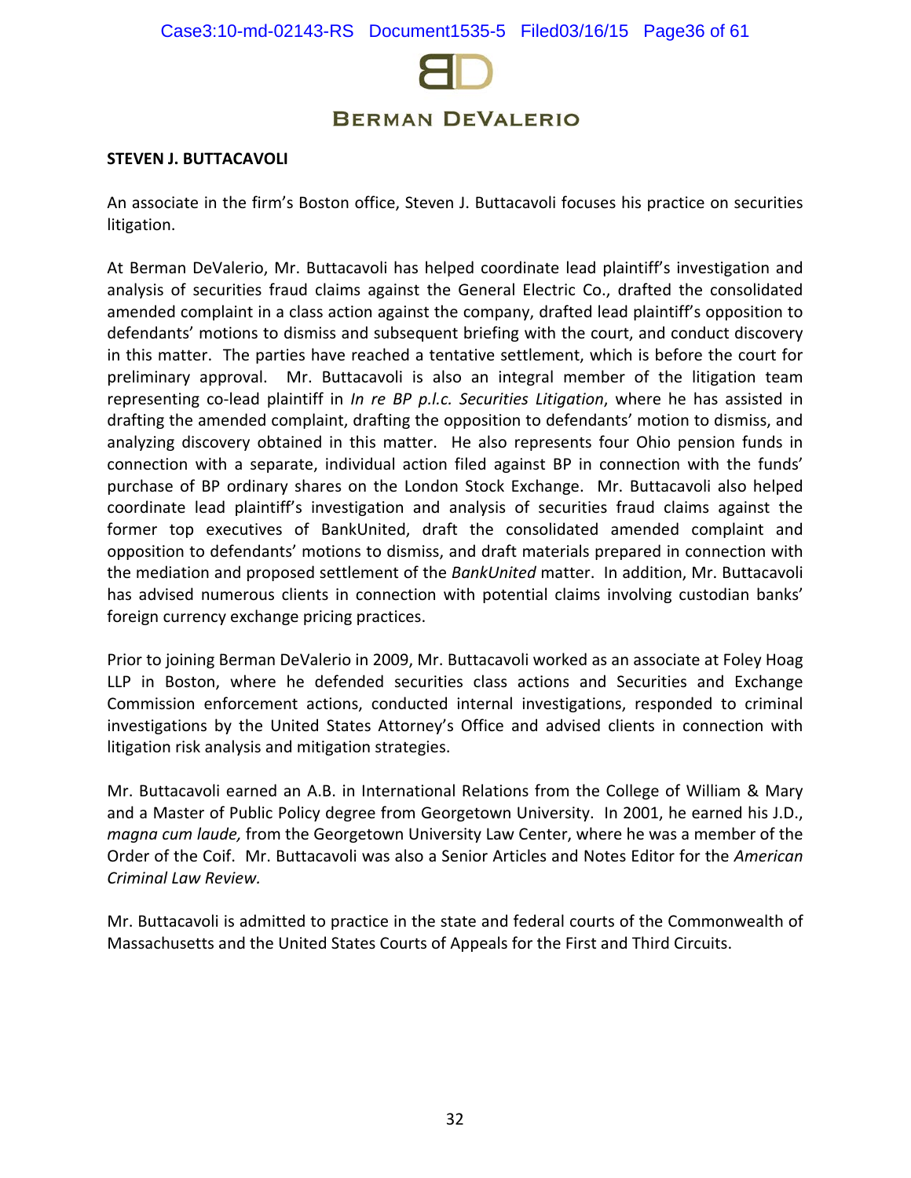# BERMAN DEVALERIO

**STEVEN J. BUTTACAVOLI**

An associate in the firm's Boston office, Steven J. Buttacavoli focuses his practice on securities litigation.

At Berman DeValerio, Mr. Buttacavoli has helped coordinate lead plaintiff's investigation and analysis of securities fraud claims against the General Electric Co., drafted the consolidated amended complaint in a class action against the company, drafted lead plaintiff's opposition to defendants' motions to dismiss and subsequent briefing with the court, and conduct discovery in this matter. The parties have reached a tentative settlement, which is before the court for preliminary approval. Mr. Buttacavoli is also an integral member of the litigation team representing co-lead plaintiff in *In re BP p.l.c. Securities Litigation*, where he has assisted in drafting the amended complaint, drafting the opposition to defendants' motion to dismiss, and analyzing discovery obtained in this matter. He also represents four Ohio pension funds in connection with a separate, individual action filed against BP in connection with the funds' purchase of BP ordinary shares on the London Stock Exchange. Mr. Buttacavoli also helped coordinate lead plaintiff's investigation and analysis of securities fraud claims against the former top executives of BankUnited, draft the consolidated amended complaint and opposition to defendants' motions to dismiss, and draft materials prepared in connection with the mediation and proposed settlement of the *BankUnited* matter. In addition, Mr. Buttacavoli has advised numerous clients in connection with potential claims involving custodian banks' foreign currency exchange pricing practices.

Prior to joining Berman DeValerio in 2009, Mr. Buttacavoli worked as an associate at Foley Hoag LLP in Boston, where he defended securities class actions and Securities and Exchange Commission enforcement actions, conducted internal investigations, responded to criminal investigations by the United States Attorney's Office and advised clients in connection with litigation risk analysis and mitigation strategies.

Mr. Buttacavoli earned an A.B. in International Relations from the College of William & Mary and a Master of Public Policy degree from Georgetown University. In 2001, he earned his J.D., *magna cum laude,* from the Georgetown University Law Center, where he was a member of the Order of the Coif. Mr. Buttacavoli was also a Senior Articles and Notes Editor for the *American Criminal Law Review.*

Mr. Buttacavoli is admitted to practice in the state and federal courts of the Commonwealth of Massachusetts and the United States Courts of Appeals for the First and Third Circuits.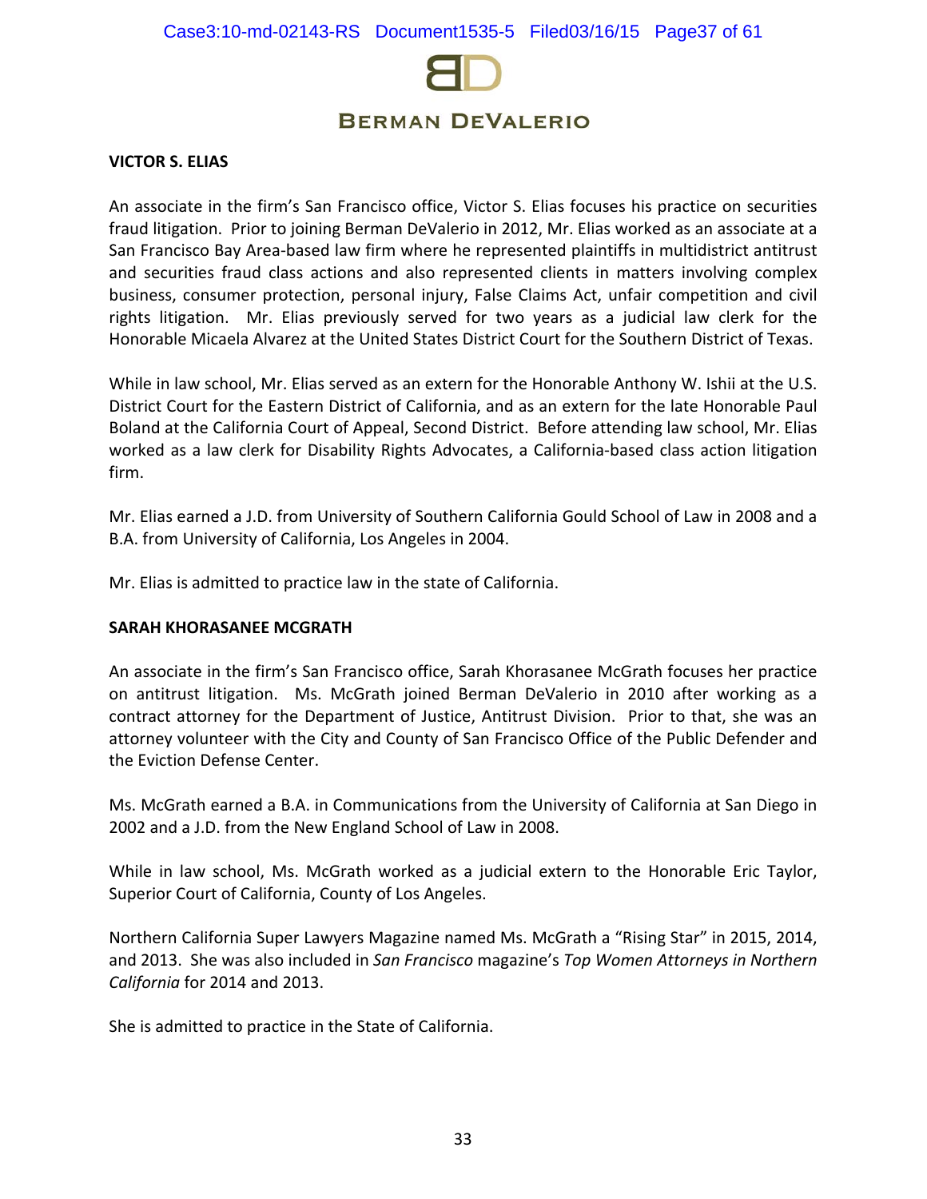**VICTOR S. ELIAS**

An associate in the firm's San Francisco office, Victor S. Elias focuses his practice on securities fraud litigation. Prior to joining Berman DeValerio in 2012, Mr. Elias worked as an associate at a San Francisco Bay Area-based law firm where he represented plaintiffs in multidistrict antitrust and securities fraud class actions and also represented clients in matters involving complex business, consumer protection, personal injury, False Claims Act, unfair competition and civil rights litigation. Mr. Elias previously served for two years as a judicial law clerk for the Honorable Micaela Alvarez at the United States District Court for the Southern District of Texas.

While in law school, Mr. Elias served as an extern for the Honorable Anthony W. Ishii at the U.S. District Court for the Eastern District of California, and as an extern for the late Honorable Paul Boland at the California Court of Appeal, Second District. Before attending law school, Mr. Elias worked as a law clerk for Disability Rights Advocates, a California-based class action litigation firm.

Mr. Elias earned a J.D. from University of Southern California Gould School of Law in 2008 and a B.A. from University of California, Los Angeles in 2004.

Mr. Elias is admitted to practice law in the state of California.

**SARAH KHORASANEE MCGRATH**

An associate in the firm's San Francisco office, Sarah Khorasanee McGrath focuses her practice on antitrust litigation. Ms. McGrath joined Berman DeValerio in 2010 after working as a contract attorney for the Department of Justice, Antitrust Division. Prior to that, she was an attorney volunteer with the City and County of San Francisco Office of the Public Defender and the Eviction Defense Center.

Ms. McGrath earned a B.A. in Communications from the University of California at San Diego in 2002 and a J.D. from the New England School of Law in 2008.

While in law school, Ms. McGrath worked as a judicial extern to the Honorable Eric Taylor, Superior Court of California, County of Los Angeles.

Northern California Super Lawyers Magazine named Ms. McGrath a "Rising Star" in 2015, 2014, and 2013. She was also included in *San Francisco* magazine's *Top Women Attorneys in Northern California* for 2014 and 2013.

She is admitted to practice in the State of California.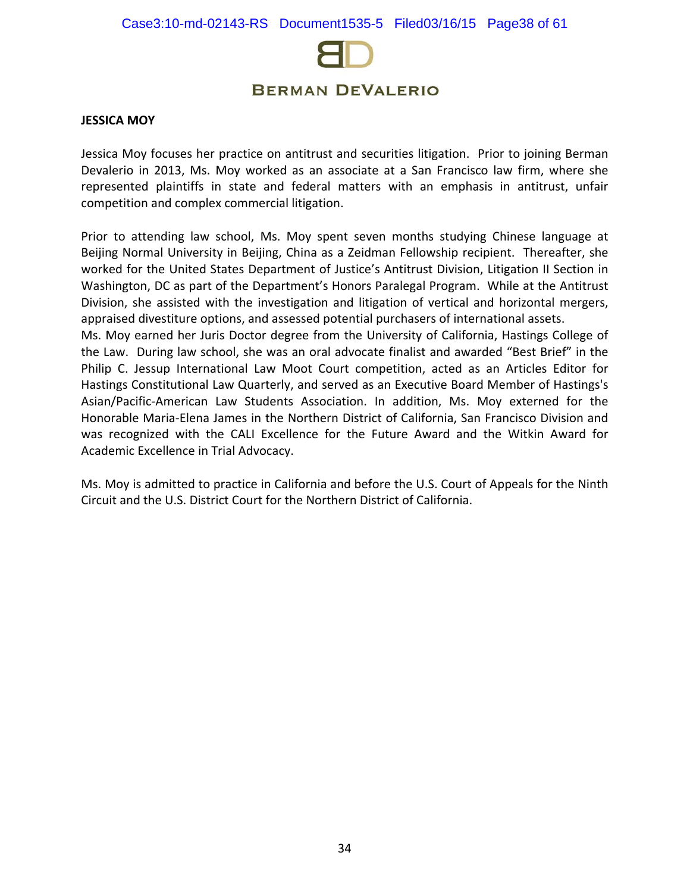**JESSICA MOY**

Jessica Moy focuses her practice on antitrust and securities litigation. Prior to joining Berman Devalerio in 2013, Ms. Moy worked as an associate at a San Francisco law firm, where she represented plaintiffs in state and federal matters with an emphasis in antitrust, unfair competition and complex commercial litigation.

Prior to attending law school, Ms. Moy spent seven months studying Chinese language at Beijing Normal University in Beijing, China as a Zeidman Fellowship recipient. Thereafter, she worked for the United States Department of Justice's Antitrust Division, Litigation II Section in Washington, DC as part of the Department's Honors Paralegal Program. While at the Antitrust Division, she assisted with the investigation and litigation of vertical and horizontal mergers, appraised divestiture options, and assessed potential purchasers of international assets.
Ms. Moy earned her Juris Doctor degree from the University of California, Hastings College of the Law. During law school, she was an oral advocate finalist and awarded "Best Brief" in the Philip C. Jessup International Law Moot Court competition, acted as an Articles Editor for Hastings Constitutional Law Quarterly, and served as an Executive Board Member of Hastings's Asian/Pacific-American Law Students Association. In addition, Ms. Moy externed for the Honorable Maria-Elena James in the Northern District of California, San Francisco Division and was recognized with the CALI Excellence for the Future Award and the Witkin Award for Academic Excellence in Trial Advocacy.

Ms. Moy is admitted to practice in California and before the U.S. Court of Appeals for the Ninth Circuit and the U.S. District Court for the Northern District of California.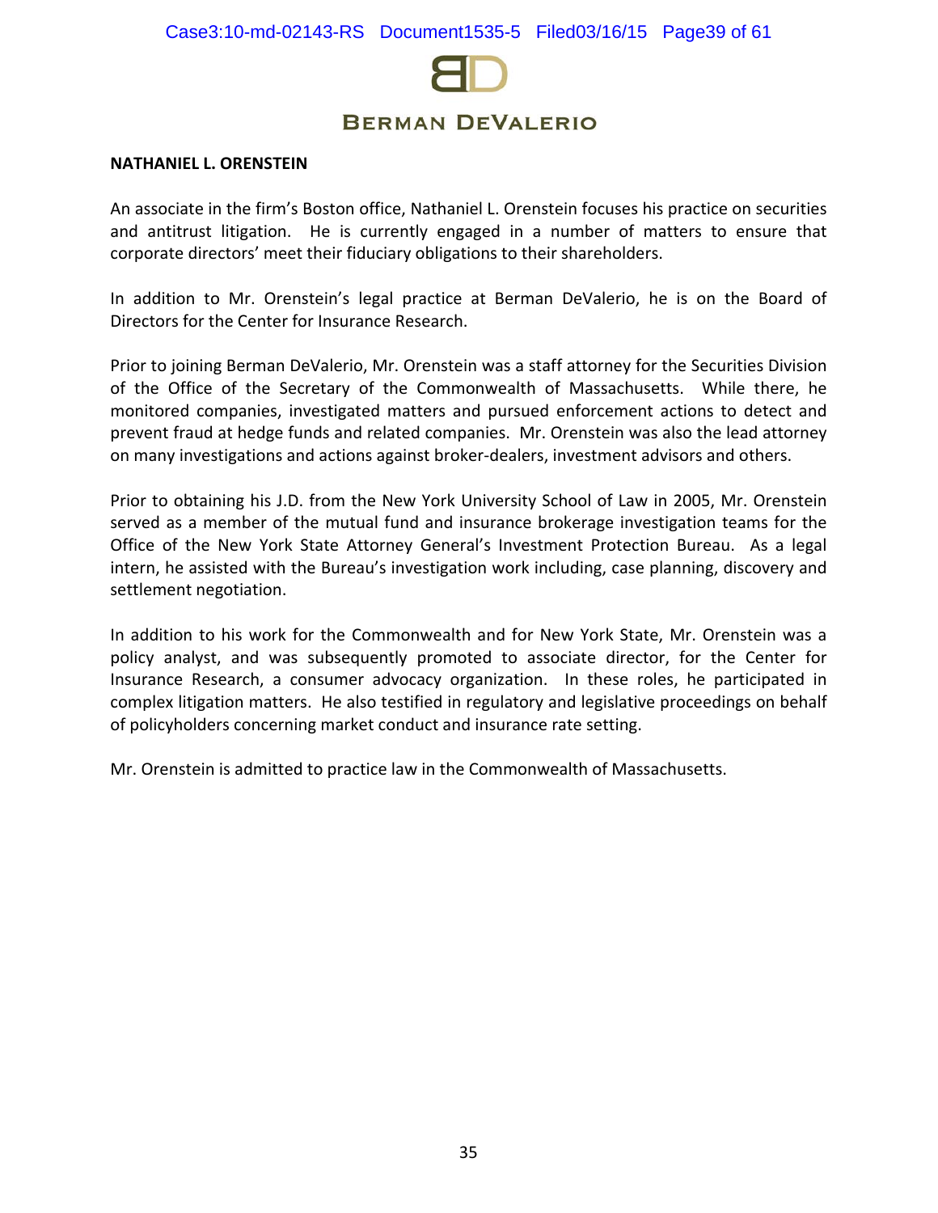**NATHANIEL L. ORENSTEIN**

An associate in the firm's Boston office, Nathaniel L. Orenstein focuses his practice on securities and antitrust litigation. He is currently engaged in a number of matters to ensure that corporate directors' meet their fiduciary obligations to their shareholders.

In addition to Mr. Orenstein's legal practice at Berman DeValerio, he is on the Board of Directors for the Center for Insurance Research.

Prior to joining Berman DeValerio, Mr. Orenstein was a staff attorney for the Securities Division of the Office of the Secretary of the Commonwealth of Massachusetts. While there, he monitored companies, investigated matters and pursued enforcement actions to detect and prevent fraud at hedge funds and related companies. Mr. Orenstein was also the lead attorney on many investigations and actions against broker-dealers, investment advisors and others.

Prior to obtaining his J.D. from the New York University School of Law in 2005, Mr. Orenstein served as a member of the mutual fund and insurance brokerage investigation teams for the Office of the New York State Attorney General's Investment Protection Bureau. As a legal intern, he assisted with the Bureau's investigation work including, case planning, discovery and settlement negotiation.

In addition to his work for the Commonwealth and for New York State, Mr. Orenstein was a policy analyst, and was subsequently promoted to associate director, for the Center for Insurance Research, a consumer advocacy organization. In these roles, he participated in complex litigation matters. He also testified in regulatory and legislative proceedings on behalf of policyholders concerning market conduct and insurance rate setting.

Mr. Orenstein is admitted to practice law in the Commonwealth of Massachusetts.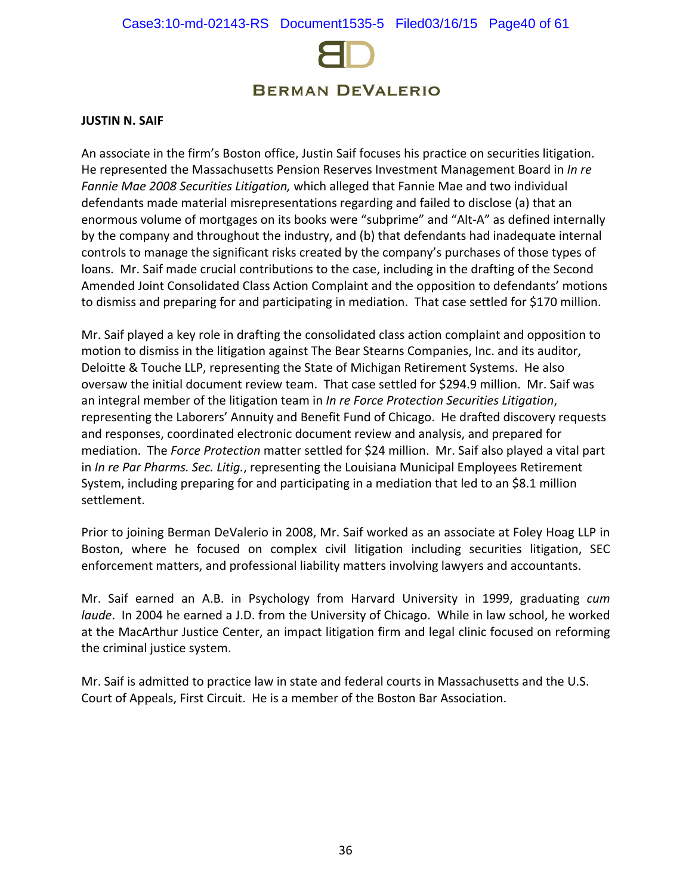**JUSTIN N. SAIF**

An associate in the firm's Boston office, Justin Saif focuses his practice on securities litigation. He represented the Massachusetts Pension Reserves Investment Management Board in *In re Fannie Mae 2008 Securities Litigation,* which alleged that Fannie Mae and two individual defendants made material misrepresentations regarding and failed to disclose (a) that an enormous volume of mortgages on its books were "subprime" and "Alt-A" as defined internally by the company and throughout the industry, and (b) that defendants had inadequate internal controls to manage the significant risks created by the company's purchases of those types of loans. Mr. Saif made crucial contributions to the case, including in the drafting of the Second Amended Joint Consolidated Class Action Complaint and the opposition to defendants' motions to dismiss and preparing for and participating in mediation. That case settled for $170 million.

Mr. Saif played a key role in drafting the consolidated class action complaint and opposition to motion to dismiss in the litigation against The Bear Stearns Companies, Inc. and its auditor, Deloitte & Touche LLP, representing the State of Michigan Retirement Systems. He also oversaw the initial document review team. That case settled for $294.9 million. Mr. Saif was an integral member of the litigation team in *In re Force Protection Securities Litigation*, representing the Laborers' Annuity and Benefit Fund of Chicago. He drafted discovery requests and responses, coordinated electronic document review and analysis, and prepared for mediation. The *Force Protection* matter settled for $24 million. Mr. Saif also played a vital part in *In re Par Pharms. Sec. Litig.*, representing the Louisiana Municipal Employees Retirement System, including preparing for and participating in a mediation that led to an $8.1 million settlement.

Prior to joining Berman DeValerio in 2008, Mr. Saif worked as an associate at Foley Hoag LLP in Boston, where he focused on complex civil litigation including securities litigation, SEC enforcement matters, and professional liability matters involving lawyers and accountants.

Mr. Saif earned an A.B. in Psychology from Harvard University in 1999, graduating *cum laude*. In 2004 he earned a J.D. from the University of Chicago. While in law school, he worked at the MacArthur Justice Center, an impact litigation firm and legal clinic focused on reforming the criminal justice system.

Mr. Saif is admitted to practice law in state and federal courts in Massachusetts and the U.S. Court of Appeals, First Circuit. He is a member of the Boston Bar Association.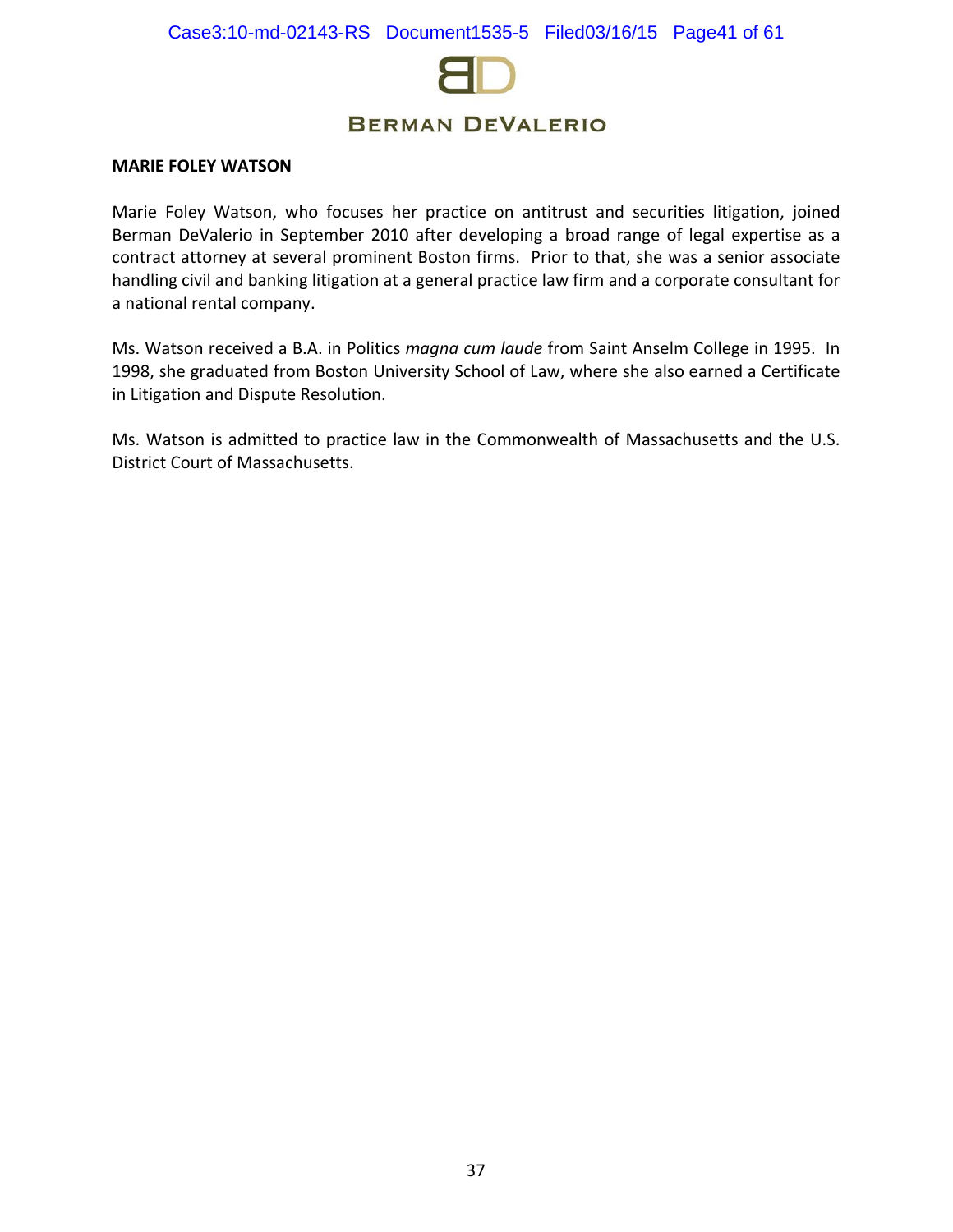**MARIE FOLEY WATSON**

Marie Foley Watson, who focuses her practice on antitrust and securities litigation, joined Berman DeValerio in September 2010 after developing a broad range of legal expertise as a contract attorney at several prominent Boston firms. Prior to that, she was a senior associate handling civil and banking litigation at a general practice law firm and a corporate consultant for a national rental company.

Ms. Watson received a B.A. in Politics *magna cum laude* from Saint Anselm College in 1995. In 1998, she graduated from Boston University School of Law, where she also earned a Certificate in Litigation and Dispute Resolution.

Ms. Watson is admitted to practice law in the Commonwealth of Massachusetts and the U.S. District Court of Massachusetts.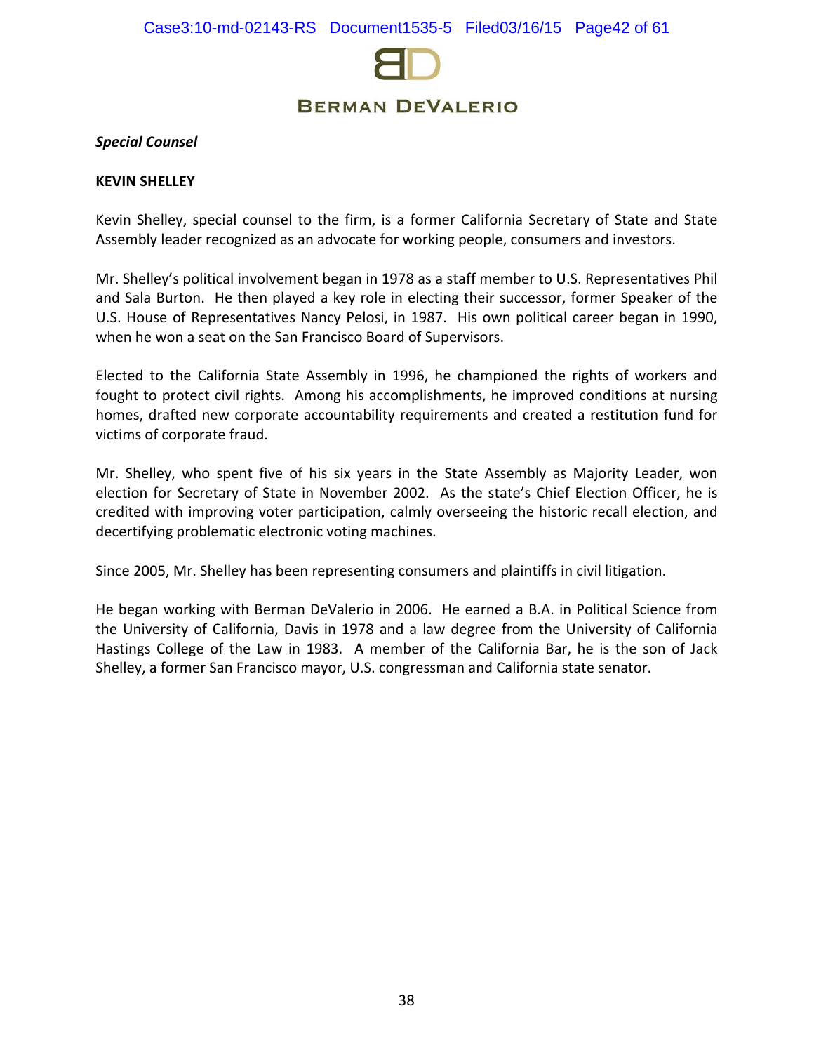*Special Counsel*

**KEVIN SHELLEY**

Kevin Shelley, special counsel to the firm, is a former California Secretary of State and State Assembly leader recognized as an advocate for working people, consumers and investors.

Mr. Shelley's political involvement began in 1978 as a staff member to U.S. Representatives Phil and Sala Burton. He then played a key role in electing their successor, former Speaker of the U.S. House of Representatives Nancy Pelosi, in 1987. His own political career began in 1990, when he won a seat on the San Francisco Board of Supervisors.

Elected to the California State Assembly in 1996, he championed the rights of workers and fought to protect civil rights. Among his accomplishments, he improved conditions at nursing homes, drafted new corporate accountability requirements and created a restitution fund for victims of corporate fraud.

Mr. Shelley, who spent five of his six years in the State Assembly as Majority Leader, won election for Secretary of State in November 2002. As the state's Chief Election Officer, he is credited with improving voter participation, calmly overseeing the historic recall election, and decertifying problematic electronic voting machines.

Since 2005, Mr. Shelley has been representing consumers and plaintiffs in civil litigation.

He began working with Berman DeValerio in 2006. He earned a B.A. in Political Science from the University of California, Davis in 1978 and a law degree from the University of California Hastings College of the Law in 1983. A member of the California Bar, he is the son of Jack Shelley, a former San Francisco mayor, U.S. congressman and California state senator.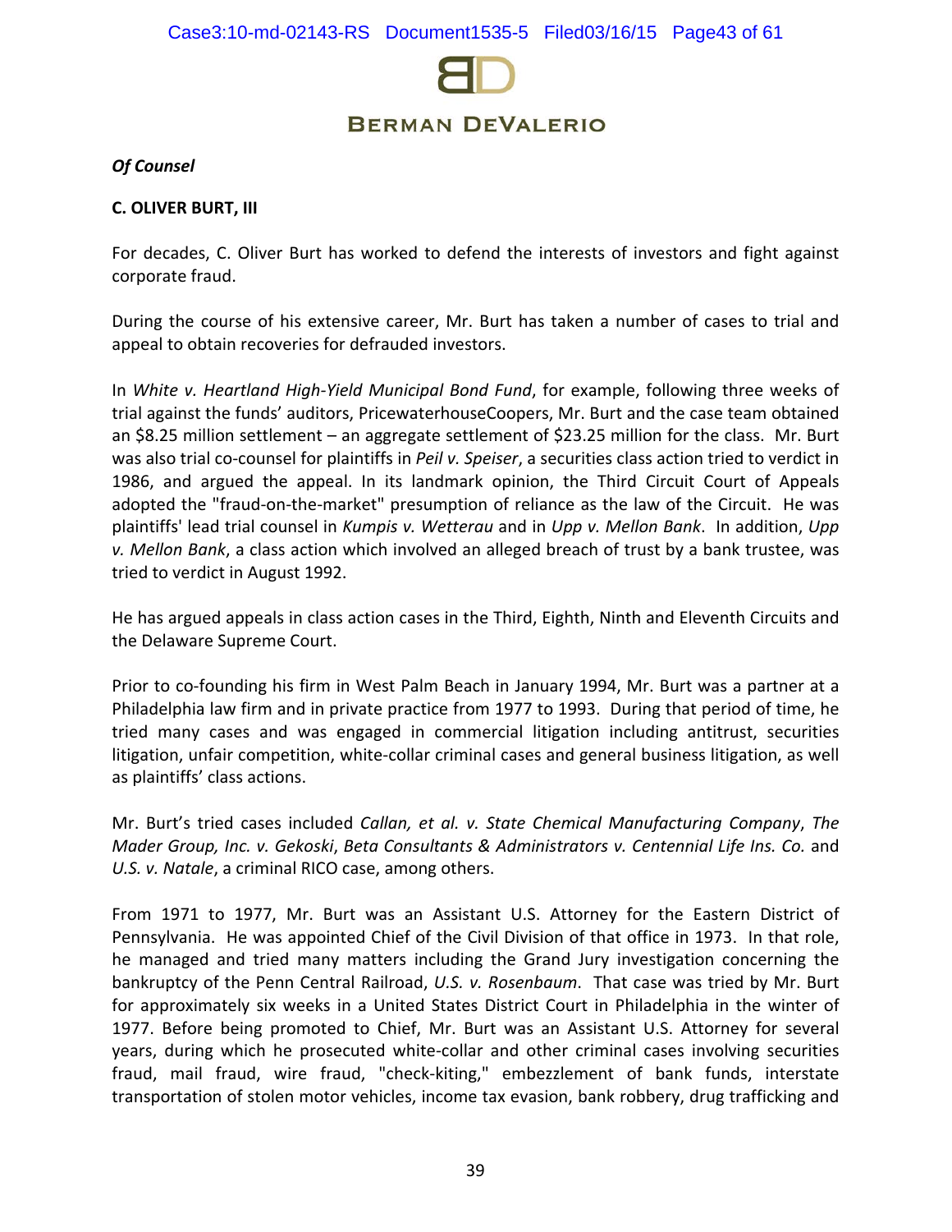*Of Counsel*

**C. OLIVER BURT, III**

For decades, C. Oliver Burt has worked to defend the interests of investors and fight against corporate fraud.

During the course of his extensive career, Mr. Burt has taken a number of cases to trial and appeal to obtain recoveries for defrauded investors.

In *White v. Heartland High-Yield Municipal Bond Fund*, for example, following three weeks of trial against the funds' auditors, PricewaterhouseCoopers, Mr. Burt and the case team obtained an $8.25 million settlement – an aggregate settlement of $23.25 million for the class. Mr. Burt was also trial co-counsel for plaintiffs in *Peil v. Speiser*, a securities class action tried to verdict in 1986, and argued the appeal. In its landmark opinion, the Third Circuit Court of Appeals adopted the "fraud-on-the-market" presumption of reliance as the law of the Circuit. He was plaintiffs' lead trial counsel in *Kumpis v. Wetterau* and in *Upp v. Mellon Bank*. In addition, *Upp v. Mellon Bank*, a class action which involved an alleged breach of trust by a bank trustee, was tried to verdict in August 1992.

He has argued appeals in class action cases in the Third, Eighth, Ninth and Eleventh Circuits and the Delaware Supreme Court.

Prior to co-founding his firm in West Palm Beach in January 1994, Mr. Burt was a partner at a Philadelphia law firm and in private practice from 1977 to 1993. During that period of time, he tried many cases and was engaged in commercial litigation including antitrust, securities litigation, unfair competition, white-collar criminal cases and general business litigation, as well as plaintiffs' class actions.

Mr. Burt's tried cases included *Callan, et al. v. State Chemical Manufacturing Company*, *The Mader Group, Inc. v. Gekoski*, *Beta Consultants & Administrators v. Centennial Life Ins. Co.* and *U.S. v. Natale*, a criminal RICO case, among others.

From 1971 to 1977, Mr. Burt was an Assistant U.S. Attorney for the Eastern District of Pennsylvania. He was appointed Chief of the Civil Division of that office in 1973. In that role, he managed and tried many matters including the Grand Jury investigation concerning the bankruptcy of the Penn Central Railroad, *U.S. v. Rosenbaum*. That case was tried by Mr. Burt for approximately six weeks in a United States District Court in Philadelphia in the winter of 1977. Before being promoted to Chief, Mr. Burt was an Assistant U.S. Attorney for several years, during which he prosecuted white-collar and other criminal cases involving securities fraud, mail fraud, wire fraud, "check-kiting," embezzlement of bank funds, interstate transportation of stolen motor vehicles, income tax evasion, bank robbery, drug trafficking and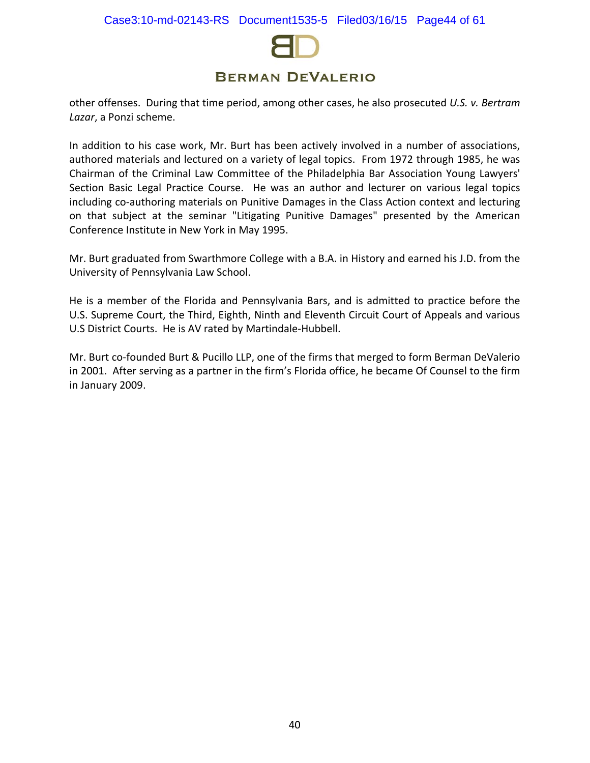other offenses. During that time period, among other cases, he also prosecuted *U.S. v. Bertram Lazar*, a Ponzi scheme.

In addition to his case work, Mr. Burt has been actively involved in a number of associations, authored materials and lectured on a variety of legal topics. From 1972 through 1985, he was Chairman of the Criminal Law Committee of the Philadelphia Bar Association Young Lawyers' Section Basic Legal Practice Course. He was an author and lecturer on various legal topics including co-authoring materials on Punitive Damages in the Class Action context and lecturing on that subject at the seminar "Litigating Punitive Damages" presented by the American Conference Institute in New York in May 1995.

Mr. Burt graduated from Swarthmore College with a B.A. in History and earned his J.D. from the University of Pennsylvania Law School.

He is a member of the Florida and Pennsylvania Bars, and is admitted to practice before the U.S. Supreme Court, the Third, Eighth, Ninth and Eleventh Circuit Court of Appeals and various U.S District Courts. He is AV rated by Martindale-Hubbell.

Mr. Burt co-founded Burt & Pucillo LLP, one of the firms that merged to form Berman DeValerio in 2001. After serving as a partner in the firm's Florida office, he became Of Counsel to the firm in January 2009.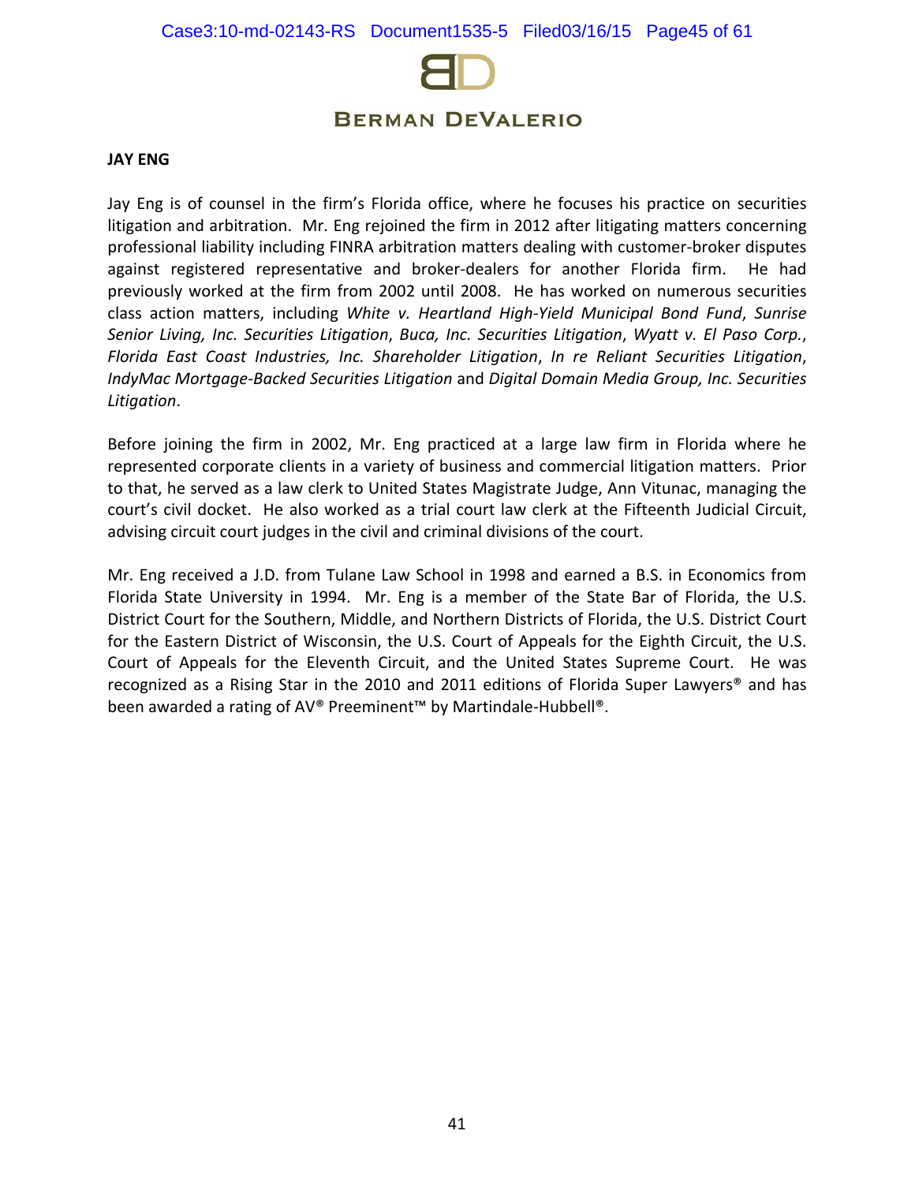**JAY ENG**

Jay Eng is of counsel in the firm's Florida office, where he focuses his practice on securities litigation and arbitration. Mr. Eng rejoined the firm in 2012 after litigating matters concerning professional liability including FINRA arbitration matters dealing with customer-broker disputes against registered representative and broker-dealers for another Florida firm. He had previously worked at the firm from 2002 until 2008. He has worked on numerous securities class action matters, including *White v. Heartland High-Yield Municipal Bond Fund*, *Sunrise Senior Living, Inc. Securities Litigation*, *Buca, Inc. Securities Litigation*, *Wyatt v. El Paso Corp.*, *Florida East Coast Industries, Inc. Shareholder Litigation*, *In re Reliant Securities Litigation*, *IndyMac Mortgage-Backed Securities Litigation* and *Digital Domain Media Group, Inc. Securities Litigation*.

Before joining the firm in 2002, Mr. Eng practiced at a large law firm in Florida where he represented corporate clients in a variety of business and commercial litigation matters. Prior to that, he served as a law clerk to United States Magistrate Judge, Ann Vitunac, managing the court's civil docket. He also worked as a trial court law clerk at the Fifteenth Judicial Circuit, advising circuit court judges in the civil and criminal divisions of the court.

Mr. Eng received a J.D. from Tulane Law School in 1998 and earned a B.S. in Economics from Florida State University in 1994. Mr. Eng is a member of the State Bar of Florida, the U.S. District Court for the Southern, Middle, and Northern Districts of Florida, the U.S. District Court for the Eastern District of Wisconsin, the U.S. Court of Appeals for the Eighth Circuit, the U.S. Court of Appeals for the Eleventh Circuit, and the United States Supreme Court. He was recognized as a Rising Star in the 2010 and 2011 editions of Florida Super Lawyers® and has been awarded a rating of AV® Preeminent™ by Martindale-Hubbell®.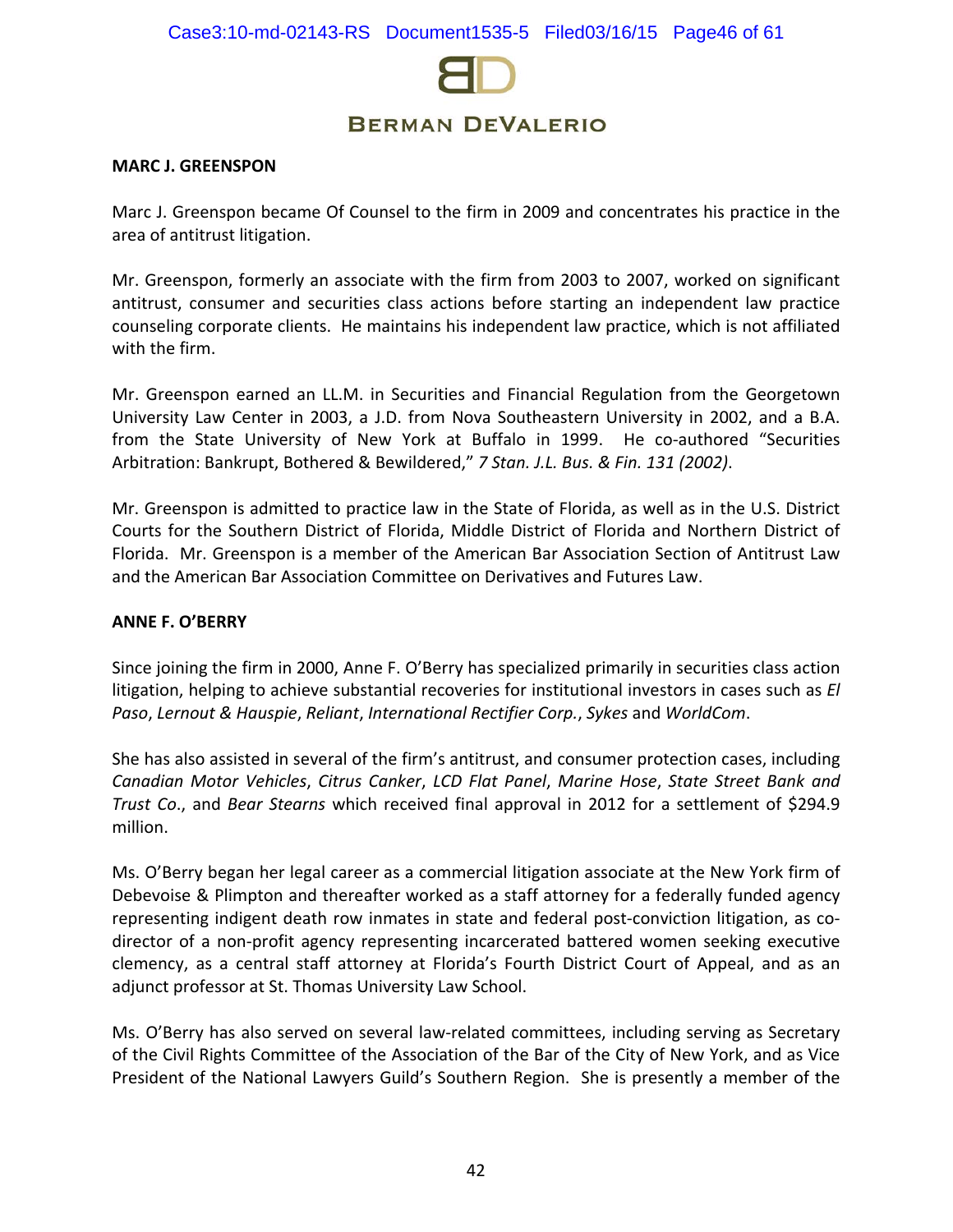**MARC J. GREENSPON**

Marc J. Greenspon became Of Counsel to the firm in 2009 and concentrates his practice in the area of antitrust litigation.

Mr. Greenspon, formerly an associate with the firm from 2003 to 2007, worked on significant antitrust, consumer and securities class actions before starting an independent law practice counseling corporate clients. He maintains his independent law practice, which is not affiliated with the firm.

Mr. Greenspon earned an LL.M. in Securities and Financial Regulation from the Georgetown University Law Center in 2003, a J.D. from Nova Southeastern University in 2002, and a B.A. from the State University of New York at Buffalo in 1999. He co-authored "Securities Arbitration: Bankrupt, Bothered & Bewildered," *7 Stan. J.L. Bus. & Fin. 131 (2002)*.

Mr. Greenspon is admitted to practice law in the State of Florida, as well as in the U.S. District Courts for the Southern District of Florida, Middle District of Florida and Northern District of Florida. Mr. Greenspon is a member of the American Bar Association Section of Antitrust Law and the American Bar Association Committee on Derivatives and Futures Law.

**ANNE F. O'BERRY**

Since joining the firm in 2000, Anne F. O'Berry has specialized primarily in securities class action litigation, helping to achieve substantial recoveries for institutional investors in cases such as *El Paso*, *Lernout & Hauspie*, *Reliant*, *International Rectifier Corp.*, *Sykes* and *WorldCom*.

She has also assisted in several of the firm's antitrust, and consumer protection cases, including *Canadian Motor Vehicles*, *Citrus Canker*, *LCD Flat Panel*, *Marine Hose*, *State Street Bank and Trust Co*., and *Bear Stearns* which received final approval in 2012 for a settlement of $294.9 million.

Ms. O'Berry began her legal career as a commercial litigation associate at the New York firm of Debevoise & Plimpton and thereafter worked as a staff attorney for a federally funded agency representing indigent death row inmates in state and federal post-conviction litigation, as co-director of a non-profit agency representing incarcerated battered women seeking executive clemency, as a central staff attorney at Florida's Fourth District Court of Appeal, and as an adjunct professor at St. Thomas University Law School.

Ms. O'Berry has also served on several law-related committees, including serving as Secretary of the Civil Rights Committee of the Association of the Bar of the City of New York, and as Vice President of the National Lawyers Guild's Southern Region. She is presently a member of the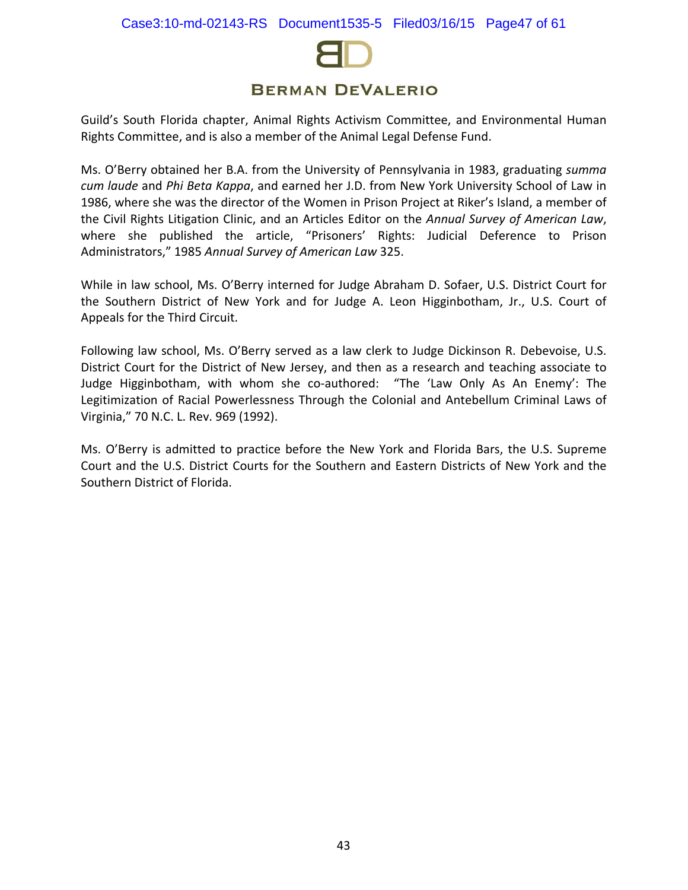Guild's South Florida chapter, Animal Rights Activism Committee, and Environmental Human Rights Committee, and is also a member of the Animal Legal Defense Fund.

Ms. O'Berry obtained her B.A. from the University of Pennsylvania in 1983, graduating *summa cum laude* and *Phi Beta Kappa*, and earned her J.D. from New York University School of Law in 1986, where she was the director of the Women in Prison Project at Riker's Island, a member of the Civil Rights Litigation Clinic, and an Articles Editor on the *Annual Survey of American Law*, where she published the article, "Prisoners' Rights: Judicial Deference to Prison Administrators," 1985 *Annual Survey of American Law* 325.

While in law school, Ms. O'Berry interned for Judge Abraham D. Sofaer, U.S. District Court for the Southern District of New York and for Judge A. Leon Higginbotham, Jr., U.S. Court of Appeals for the Third Circuit.

Following law school, Ms. O'Berry served as a law clerk to Judge Dickinson R. Debevoise, U.S. District Court for the District of New Jersey, and then as a research and teaching associate to Judge Higginbotham, with whom she co-authored: "The 'Law Only As An Enemy': The Legitimization of Racial Powerlessness Through the Colonial and Antebellum Criminal Laws of Virginia," 70 N.C. L. Rev. 969 (1992).

Ms. O'Berry is admitted to practice before the New York and Florida Bars, the U.S. Supreme Court and the U.S. District Courts for the Southern and Eastern Districts of New York and the Southern District of Florida.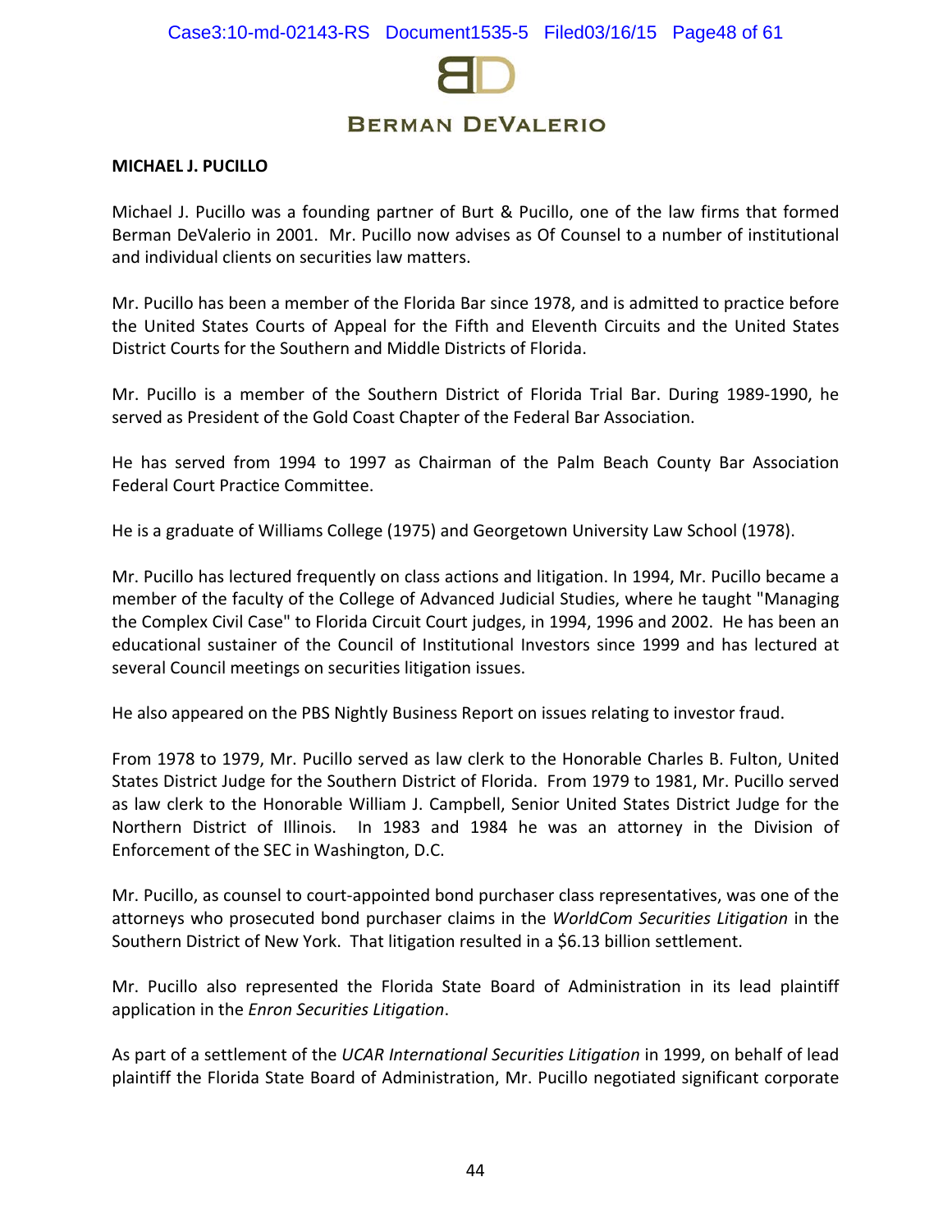**BERMAN DEVALERIO**

**MICHAEL J. PUCILLO**

Michael J. Pucillo was a founding partner of Burt & Pucillo, one of the law firms that formed Berman DeValerio in 2001. Mr. Pucillo now advises as Of Counsel to a number of institutional and individual clients on securities law matters.

Mr. Pucillo has been a member of the Florida Bar since 1978, and is admitted to practice before the United States Courts of Appeal for the Fifth and Eleventh Circuits and the United States District Courts for the Southern and Middle Districts of Florida.

Mr. Pucillo is a member of the Southern District of Florida Trial Bar. During 1989-1990, he served as President of the Gold Coast Chapter of the Federal Bar Association.

He has served from 1994 to 1997 as Chairman of the Palm Beach County Bar Association Federal Court Practice Committee.

He is a graduate of Williams College (1975) and Georgetown University Law School (1978).

Mr. Pucillo has lectured frequently on class actions and litigation. In 1994, Mr. Pucillo became a member of the faculty of the College of Advanced Judicial Studies, where he taught "Managing the Complex Civil Case" to Florida Circuit Court judges, in 1994, 1996 and 2002. He has been an educational sustainer of the Council of Institutional Investors since 1999 and has lectured at several Council meetings on securities litigation issues.

He also appeared on the PBS Nightly Business Report on issues relating to investor fraud.

From 1978 to 1979, Mr. Pucillo served as law clerk to the Honorable Charles B. Fulton, United States District Judge for the Southern District of Florida. From 1979 to 1981, Mr. Pucillo served as law clerk to the Honorable William J. Campbell, Senior United States District Judge for the Northern District of Illinois. In 1983 and 1984 he was an attorney in the Division of Enforcement of the SEC in Washington, D.C.

Mr. Pucillo, as counsel to court-appointed bond purchaser class representatives, was one of the attorneys who prosecuted bond purchaser claims in the *WorldCom Securities Litigation* in the Southern District of New York. That litigation resulted in a $6.13 billion settlement.

Mr. Pucillo also represented the Florida State Board of Administration in its lead plaintiff application in the *Enron Securities Litigation*.

As part of a settlement of the *UCAR International Securities Litigation* in 1999, on behalf of lead plaintiff the Florida State Board of Administration, Mr. Pucillo negotiated significant corporate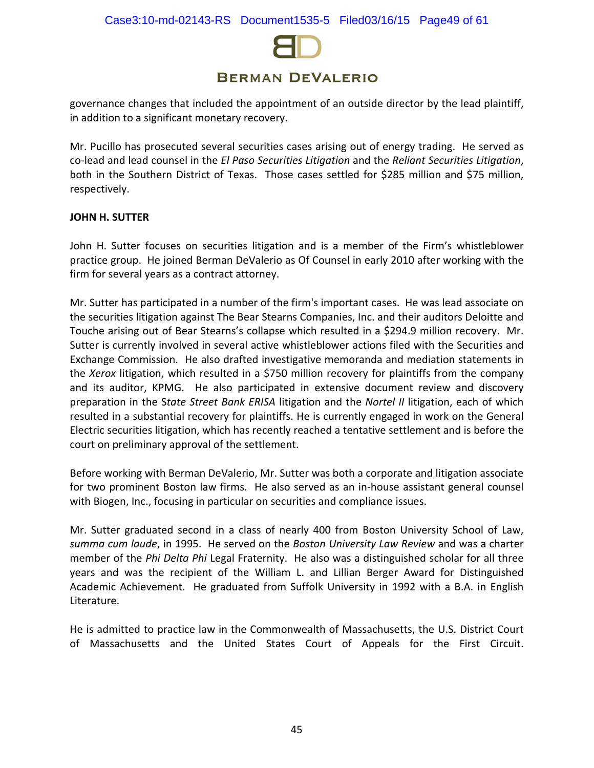governance changes that included the appointment of an outside director by the lead plaintiff, in addition to a significant monetary recovery.

Mr. Pucillo has prosecuted several securities cases arising out of energy trading. He served as co-lead and lead counsel in the *El Paso Securities Litigation* and the *Reliant Securities Litigation*, both in the Southern District of Texas. Those cases settled for $285 million and $75 million, respectively.

**JOHN H. SUTTER**

John H. Sutter focuses on securities litigation and is a member of the Firm's whistleblower practice group. He joined Berman DeValerio as Of Counsel in early 2010 after working with the firm for several years as a contract attorney.

Mr. Sutter has participated in a number of the firm's important cases. He was lead associate on the securities litigation against The Bear Stearns Companies, Inc. and their auditors Deloitte and Touche arising out of Bear Stearns's collapse which resulted in a $294.9 million recovery. Mr. Sutter is currently involved in several active whistleblower actions filed with the Securities and Exchange Commission. He also drafted investigative memoranda and mediation statements in the *Xerox* litigation, which resulted in a $750 million recovery for plaintiffs from the company and its auditor, KPMG. He also participated in extensive document review and discovery preparation in the S*tate Street Bank ERISA* litigation and the *Nortel II* litigation, each of which resulted in a substantial recovery for plaintiffs. He is currently engaged in work on the General Electric securities litigation, which has recently reached a tentative settlement and is before the court on preliminary approval of the settlement.

Before working with Berman DeValerio, Mr. Sutter was both a corporate and litigation associate for two prominent Boston law firms. He also served as an in-house assistant general counsel with Biogen, Inc., focusing in particular on securities and compliance issues.

Mr. Sutter graduated second in a class of nearly 400 from Boston University School of Law, *summa cum laude*, in 1995. He served on the *Boston University Law Review* and was a charter member of the *Phi Delta Phi* Legal Fraternity. He also was a distinguished scholar for all three years and was the recipient of the William L. and Lillian Berger Award for Distinguished Academic Achievement. He graduated from Suffolk University in 1992 with a B.A. in English Literature.

He is admitted to practice law in the Commonwealth of Massachusetts, the U.S. District Court of Massachusetts and the United States Court of Appeals for the First Circuit.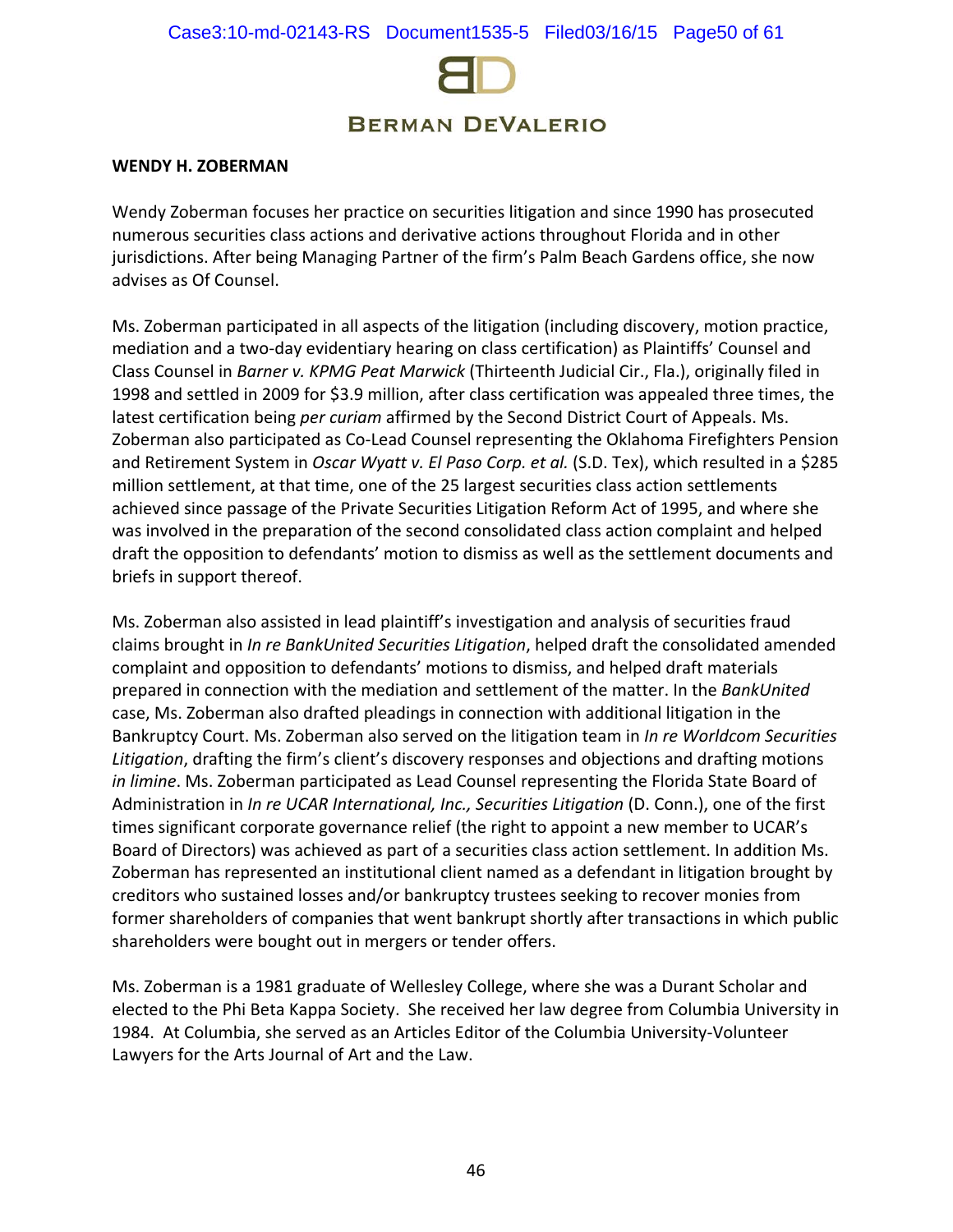**BERMAN DEVALERIO**

**WENDY H. ZOBERMAN**

Wendy Zoberman focuses her practice on securities litigation and since 1990 has prosecuted numerous securities class actions and derivative actions throughout Florida and in other jurisdictions. After being Managing Partner of the firm's Palm Beach Gardens office, she now advises as Of Counsel.

Ms. Zoberman participated in all aspects of the litigation (including discovery, motion practice, mediation and a two-day evidentiary hearing on class certification) as Plaintiffs' Counsel and Class Counsel in *Barner v. KPMG Peat Marwick* (Thirteenth Judicial Cir., Fla.), originally filed in 1998 and settled in 2009 for $3.9 million, after class certification was appealed three times, the latest certification being *per curiam* affirmed by the Second District Court of Appeals. Ms. Zoberman also participated as Co-Lead Counsel representing the Oklahoma Firefighters Pension and Retirement System in *Oscar Wyatt v. El Paso Corp. et al.* (S.D. Tex), which resulted in a $285 million settlement, at that time, one of the 25 largest securities class action settlements achieved since passage of the Private Securities Litigation Reform Act of 1995, and where she was involved in the preparation of the second consolidated class action complaint and helped draft the opposition to defendants' motion to dismiss as well as the settlement documents and briefs in support thereof.

Ms. Zoberman also assisted in lead plaintiff's investigation and analysis of securities fraud claims brought in *In re BankUnited Securities Litigation*, helped draft the consolidated amended complaint and opposition to defendants' motions to dismiss, and helped draft materials prepared in connection with the mediation and settlement of the matter. In the *BankUnited* case, Ms. Zoberman also drafted pleadings in connection with additional litigation in the Bankruptcy Court. Ms. Zoberman also served on the litigation team in *In re Worldcom Securities Litigation*, drafting the firm's client's discovery responses and objections and drafting motions *in limine*. Ms. Zoberman participated as Lead Counsel representing the Florida State Board of Administration in *In re UCAR International, Inc., Securities Litigation* (D. Conn.), one of the first times significant corporate governance relief (the right to appoint a new member to UCAR's Board of Directors) was achieved as part of a securities class action settlement. In addition Ms. Zoberman has represented an institutional client named as a defendant in litigation brought by creditors who sustained losses and/or bankruptcy trustees seeking to recover monies from former shareholders of companies that went bankrupt shortly after transactions in which public shareholders were bought out in mergers or tender offers.

Ms. Zoberman is a 1981 graduate of Wellesley College, where she was a Durant Scholar and elected to the Phi Beta Kappa Society. She received her law degree from Columbia University in 1984. At Columbia, she served as an Articles Editor of the Columbia University-Volunteer Lawyers for the Arts Journal of Art and the Law.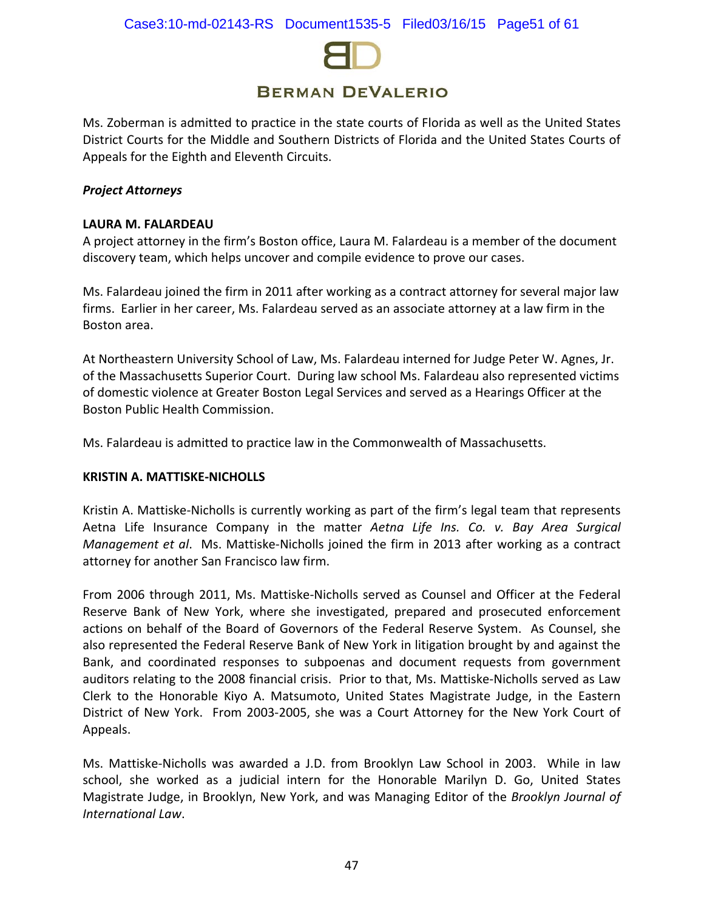Ms. Zoberman is admitted to practice in the state courts of Florida as well as the United States District Courts for the Middle and Southern Districts of Florida and the United States Courts of Appeals for the Eighth and Eleventh Circuits.

***Project Attorneys***

**LAURA M. FALARDEAU**

A project attorney in the firm's Boston office, Laura M. Falardeau is a member of the document discovery team, which helps uncover and compile evidence to prove our cases.

Ms. Falardeau joined the firm in 2011 after working as a contract attorney for several major law firms. Earlier in her career, Ms. Falardeau served as an associate attorney at a law firm in the Boston area.

At Northeastern University School of Law, Ms. Falardeau interned for Judge Peter W. Agnes, Jr. of the Massachusetts Superior Court. During law school Ms. Falardeau also represented victims of domestic violence at Greater Boston Legal Services and served as a Hearings Officer at the Boston Public Health Commission.

Ms. Falardeau is admitted to practice law in the Commonwealth of Massachusetts.

**KRISTIN A. MATTISKE-NICHOLLS**

Kristin A. Mattiske-Nicholls is currently working as part of the firm's legal team that represents Aetna Life Insurance Company in the matter *Aetna Life Ins. Co. v. Bay Area Surgical Management et al*. Ms. Mattiske-Nicholls joined the firm in 2013 after working as a contract attorney for another San Francisco law firm.

From 2006 through 2011, Ms. Mattiske-Nicholls served as Counsel and Officer at the Federal Reserve Bank of New York, where she investigated, prepared and prosecuted enforcement actions on behalf of the Board of Governors of the Federal Reserve System. As Counsel, she also represented the Federal Reserve Bank of New York in litigation brought by and against the Bank, and coordinated responses to subpoenas and document requests from government auditors relating to the 2008 financial crisis. Prior to that, Ms. Mattiske-Nicholls served as Law Clerk to the Honorable Kiyo A. Matsumoto, United States Magistrate Judge, in the Eastern District of New York. From 2003-2005, she was a Court Attorney for the New York Court of Appeals.

Ms. Mattiske-Nicholls was awarded a J.D. from Brooklyn Law School in 2003. While in law school, she worked as a judicial intern for the Honorable Marilyn D. Go, United States Magistrate Judge, in Brooklyn, New York, and was Managing Editor of the *Brooklyn Journal of International Law*.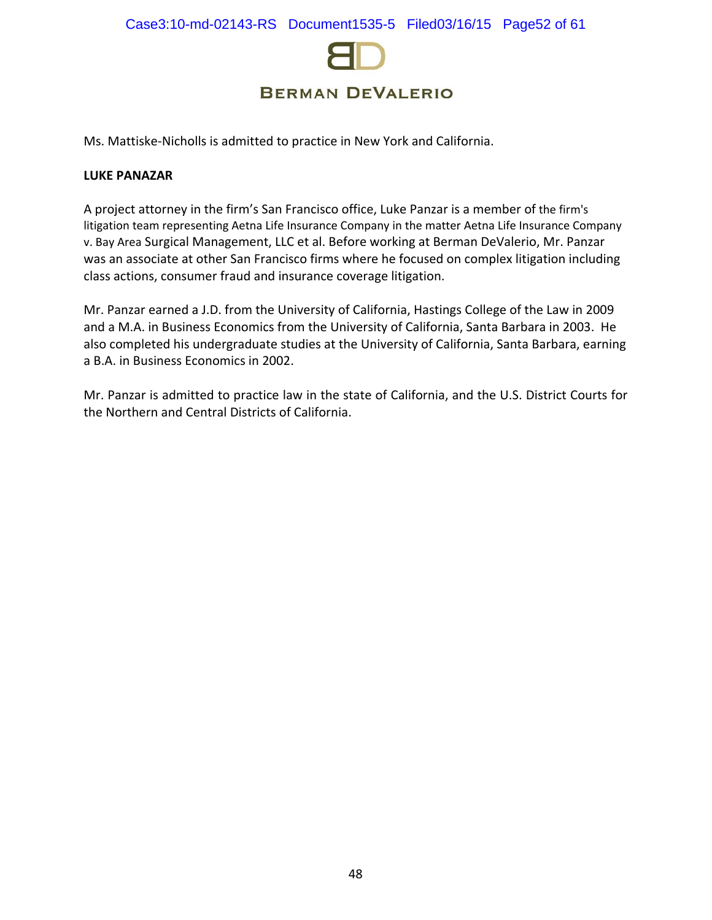Ms. Mattiske-Nicholls is admitted to practice in New York and California.

**LUKE PANAZAR**

A project attorney in the firm's San Francisco office, Luke Panzar is a member of the firm's litigation team representing Aetna Life Insurance Company in the matter Aetna Life Insurance Company v. Bay Area Surgical Management, LLC et al. Before working at Berman DeValerio, Mr. Panzar was an associate at other San Francisco firms where he focused on complex litigation including class actions, consumer fraud and insurance coverage litigation.

Mr. Panzar earned a J.D. from the University of California, Hastings College of the Law in 2009 and a M.A. in Business Economics from the University of California, Santa Barbara in 2003. He also completed his undergraduate studies at the University of California, Santa Barbara, earning a B.A. in Business Economics in 2002.

Mr. Panzar is admitted to practice law in the state of California, and the U.S. District Courts for the Northern and Central Districts of California.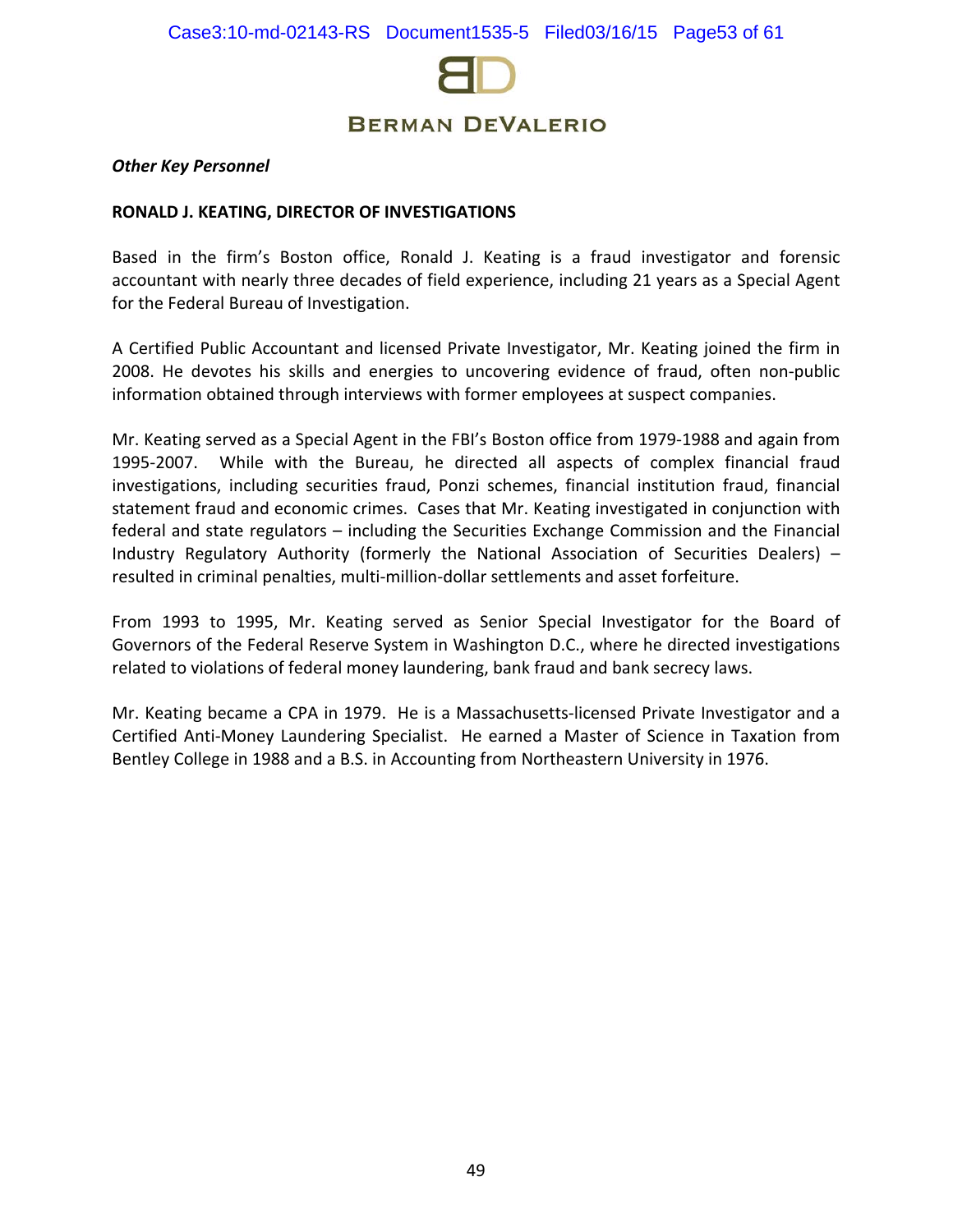*Other Key Personnel*

**RONALD J. KEATING, DIRECTOR OF INVESTIGATIONS**

Based in the firm's Boston office, Ronald J. Keating is a fraud investigator and forensic accountant with nearly three decades of field experience, including 21 years as a Special Agent for the Federal Bureau of Investigation.

A Certified Public Accountant and licensed Private Investigator, Mr. Keating joined the firm in 2008. He devotes his skills and energies to uncovering evidence of fraud, often non-public information obtained through interviews with former employees at suspect companies.

Mr. Keating served as a Special Agent in the FBI's Boston office from 1979-1988 and again from 1995-2007. While with the Bureau, he directed all aspects of complex financial fraud investigations, including securities fraud, Ponzi schemes, financial institution fraud, financial statement fraud and economic crimes. Cases that Mr. Keating investigated in conjunction with federal and state regulators – including the Securities Exchange Commission and the Financial Industry Regulatory Authority (formerly the National Association of Securities Dealers) – resulted in criminal penalties, multi-million-dollar settlements and asset forfeiture.

From 1993 to 1995, Mr. Keating served as Senior Special Investigator for the Board of Governors of the Federal Reserve System in Washington D.C., where he directed investigations related to violations of federal money laundering, bank fraud and bank secrecy laws.

Mr. Keating became a CPA in 1979. He is a Massachusetts-licensed Private Investigator and a Certified Anti-Money Laundering Specialist. He earned a Master of Science in Taxation from Bentley College in 1988 and a B.S. in Accounting from Northeastern University in 1976.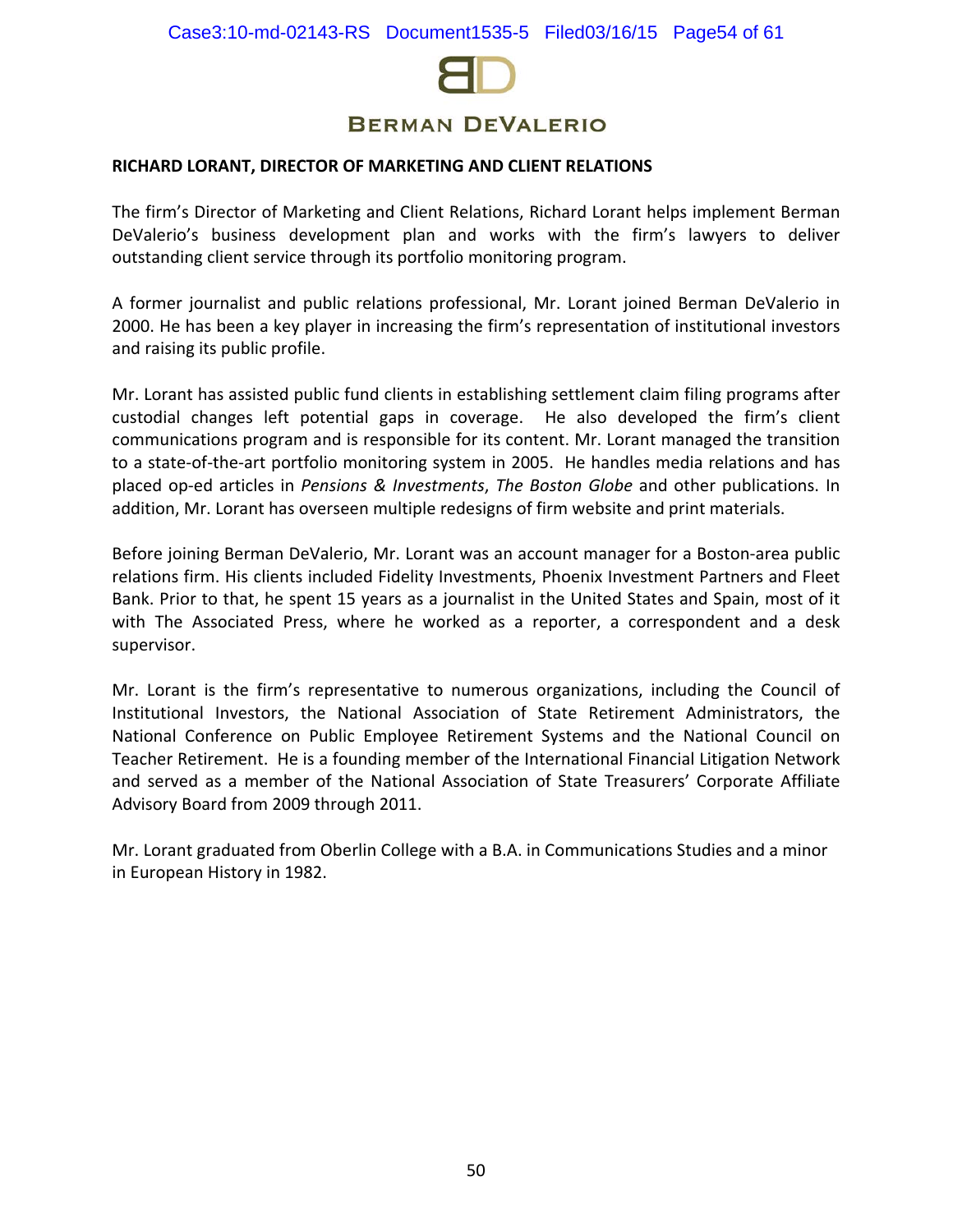**BERMAN DEVALERIO**

**RICHARD LORANT, DIRECTOR OF MARKETING AND CLIENT RELATIONS**

The firm's Director of Marketing and Client Relations, Richard Lorant helps implement Berman DeValerio's business development plan and works with the firm's lawyers to deliver outstanding client service through its portfolio monitoring program.

A former journalist and public relations professional, Mr. Lorant joined Berman DeValerio in 2000. He has been a key player in increasing the firm's representation of institutional investors and raising its public profile.

Mr. Lorant has assisted public fund clients in establishing settlement claim filing programs after custodial changes left potential gaps in coverage. He also developed the firm's client communications program and is responsible for its content. Mr. Lorant managed the transition to a state-of-the-art portfolio monitoring system in 2005. He handles media relations and has placed op-ed articles in *Pensions & Investments*, *The Boston Globe* and other publications. In addition, Mr. Lorant has overseen multiple redesigns of firm website and print materials.

Before joining Berman DeValerio, Mr. Lorant was an account manager for a Boston-area public relations firm. His clients included Fidelity Investments, Phoenix Investment Partners and Fleet Bank. Prior to that, he spent 15 years as a journalist in the United States and Spain, most of it with The Associated Press, where he worked as a reporter, a correspondent and a desk supervisor.

Mr. Lorant is the firm's representative to numerous organizations, including the Council of Institutional Investors, the National Association of State Retirement Administrators, the National Conference on Public Employee Retirement Systems and the National Council on Teacher Retirement. He is a founding member of the International Financial Litigation Network and served as a member of the National Association of State Treasurers' Corporate Affiliate Advisory Board from 2009 through 2011.

Mr. Lorant graduated from Oberlin College with a B.A. in Communications Studies and a minor in European History in 1982.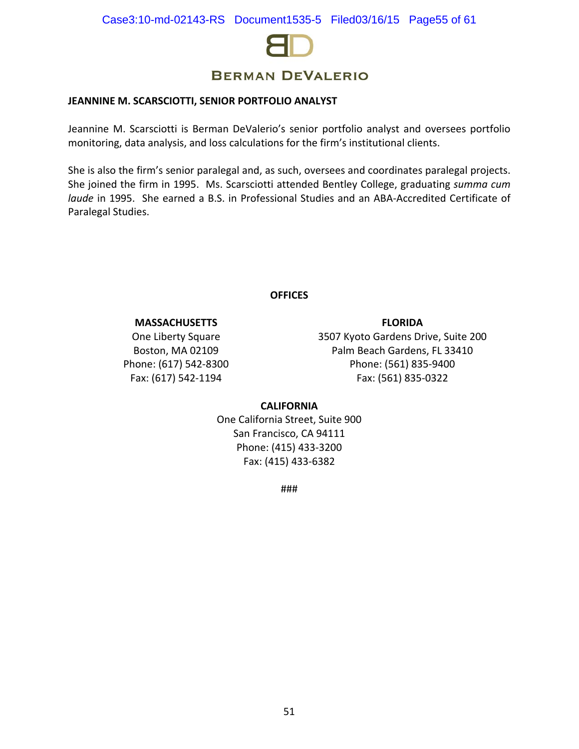**BERMAN DEVALERIO**

**JEANNINE M. SCARSCIOTTI, SENIOR PORTFOLIO ANALYST**

Jeannine M. Scarsciotti is Berman DeValerio's senior portfolio analyst and oversees portfolio monitoring, data analysis, and loss calculations for the firm's institutional clients.

She is also the firm's senior paralegal and, as such, oversees and coordinates paralegal projects. She joined the firm in 1995. Ms. Scarsciotti attended Bentley College, graduating *summa cum laude* in 1995. She earned a B.S. in Professional Studies and an ABA-Accredited Certificate of Paralegal Studies.

**OFFICES**

**MASSACHUSETTS**
One Liberty Square
Boston, MA 02109
Phone: (617) 542-8300
Fax: (617) 542-1194

**FLORIDA**
3507 Kyoto Gardens Drive, Suite 200
Palm Beach Gardens, FL 33410
Phone: (561) 835-9400
Fax: (561) 835-0322

**CALIFORNIA**
One California Street, Suite 900
San Francisco, CA 94111
Phone: (415) 433-3200
Fax: (415) 433-6382

###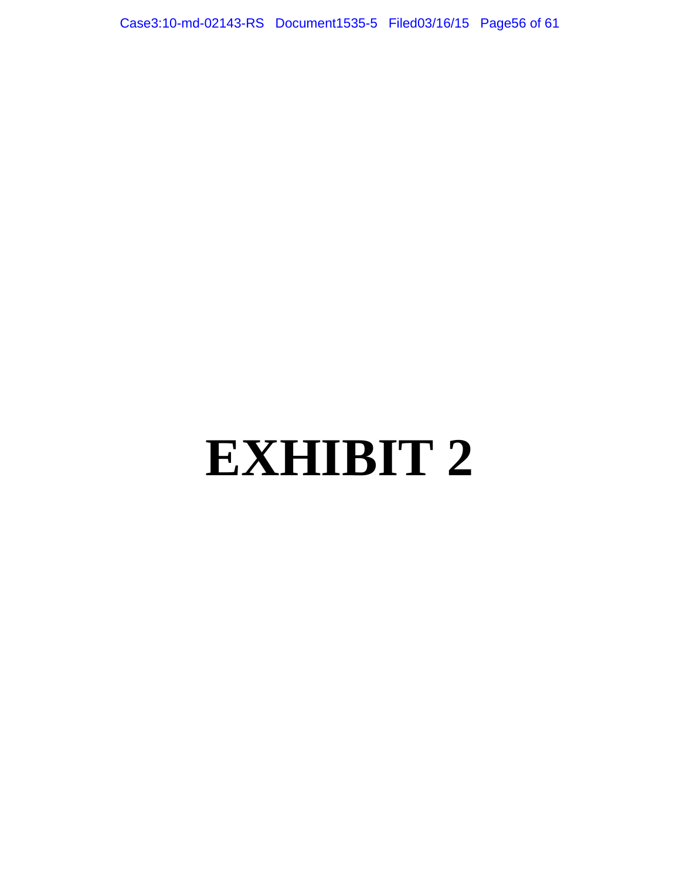# EXHIBIT 2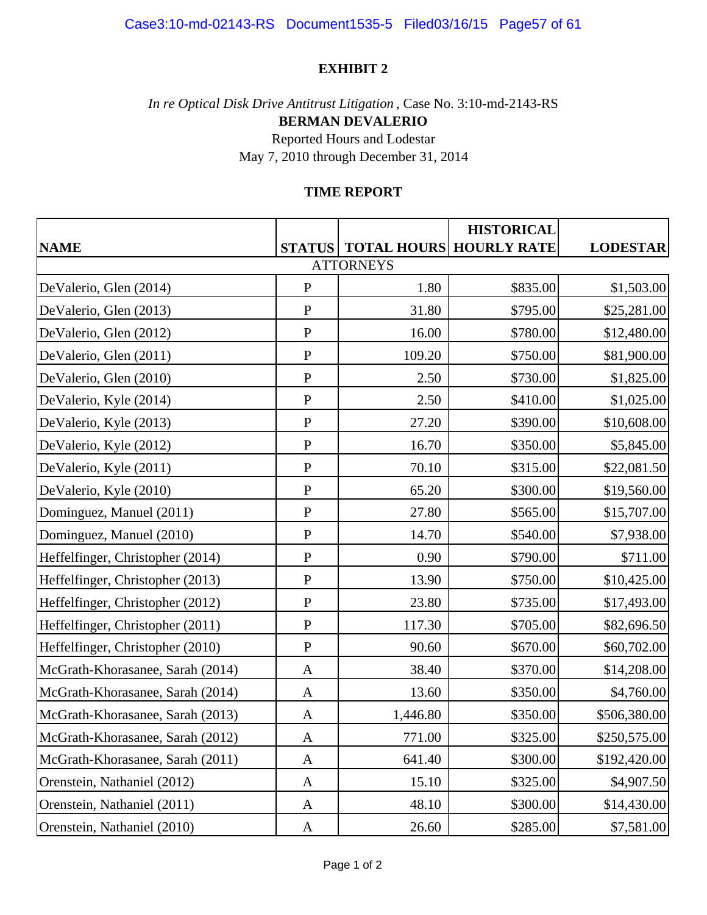**EXHIBIT 2**

*In re Optical Disk Drive Antitrust Litigation*, Case No. 3:10-md-2143-RS

**BERMAN DEVALERIO**

Reported Hours and Lodestar

May 7, 2010 through December 31, 2014

**TIME REPORT**

| NAME | STATUS | TOTAL HOURS | HISTORICAL HOURLY RATE | LODESTAR |
|---|---|---|---|---|
| ATTORNEYS | | | | |
| DeValerio, Glen (2014) | P | 1.80 | $835.00 | $1,503.00 |
| DeValerio, Glen (2013) | P | 31.80 | $795.00 | $25,281.00 |
| DeValerio, Glen (2012) | P | 16.00 | $780.00 | $12,480.00 |
| DeValerio, Glen (2011) | P | 109.20 | $750.00 | $81,900.00 |
| DeValerio, Glen (2010) | P | 2.50 | $730.00 | $1,825.00 |
| DeValerio, Kyle (2014) | P | 2.50 | $410.00 | $1,025.00 |
| DeValerio, Kyle (2013) | P | 27.20 | $390.00 | $10,608.00 |
| DeValerio, Kyle (2012) | P | 16.70 | $350.00 | $5,845.00 |
| DeValerio, Kyle (2011) | P | 70.10 | $315.00 | $22,081.50 |
| DeValerio, Kyle (2010) | P | 65.20 | $300.00 | $19,560.00 |
| Dominguez, Manuel (2011) | P | 27.80 | $565.00 | $15,707.00 |
| Dominguez, Manuel (2010) | P | 14.70 | $540.00 | $7,938.00 |
| Heffelfinger, Christopher (2014) | P | 0.90 | $790.00 | $711.00 |
| Heffelfinger, Christopher (2013) | P | 13.90 | $750.00 | $10,425.00 |
| Heffelfinger, Christopher (2012) | P | 23.80 | $735.00 | $17,493.00 |
| Heffelfinger, Christopher (2011) | P | 117.30 | $705.00 | $82,696.50 |
| Heffelfinger, Christopher (2010) | P | 90.60 | $670.00 | $60,702.00 |
| McGrath-Khorasanee, Sarah (2014) | A | 38.40 | $370.00 | $14,208.00 |
| McGrath-Khorasanee, Sarah (2014) | A | 13.60 | $350.00 | $4,760.00 |
| McGrath-Khorasanee, Sarah (2013) | A | 1,446.80 | $350.00 | $506,380.00 |
| McGrath-Khorasanee, Sarah (2012) | A | 771.00 | $325.00 | $250,575.00 |
| McGrath-Khorasanee, Sarah (2011) | A | 641.40 | $300.00 | $192,420.00 |
| Orenstein, Nathaniel (2012) | A | 15.10 | $325.00 | $4,907.50 |
| Orenstein, Nathaniel (2011) | A | 48.10 | $300.00 | $14,430.00 |
| Orenstein, Nathaniel (2010) | A | 26.60 | $285.00 | $7,581.00 |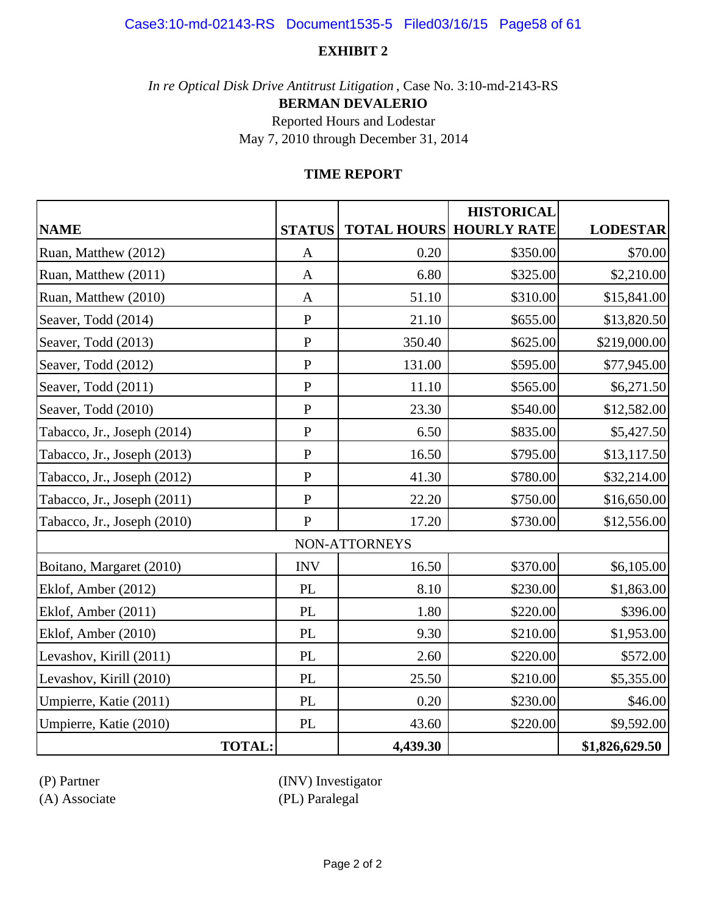**EXHIBIT 2**

*In re Optical Disk Drive Antitrust Litigation* , Case No. 3:10-md-2143-RS

**BERMAN DEVALERIO**

Reported Hours and Lodestar

May 7, 2010 through December 31, 2014

**TIME REPORT**

| NAME | STATUS | TOTAL HOURS | HISTORICAL HOURLY RATE | LODESTAR |
|---|---|---|---|---|
| Ruan, Matthew (2012) | A | 0.20 | $350.00 | $70.00 |
| Ruan, Matthew (2011) | A | 6.80 | $325.00 | $2,210.00 |
| Ruan, Matthew (2010) | A | 51.10 | $310.00 | $15,841.00 |
| Seaver, Todd (2014) | P | 21.10 | $655.00 | $13,820.50 |
| Seaver, Todd (2013) | P | 350.40 | $625.00 | $219,000.00 |
| Seaver, Todd (2012) | P | 131.00 | $595.00 | $77,945.00 |
| Seaver, Todd (2011) | P | 11.10 | $565.00 | $6,271.50 |
| Seaver, Todd (2010) | P | 23.30 | $540.00 | $12,582.00 |
| Tabacco, Jr., Joseph (2014) | P | 6.50 | $835.00 | $5,427.50 |
| Tabacco, Jr., Joseph (2013) | P | 16.50 | $795.00 | $13,117.50 |
| Tabacco, Jr., Joseph (2012) | P | 41.30 | $780.00 | $32,214.00 |
| Tabacco, Jr., Joseph (2011) | P | 22.20 | $750.00 | $16,650.00 |
| Tabacco, Jr., Joseph (2010) | P | 17.20 | $730.00 | $12,556.00 |
| NON-ATTORNEYS | | | | |
| Boitano, Margaret (2010) | INV | 16.50 | $370.00 | $6,105.00 |
| Eklof, Amber (2012) | PL | 8.10 | $230.00 | $1,863.00 |
| Eklof, Amber (2011) | PL | 1.80 | $220.00 | $396.00 |
| Eklof, Amber (2010) | PL | 9.30 | $210.00 | $1,953.00 |
| Levashov, Kirill (2011) | PL | 2.60 | $220.00 | $572.00 |
| Levashov, Kirill (2010) | PL | 25.50 | $210.00 | $5,355.00 |
| Umpierre, Katie (2011) | PL | 0.20 | $230.00 | $46.00 |
| Umpierre, Katie (2010) | PL | 43.60 | $220.00 | $9,592.00 |
| **TOTAL:** | | **4,439.30** | | **$1,826,629.50** |

(P) Partner
(A) Associate

(INV) Investigator
(PL) Paralegal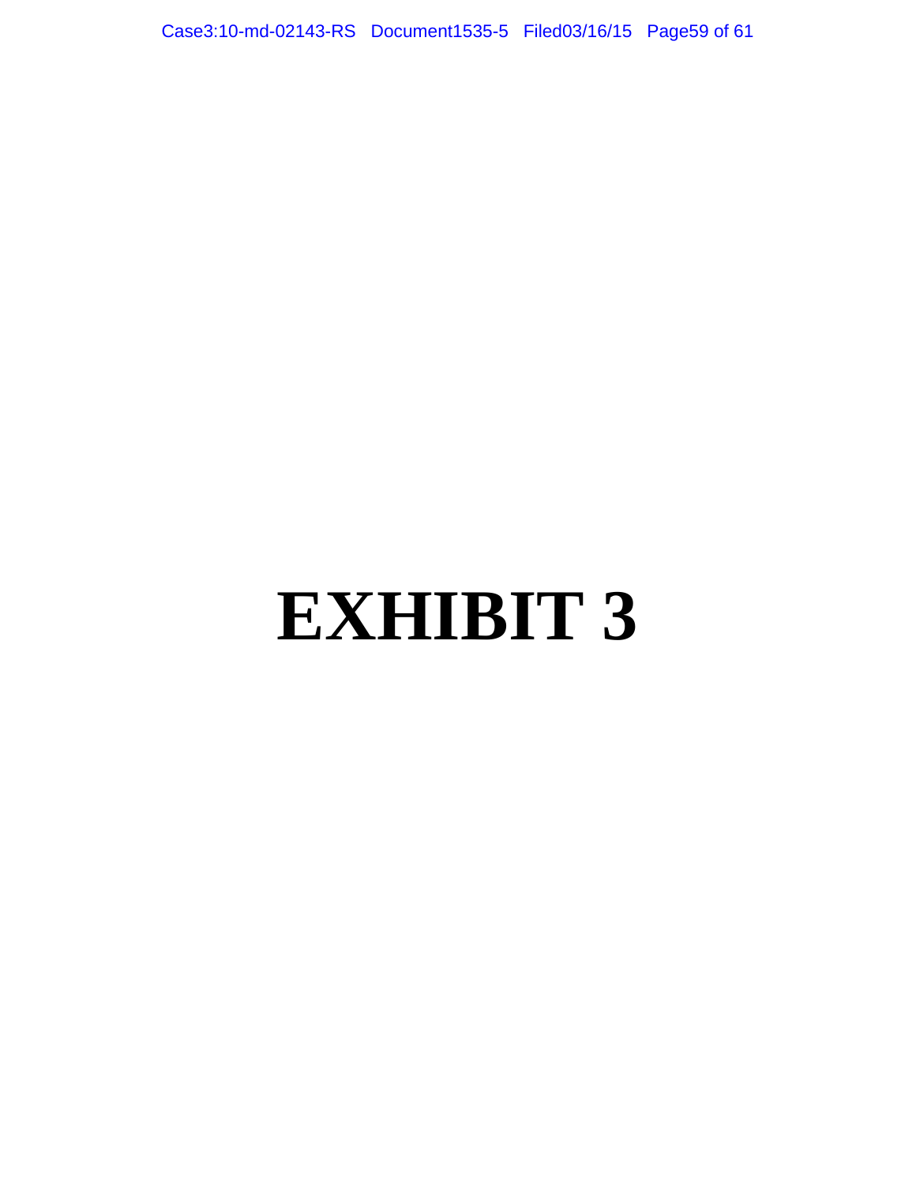# EXHIBIT 3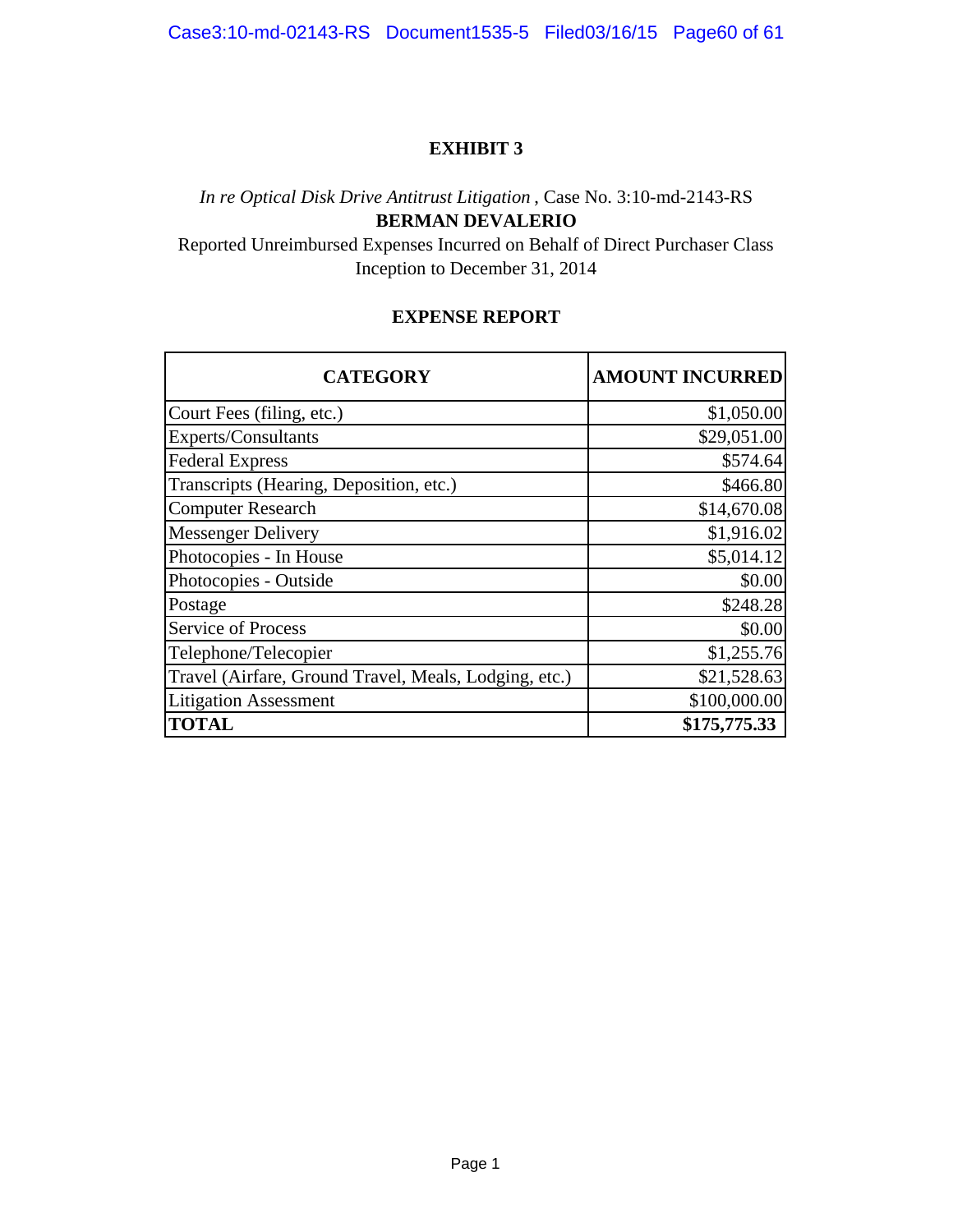# EXHIBIT 3

*In re Optical Disk Drive Antitrust Litigation* , Case No. 3:10-md-2143-RS

**BERMAN DEVALERIO**

Reported Unreimbursed Expenses Incurred on Behalf of Direct Purchaser Class

Inception to December 31, 2014

## EXPENSE REPORT

| CATEGORY | AMOUNT INCURRED |
|---|---:|
| Court Fees (filing, etc.) | $1,050.00 |
| Experts/Consultants | $29,051.00 |
| Federal Express | $574.64 |
| Transcripts (Hearing, Deposition, etc.) | $466.80 |
| Computer Research | $14,670.08 |
| Messenger Delivery | $1,916.02 |
| Photocopies - In House | $5,014.12 |
| Photocopies - Outside | $0.00 |
| Postage | $248.28 |
| Service of Process | $0.00 |
| Telephone/Telecopier | $1,255.76 |
| Travel (Airfare, Ground Travel, Meals, Lodging, etc.) | $21,528.63 |
| Litigation Assessment | $100,000.00 |
| **TOTAL** | **$175,775.33** |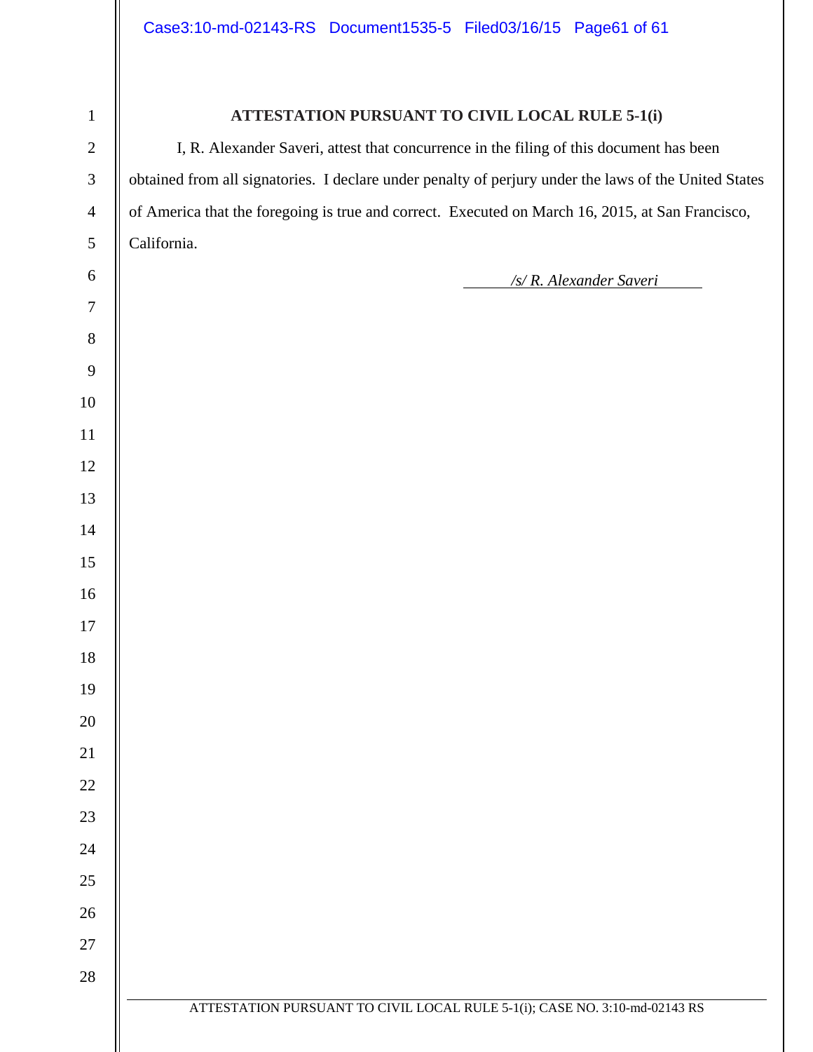**ATTESTATION PURSUANT TO CIVIL LOCAL RULE 5-1(i)**

I, R. Alexander Saveri, attest that concurrence in the filing of this document has been obtained from all signatories. I declare under penalty of perjury under the laws of the United States of America that the foregoing is true and correct. Executed on March 16, 2015, at San Francisco, California.

*/s/ R. Alexander Saveri*